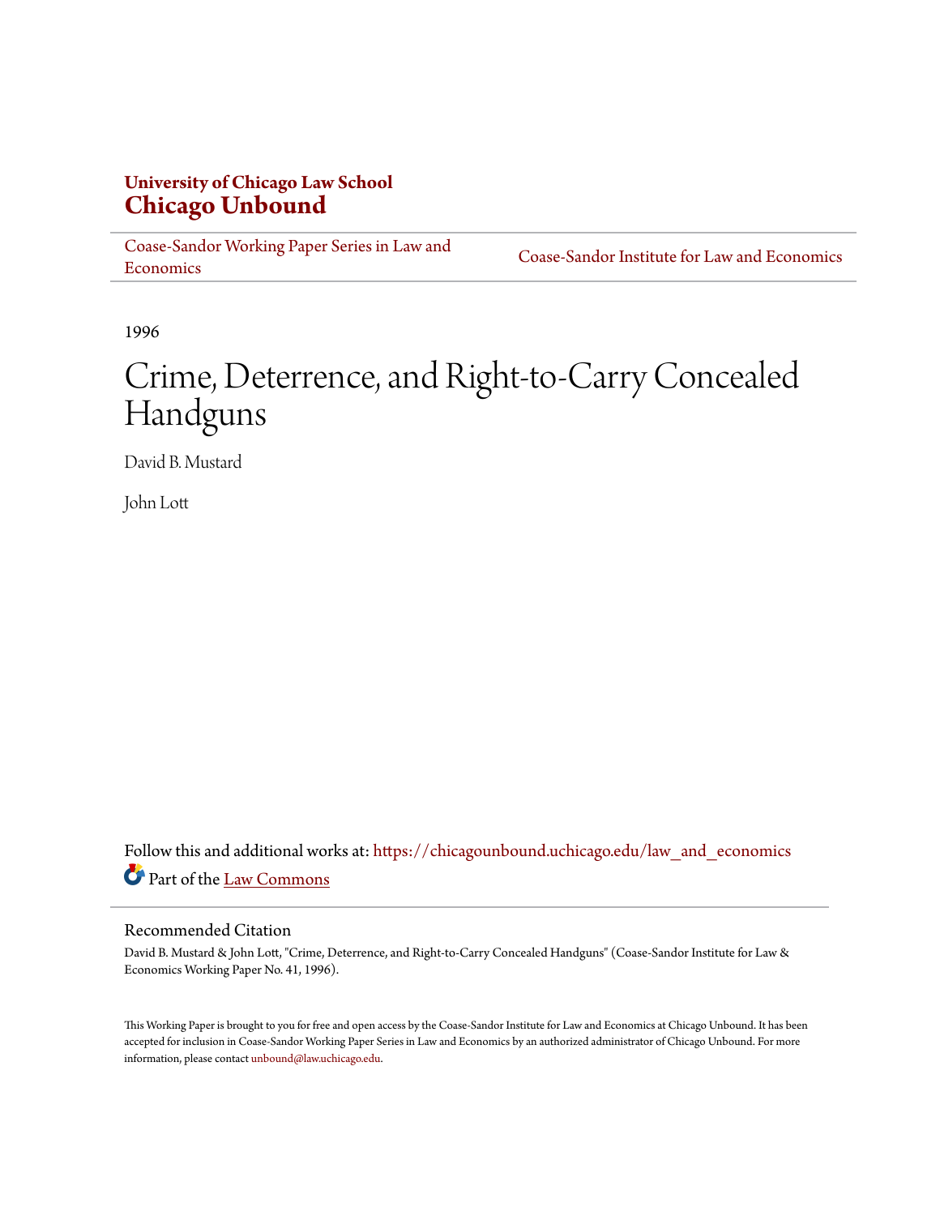**University of Chicago Law School**
**Chicago Unbound**

Coase-Sandor Working Paper Series in Law and Economics | Coase-Sandor Institute for Law and Economics

1996

# Crime, Deterrence, and Right-to-Carry Concealed Handguns

David B. Mustard

John Lott

Follow this and additional works at: https://chicagounbound.uchicago.edu/law_and_economics

Part of the Law Commons

## Recommended Citation

David B. Mustard & John Lott, "Crime, Deterrence, and Right-to-Carry Concealed Handguns" (Coase-Sandor Institute for Law & Economics Working Paper No. 41, 1996).

This Working Paper is brought to you for free and open access by the Coase-Sandor Institute for Law and Economics at Chicago Unbound. It has been accepted for inclusion in Coase-Sandor Working Paper Series in Law and Economics by an authorized administrator of Chicago Unbound. For more information, please contact unbound@law.uchicago.edu.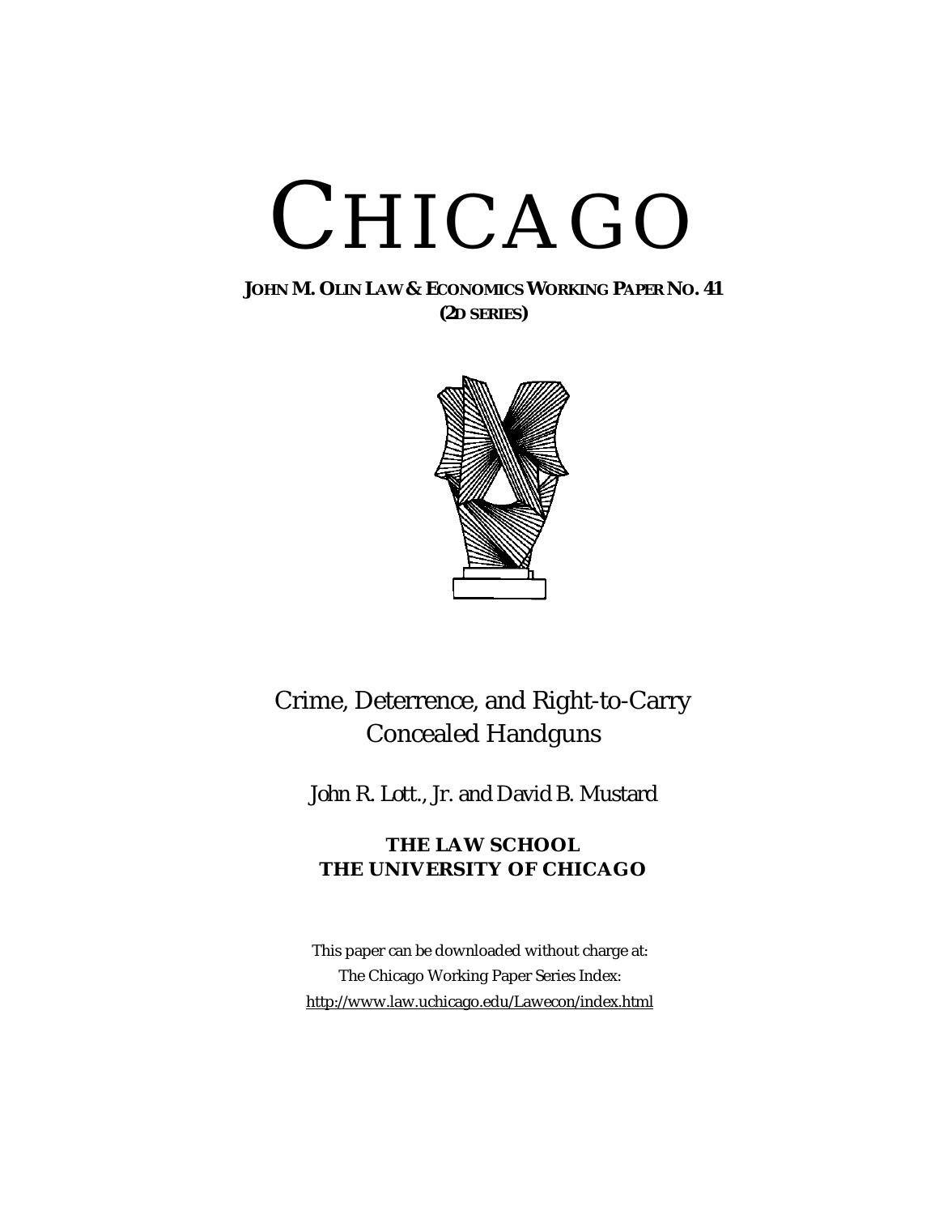# CHICAGO

**JOHN M. OLIN LAW & ECONOMICS WORKING PAPER NO. 41**
**(2D SERIES)**

## Crime, Deterrence, and Right-to-Carry Concealed Handguns

John R. Lott., Jr. and David B. Mustard

**THE LAW SCHOOL**
**THE UNIVERSITY OF CHICAGO**

This paper can be downloaded without charge at:
The Chicago Working Paper Series Index:
http://www.law.uchicago.edu/Lawecon/index.html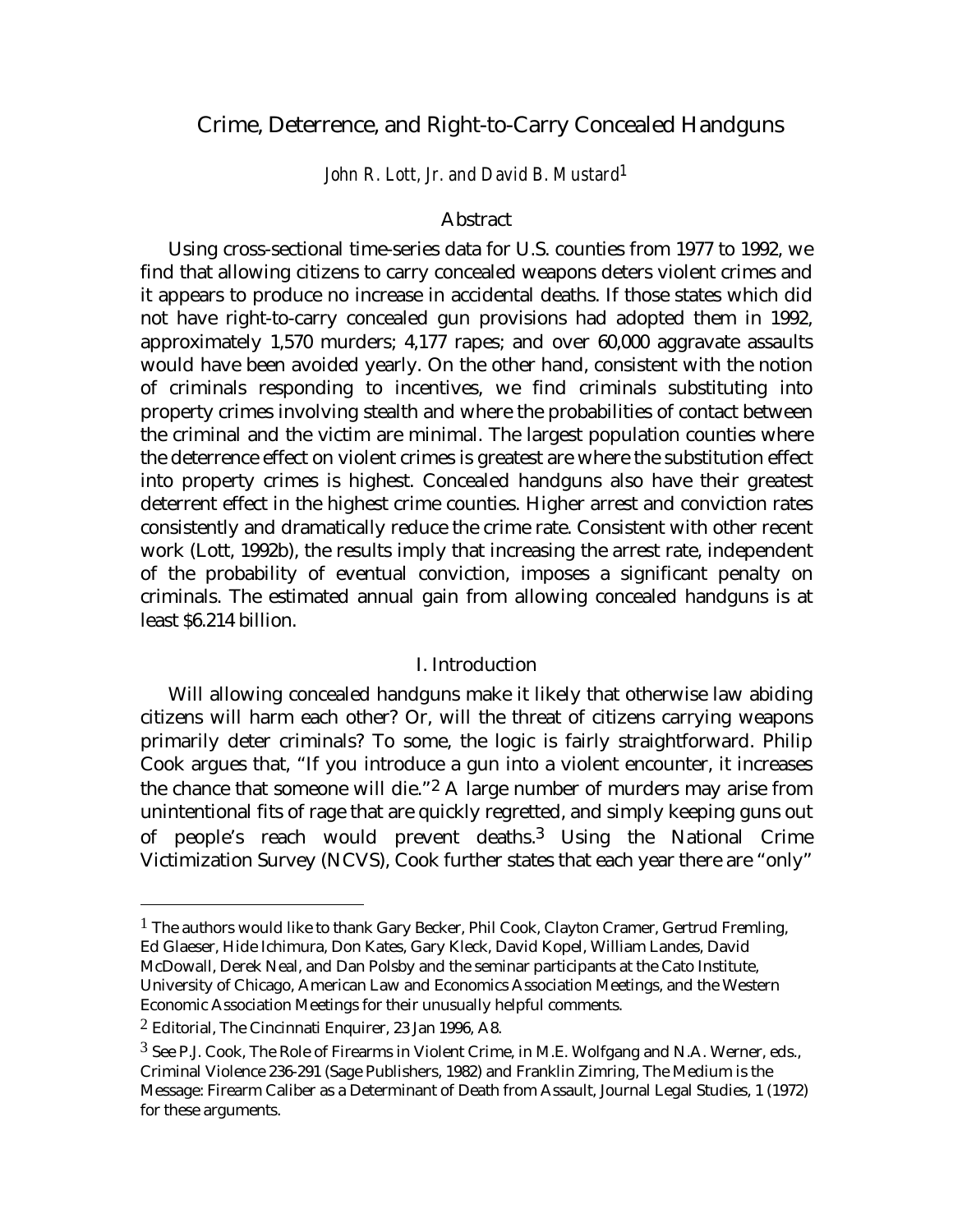# Crime, Deterrence, and Right-to-Carry Concealed Handguns

*John R. Lott, Jr. and David B. Mustard*[1]

## Abstract

Using cross-sectional time-series data for U.S. counties from 1977 to 1992, we find that allowing citizens to carry concealed weapons deters violent crimes and it appears to produce no increase in accidental deaths. If those states which did not have right-to-carry concealed gun provisions had adopted them in 1992, approximately 1,570 murders; 4,177 rapes; and over 60,000 aggravate assaults would have been avoided yearly. On the other hand, consistent with the notion of criminals responding to incentives, we find criminals substituting into property crimes involving stealth and where the probabilities of contact between the criminal and the victim are minimal. The largest population counties where the deterrence effect on violent crimes is greatest are where the substitution effect into property crimes is highest. Concealed handguns also have their greatest deterrent effect in the highest crime counties. Higher arrest and conviction rates consistently and dramatically reduce the crime rate. Consistent with other recent work (Lott, 1992b), the results imply that increasing the arrest rate, independent of the probability of eventual conviction, imposes a significant penalty on criminals. The estimated annual gain from allowing concealed handguns is at least $6.214 billion.

## I. Introduction

Will allowing concealed handguns make it likely that otherwise law abiding citizens will harm each other? Or, will the threat of citizens carrying weapons primarily deter criminals? To some, the logic is fairly straightforward. Philip Cook argues that, "If you introduce a gun into a violent encounter, it increases the chance that someone will die."[2] A large number of murders may arise from unintentional fits of rage that are quickly regretted, and simply keeping guns out of people's reach would prevent deaths.[3] Using the National Crime Victimization Survey (NCVS), Cook further states that each year there are "only"

---

[1] The authors would like to thank Gary Becker, Phil Cook, Clayton Cramer, Gertrud Fremling, Ed Glaeser, Hide Ichimura, Don Kates, Gary Kleck, David Kopel, William Landes, David McDowall, Derek Neal, and Dan Polsby and the seminar participants at the Cato Institute, University of Chicago, American Law and Economics Association Meetings, and the Western Economic Association Meetings for their unusually helpful comments.

[2] Editorial, The Cincinnati Enquirer, 23 Jan 1996, A8.

[3] See P.J. Cook, The Role of Firearms in Violent Crime, in M.E. Wolfgang and N.A. Werner, eds., Criminal Violence 236-291 (Sage Publishers, 1982) and Franklin Zimring, The Medium is the Message: Firearm Caliber as a Determinant of Death from Assault, Journal Legal Studies, 1 (1972) for these arguments.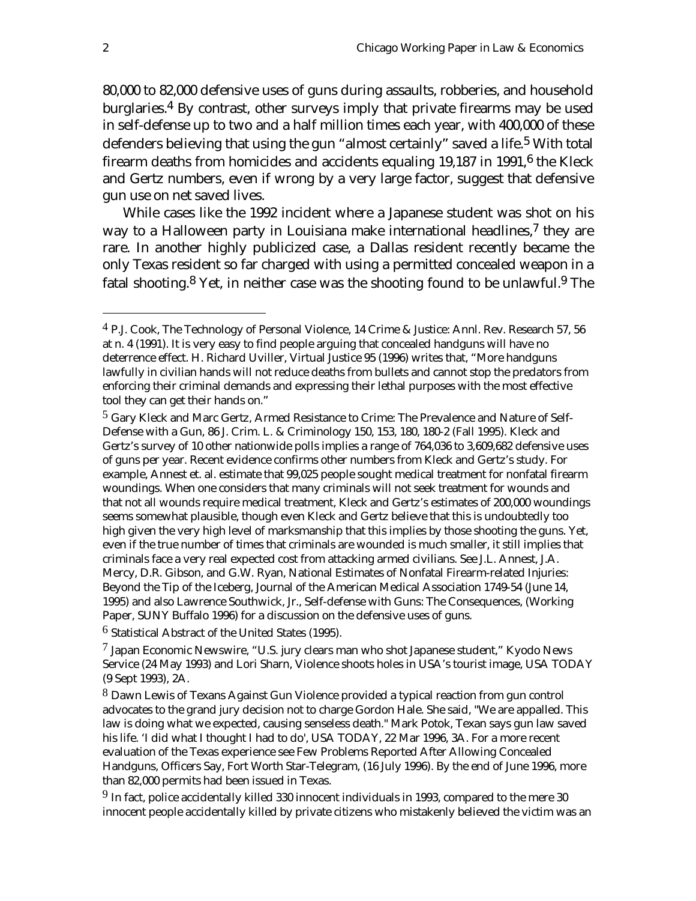80,000 to 82,000 defensive uses of guns during assaults, robberies, and household burglaries.[4] By contrast, other surveys imply that private firearms may be used in self-defense up to two and a half million times each year, with 400,000 of these defenders believing that using the gun "almost certainly" saved a life.[5] With total firearm deaths from homicides and accidents equaling 19,187 in 1991,[6] the Kleck and Gertz numbers, even if wrong by a very large factor, suggest that defensive gun use on net saved lives.

While cases like the 1992 incident where a Japanese student was shot on his way to a Halloween party in Louisiana make international headlines,[7] they are rare. In another highly publicized case, a Dallas resident recently became the only Texas resident so far charged with using a permitted concealed weapon in a fatal shooting.[8] Yet, in neither case was the shooting found to be unlawful.[9] The

---

[4] P.J. Cook, The Technology of Personal Violence, 14 Crime & Justice: Annl. Rev. Research 57, 56 at n. 4 (1991). It is very easy to find people arguing that concealed handguns will have no deterrence effect. H. Richard Uviller, Virtual Justice 95 (1996) writes that, "More handguns lawfully in civilian hands will not reduce deaths from bullets and cannot stop the predators from enforcing their criminal demands and expressing their lethal purposes with the most effective tool they can get their hands on."

[5] Gary Kleck and Marc Gertz, Armed Resistance to Crime: The Prevalence and Nature of Self-Defense with a Gun, 86 J. Crim. L. & Criminology 150, 153, 180, 180-2 (Fall 1995). Kleck and Gertz's survey of 10 other nationwide polls implies a range of 764,036 to 3,609,682 defensive uses of guns per year. Recent evidence confirms other numbers from Kleck and Gertz's study. For example, Annest et. al. estimate that 99,025 people sought medical treatment for nonfatal firearm woundings. When one considers that many criminals will not seek treatment for wounds and that not all wounds require medical treatment, Kleck and Gertz's estimates of 200,000 woundings seems somewhat plausible, though even Kleck and Gertz believe that this is undoubtedly too high given the very high level of marksmanship that this implies by those shooting the guns. Yet, even if the true number of times that criminals are wounded is much smaller, it still implies that criminals face a very real expected cost from attacking armed civilians. See J.L. Annest, J.A. Mercy, D.R. Gibson, and G.W. Ryan, National Estimates of Nonfatal Firearm-related Injuries: Beyond the Tip of the Iceberg, Journal of the American Medical Association 1749-54 (June 14, 1995) and also Lawrence Southwick, Jr., Self-defense with Guns: The Consequences, (Working Paper, SUNY Buffalo 1996) for a discussion on the defensive uses of guns.

[6] Statistical Abstract of the United States (1995).

[7] Japan Economic Newswire, "U.S. jury clears man who shot Japanese student," Kyodo News Service (24 May 1993) and Lori Sharn, Violence shoots holes in USA's tourist image, USA TODAY (9 Sept 1993), 2A.

[8] Dawn Lewis of Texans Against Gun Violence provided a typical reaction from gun control advocates to the grand jury decision not to charge Gordon Hale. She said, "We are appalled. This law is doing what we expected, causing senseless death." Mark Potok, Texan says gun law saved his life. 'I did what I thought I had to do', USA TODAY, 22 Mar 1996, 3A. For a more recent evaluation of the Texas experience see Few Problems Reported After Allowing Concealed Handguns, Officers Say, Fort Worth Star-Telegram, (16 July 1996). By the end of June 1996, more than 82,000 permits had been issued in Texas.

[9] In fact, police accidentally killed 330 innocent individuals in 1993, compared to the mere 30 innocent people accidentally killed by private citizens who mistakenly believed the victim was an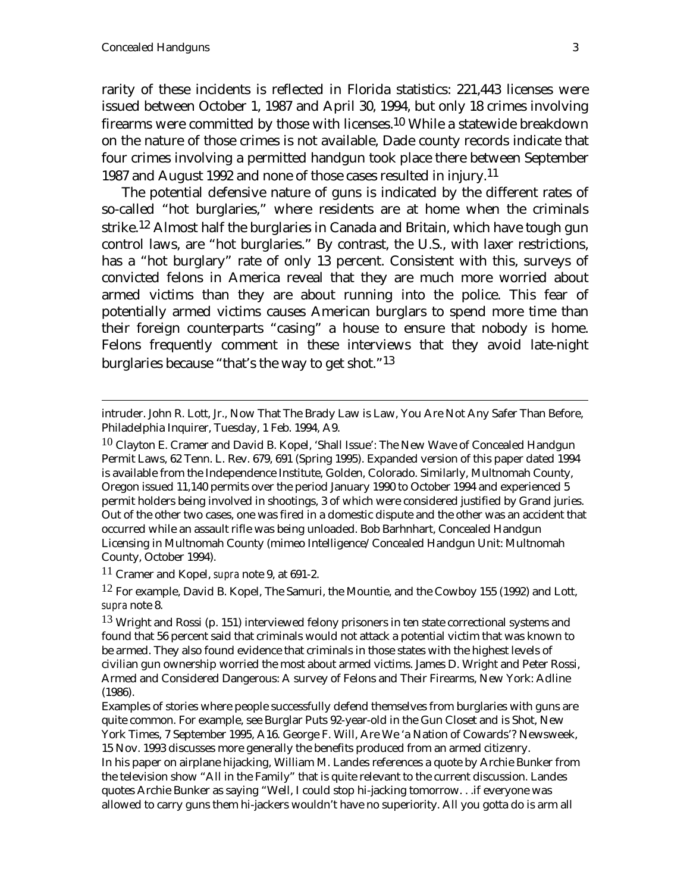rarity of these incidents is reflected in Florida statistics: 221,443 licenses were issued between October 1, 1987 and April 30, 1994, but only 18 crimes involving firearms were committed by those with licenses.[10] While a statewide breakdown on the nature of those crimes is not available, Dade county records indicate that four crimes involving a permitted handgun took place there between September 1987 and August 1992 and none of those cases resulted in injury.[11]

The potential defensive nature of guns is indicated by the different rates of so-called "hot burglaries," where residents are at home when the criminals strike.[12] Almost half the burglaries in Canada and Britain, which have tough gun control laws, are "hot burglaries." By contrast, the U.S., with laxer restrictions, has a "hot burglary" rate of only 13 percent. Consistent with this, surveys of convicted felons in America reveal that they are much more worried about armed victims than they are about running into the police. This fear of potentially armed victims causes American burglars to spend more time than their foreign counterparts "casing" a house to ensure that nobody is home. Felons frequently comment in these interviews that they avoid late-night burglaries because "that's the way to get shot."[13]

---

intruder. John R. Lott, Jr., Now That The Brady Law is Law, You Are Not Any Safer Than Before, Philadelphia Inquirer, Tuesday, 1 Feb. 1994, A9.

[10] Clayton E. Cramer and David B. Kopel, 'Shall Issue': The New Wave of Concealed Handgun Permit Laws, 62 Tenn. L. Rev. 679, 691 (Spring 1995). Expanded version of this paper dated 1994 is available from the Independence Institute, Golden, Colorado. Similarly, Multnomah County, Oregon issued 11,140 permits over the period January 1990 to October 1994 and experienced 5 permit holders being involved in shootings, 3 of which were considered justified by Grand juries. Out of the other two cases, one was fired in a domestic dispute and the other was an accident that occurred while an assault rifle was being unloaded. Bob Barhnhart, Concealed Handgun Licensing in Multnomah County (mimeo Intelligence/Concealed Handgun Unit: Multnomah County, October 1994).

[11] Cramer and Kopel, *supra* note 9, at 691-2.

[12] For example, David B. Kopel, The Samuri, the Mountie, and the Cowboy 155 (1992) and Lott, *supra* note 8.

[13] Wright and Rossi (p. 151) interviewed felony prisoners in ten state correctional systems and found that 56 percent said that criminals would not attack a potential victim that was known to be armed. They also found evidence that criminals in those states with the highest levels of civilian gun ownership worried the most about armed victims. James D. Wright and Peter Rossi, Armed and Considered Dangerous: A survey of Felons and Their Firearms, New York: Adline (1986).

Examples of stories where people successfully defend themselves from burglaries with guns are quite common. For example, see Burglar Puts 92-year-old in the Gun Closet and is Shot, New York Times, 7 September 1995, A16. George F. Will, Are We 'a Nation of Cowards'? Newsweek, 15 Nov. 1993 discusses more generally the benefits produced from an armed citizenry.

In his paper on airplane hijacking, William M. Landes references a quote by Archie Bunker from the television show "All in the Family" that is quite relevant to the current discussion. Landes quotes Archie Bunker as saying "Well, I could stop hi-jacking tomorrow. . .if everyone was allowed to carry guns them hi-jackers wouldn't have no superiority. All you gotta do is arm all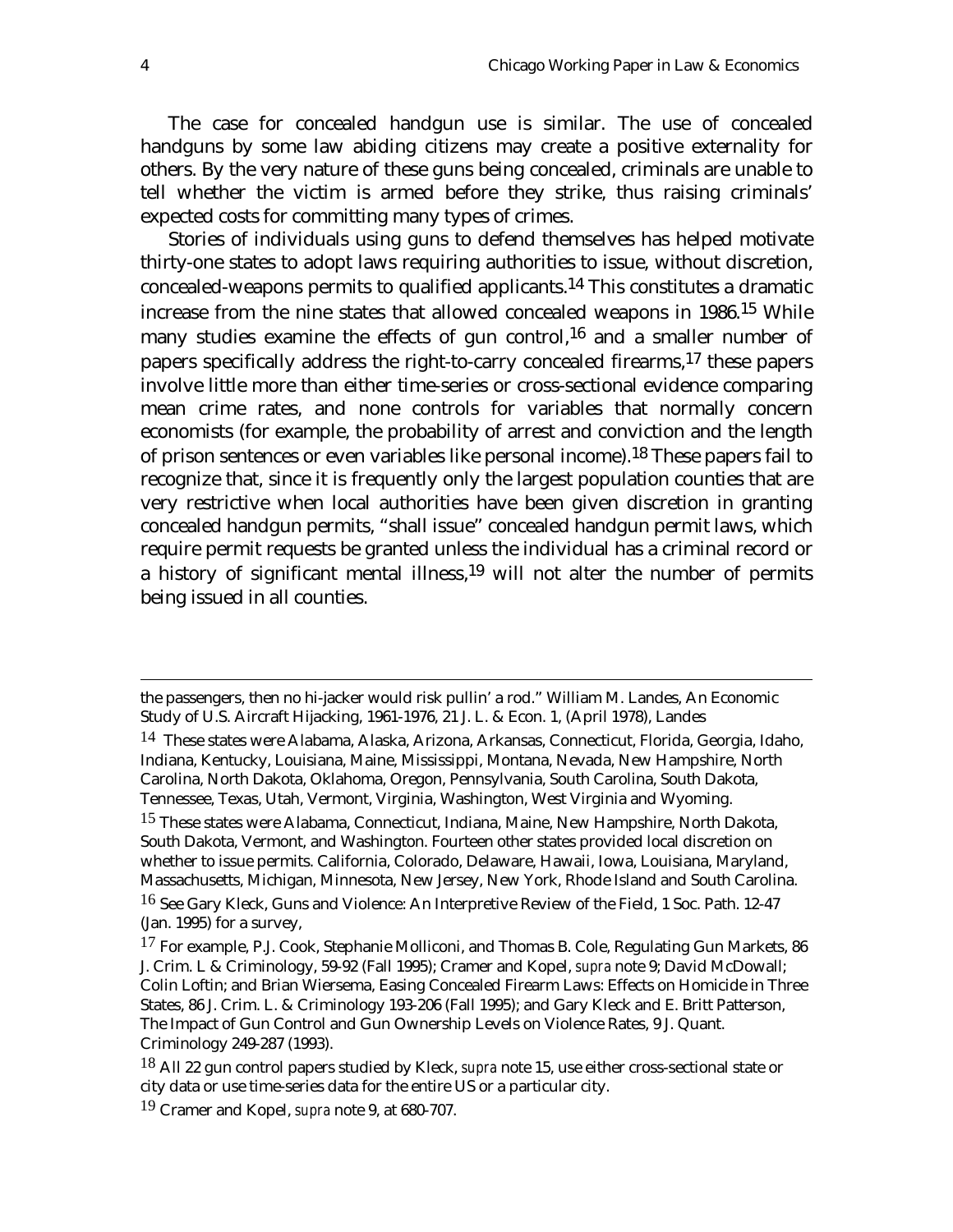The case for concealed handgun use is similar. The use of concealed handguns by some law abiding citizens may create a positive externality for others. By the very nature of these guns being concealed, criminals are unable to tell whether the victim is armed before they strike, thus raising criminals' expected costs for committing many types of crimes.

Stories of individuals using guns to defend themselves has helped motivate thirty-one states to adopt laws requiring authorities to issue, without discretion, concealed-weapons permits to qualified applicants.[14] This constitutes a dramatic increase from the nine states that allowed concealed weapons in 1986.[15] While many studies examine the effects of gun control,[16] and a smaller number of papers specifically address the right-to-carry concealed firearms,[17] these papers involve little more than either time-series or cross-sectional evidence comparing mean crime rates, and none controls for variables that normally concern economists (for example, the probability of arrest and conviction and the length of prison sentences or even variables like personal income).[18] These papers fail to recognize that, since it is frequently only the largest population counties that are very restrictive when local authorities have been given discretion in granting concealed handgun permits, "shall issue" concealed handgun permit laws, which require permit requests be granted unless the individual has a criminal record or a history of significant mental illness,[19] will not alter the number of permits being issued in all counties.

---

the passengers, then no hi-jacker would risk pullin' a rod." William M. Landes, An Economic Study of U.S. Aircraft Hijacking, 1961-1976, 21 J. L. & Econ. 1, (April 1978), Landes

[14] These states were Alabama, Alaska, Arizona, Arkansas, Connecticut, Florida, Georgia, Idaho, Indiana, Kentucky, Louisiana, Maine, Mississippi, Montana, Nevada, New Hampshire, North Carolina, North Dakota, Oklahoma, Oregon, Pennsylvania, South Carolina, South Dakota, Tennessee, Texas, Utah, Vermont, Virginia, Washington, West Virginia and Wyoming.

[15] These states were Alabama, Connecticut, Indiana, Maine, New Hampshire, North Dakota, South Dakota, Vermont, and Washington. Fourteen other states provided local discretion on whether to issue permits. California, Colorado, Delaware, Hawaii, Iowa, Louisiana, Maryland, Massachusetts, Michigan, Minnesota, New Jersey, New York, Rhode Island and South Carolina.

[16] See Gary Kleck, Guns and Violence: An Interpretive Review of the Field, 1 Soc. Path. 12-47 (Jan. 1995) for a survey,

[17] For example, P.J. Cook, Stephanie Molliconi, and Thomas B. Cole, Regulating Gun Markets, 86 J. Crim. L & Criminology, 59-92 (Fall 1995); Cramer and Kopel, *supra* note 9; David McDowall; Colin Loftin; and Brian Wiersema, Easing Concealed Firearm Laws: Effects on Homicide in Three States, 86 J. Crim. L. & Criminology 193-206 (Fall 1995); and Gary Kleck and E. Britt Patterson, The Impact of Gun Control and Gun Ownership Levels on Violence Rates, 9 J. Quant. Criminology 249-287 (1993).

[18] All 22 gun control papers studied by Kleck, *supra* note 15, use either cross-sectional state or city data or use time-series data for the entire US or a particular city.

[19] Cramer and Kopel, *supra* note 9, at 680-707.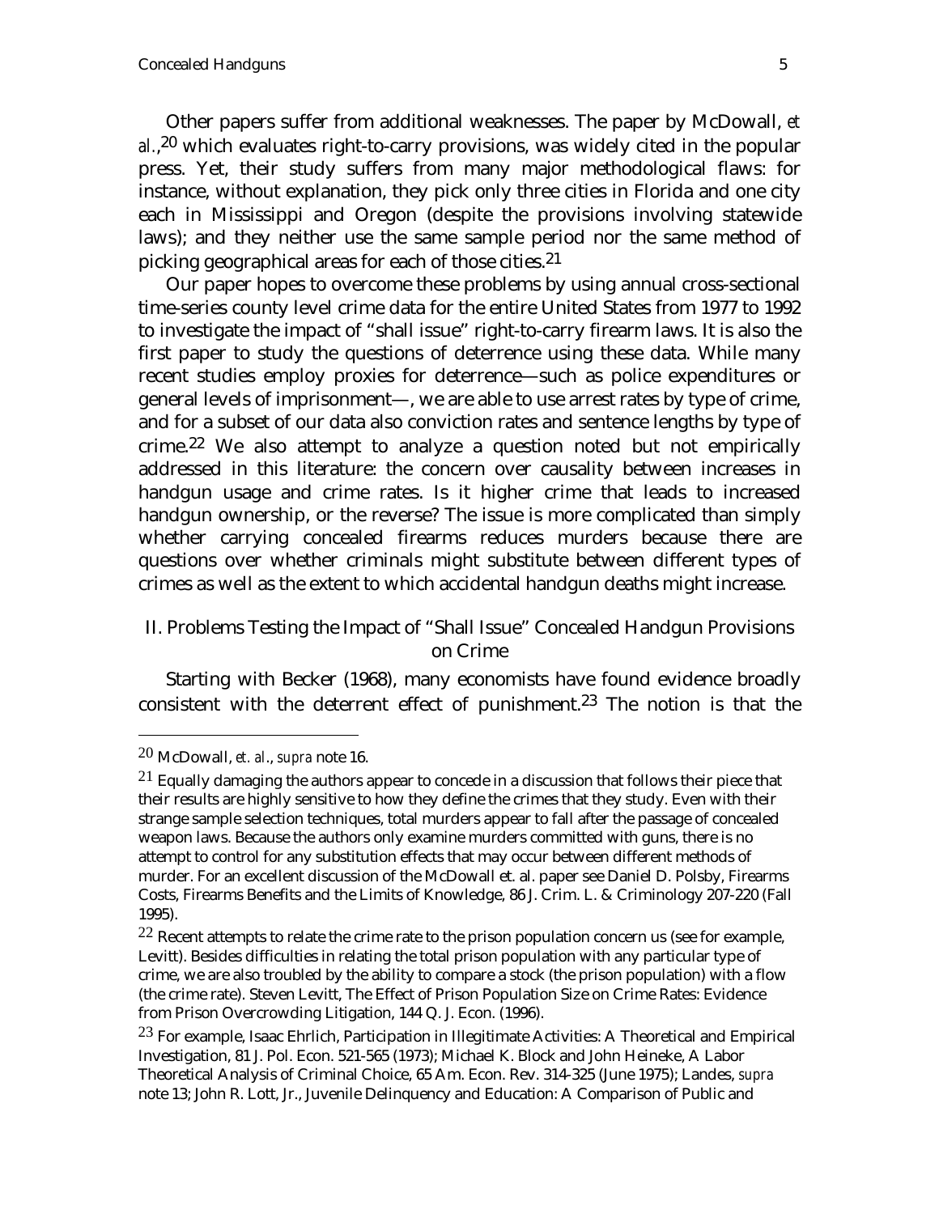Other papers suffer from additional weaknesses. The paper by McDowall, *et al.*,[20] which evaluates right-to-carry provisions, was widely cited in the popular press. Yet, their study suffers from many major methodological flaws: for instance, without explanation, they pick only three cities in Florida and one city each in Mississippi and Oregon (despite the provisions involving statewide laws); and they neither use the same sample period nor the same method of picking geographical areas for each of those cities.[21]

Our paper hopes to overcome these problems by using annual cross-sectional time-series county level crime data for the entire United States from 1977 to 1992 to investigate the impact of "shall issue" right-to-carry firearm laws. It is also the first paper to study the questions of deterrence using these data. While many recent studies employ proxies for deterrence—such as police expenditures or general levels of imprisonment—, we are able to use arrest rates by type of crime, and for a subset of our data also conviction rates and sentence lengths by type of crime.[22] We also attempt to analyze a question noted but not empirically addressed in this literature: the concern over causality between increases in handgun usage and crime rates. Is it higher crime that leads to increased handgun ownership, or the reverse? The issue is more complicated than simply whether carrying concealed firearms reduces murders because there are questions over whether criminals might substitute between different types of crimes as well as the extent to which accidental handgun deaths might increase.

## II. Problems Testing the Impact of "Shall Issue" Concealed Handgun Provisions on Crime

Starting with Becker (1968), many economists have found evidence broadly consistent with the deterrent effect of punishment.[23] The notion is that the

---

[20] McDowall, *et. al.*, *supra* note 16.

[21] Equally damaging the authors appear to concede in a discussion that follows their piece that their results are highly sensitive to how they define the crimes that they study. Even with their strange sample selection techniques, total murders appear to fall after the passage of concealed weapon laws. Because the authors only examine murders committed with guns, there is no attempt to control for any substitution effects that may occur between different methods of murder. For an excellent discussion of the McDowall et. al. paper see Daniel D. Polsby, Firearms Costs, Firearms Benefits and the Limits of Knowledge, 86 J. Crim. L. & Criminology 207-220 (Fall 1995).

[22] Recent attempts to relate the crime rate to the prison population concern us (see for example, Levitt). Besides difficulties in relating the total prison population with any particular type of crime, we are also troubled by the ability to compare a stock (the prison population) with a flow (the crime rate). Steven Levitt, The Effect of Prison Population Size on Crime Rates: Evidence from Prison Overcrowding Litigation, 144 Q. J. Econ. (1996).

[23] For example, Isaac Ehrlich, Participation in Illegitimate Activities: A Theoretical and Empirical Investigation, 81 J. Pol. Econ. 521-565 (1973); Michael K. Block and John Heineke, A Labor Theoretical Analysis of Criminal Choice, 65 Am. Econ. Rev. 314-325 (June 1975); Landes, *supra* note 13; John R. Lott, Jr., Juvenile Delinquency and Education: A Comparison of Public and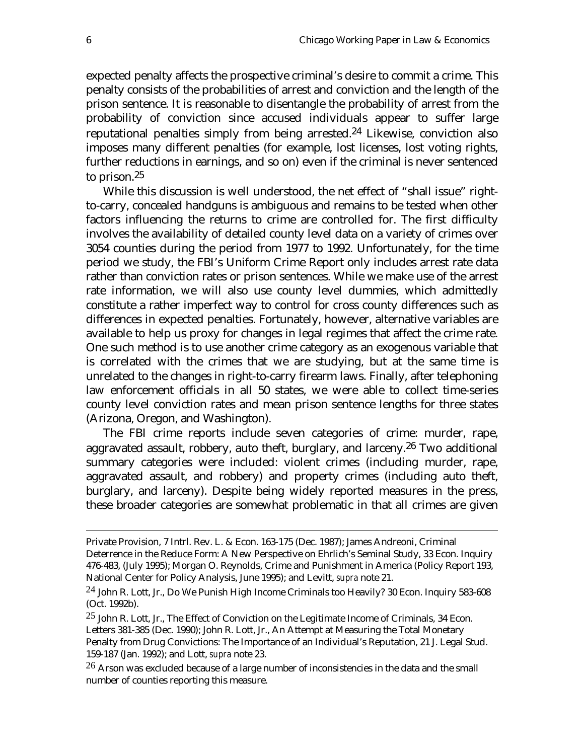expected penalty affects the prospective criminal's desire to commit a crime. This penalty consists of the probabilities of arrest and conviction and the length of the prison sentence. It is reasonable to disentangle the probability of arrest from the probability of conviction since accused individuals appear to suffer large reputational penalties simply from being arrested.[24] Likewise, conviction also imposes many different penalties (for example, lost licenses, lost voting rights, further reductions in earnings, and so on) even if the criminal is never sentenced to prison.[25]

While this discussion is well understood, the net effect of "shall issue" right-to-carry, concealed handguns is ambiguous and remains to be tested when other factors influencing the returns to crime are controlled for. The first difficulty involves the availability of detailed county level data on a variety of crimes over 3054 counties during the period from 1977 to 1992. Unfortunately, for the time period we study, the FBI's Uniform Crime Report only includes arrest rate data rather than conviction rates or prison sentences. While we make use of the arrest rate information, we will also use county level dummies, which admittedly constitute a rather imperfect way to control for cross county differences such as differences in expected penalties. Fortunately, however, alternative variables are available to help us proxy for changes in legal regimes that affect the crime rate. One such method is to use another crime category as an exogenous variable that is correlated with the crimes that we are studying, but at the same time is unrelated to the changes in right-to-carry firearm laws. Finally, after telephoning law enforcement officials in all 50 states, we were able to collect time-series county level conviction rates and mean prison sentence lengths for three states (Arizona, Oregon, and Washington).

The FBI crime reports include seven categories of crime: murder, rape, aggravated assault, robbery, auto theft, burglary, and larceny.[26] Two additional summary categories were included: violent crimes (including murder, rape, aggravated assault, and robbery) and property crimes (including auto theft, burglary, and larceny). Despite being widely reported measures in the press, these broader categories are somewhat problematic in that all crimes are given

---

Private Provision, 7 Intrl. Rev. L. & Econ. 163-175 (Dec. 1987); James Andreoni, Criminal Deterrence in the Reduce Form: A New Perspective on Ehrlich's Seminal Study, 33 Econ. Inquiry 476-483, (July 1995); Morgan O. Reynolds, Crime and Punishment in America (Policy Report 193, National Center for Policy Analysis, June 1995); and Levitt, *supra* note 21.

[24] John R. Lott, Jr., Do We Punish High Income Criminals too Heavily? 30 Econ. Inquiry 583-608 (Oct. 1992b).

[25] John R. Lott, Jr., The Effect of Conviction on the Legitimate Income of Criminals, 34 Econ. Letters 381-385 (Dec. 1990); John R. Lott, Jr., An Attempt at Measuring the Total Monetary Penalty from Drug Convictions: The Importance of an Individual's Reputation, 21 J. Legal Stud. 159-187 (Jan. 1992); and Lott, *supra* note 23.

[26] Arson was excluded because of a large number of inconsistencies in the data and the small number of counties reporting this measure.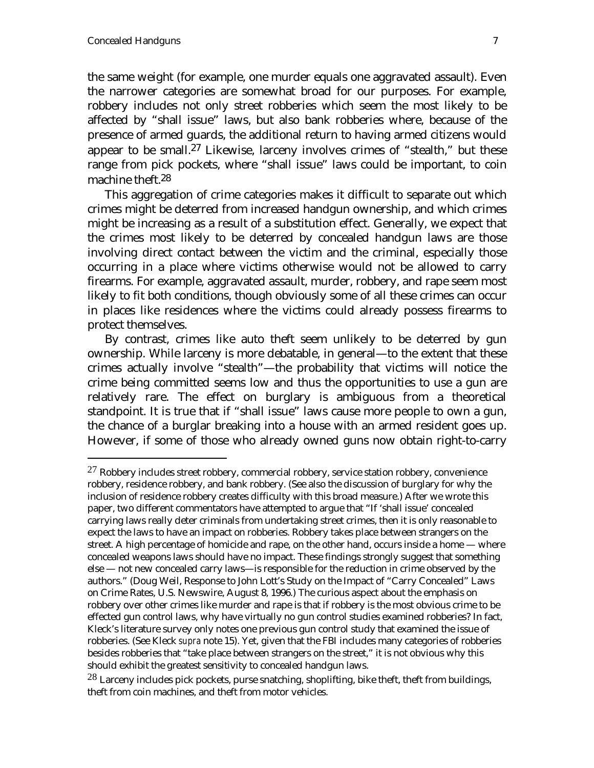the same weight (for example, one murder equals one aggravated assault). Even the narrower categories are somewhat broad for our purposes. For example, robbery includes not only street robberies which seem the most likely to be affected by "shall issue" laws, but also bank robberies where, because of the presence of armed guards, the additional return to having armed citizens would appear to be small.[27] Likewise, larceny involves crimes of "stealth," but these range from pick pockets, where "shall issue" laws could be important, to coin machine theft.[28]

This aggregation of crime categories makes it difficult to separate out which crimes might be deterred from increased handgun ownership, and which crimes might be increasing as a result of a substitution effect. Generally, we expect that the crimes most likely to be deterred by concealed handgun laws are those involving direct contact between the victim and the criminal, especially those occurring in a place where victims otherwise would not be allowed to carry firearms. For example, aggravated assault, murder, robbery, and rape seem most likely to fit both conditions, though obviously some of all these crimes can occur in places like residences where the victims could already possess firearms to protect themselves.

By contrast, crimes like auto theft seem unlikely to be deterred by gun ownership. While larceny is more debatable, in general—to the extent that these crimes actually involve "stealth"—the probability that victims will notice the crime being committed seems low and thus the opportunities to use a gun are relatively rare. The effect on burglary is ambiguous from a theoretical standpoint. It is true that if "shall issue" laws cause more people to own a gun, the chance of a burglar breaking into a house with an armed resident goes up. However, if some of those who already owned guns now obtain right-to-carry

---

[27] Robbery includes street robbery, commercial robbery, service station robbery, convenience robbery, residence robbery, and bank robbery. (See also the discussion of burglary for why the inclusion of residence robbery creates difficulty with this broad measure.) After we wrote this paper, two different commentators have attempted to argue that "If 'shall issue' concealed carrying laws really deter criminals from undertaking street crimes, then it is only reasonable to expect the laws to have an impact on robberies. Robbery takes place between strangers on the street. A high percentage of homicide and rape, on the other hand, occurs inside a home — where concealed weapons laws should have no impact. These findings strongly suggest that something else — not new concealed carry laws—is responsible for the reduction in crime observed by the authors." (Doug Weil, Response to John Lott's Study on the Impact of "Carry Concealed" Laws on Crime Rates, U.S. Newswire, August 8, 1996.) The curious aspect about the emphasis on robbery over other crimes like murder and rape is that if robbery is the most obvious crime to be effected gun control laws, why have virtually no gun control studies examined robberies? In fact, Kleck's literature survey only notes one previous gun control study that examined the issue of robberies. (See Kleck *supra* note 15). Yet, given that the FBI includes many categories of robberies besides robberies that "take place between strangers on the street," it is not obvious why this should exhibit the greatest sensitivity to concealed handgun laws.

[28] Larceny includes pick pockets, purse snatching, shoplifting, bike theft, theft from buildings, theft from coin machines, and theft from motor vehicles.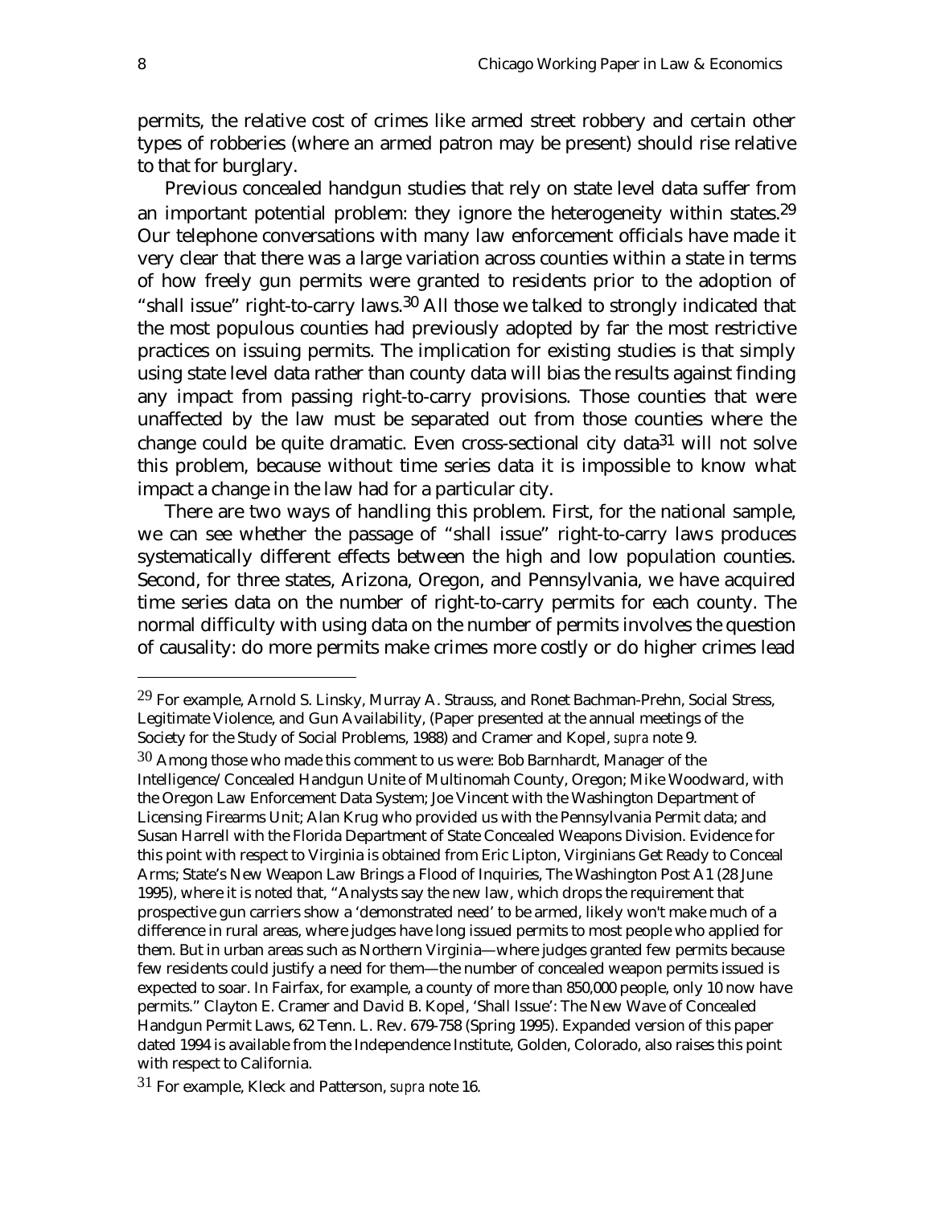permits, the relative cost of crimes like armed street robbery and certain other types of robberies (where an armed patron may be present) should rise relative to that for burglary.

Previous concealed handgun studies that rely on state level data suffer from an important potential problem: they ignore the heterogeneity within states.[29] Our telephone conversations with many law enforcement officials have made it very clear that there was a large variation across counties within a state in terms of how freely gun permits were granted to residents prior to the adoption of "shall issue" right-to-carry laws.[30] All those we talked to strongly indicated that the most populous counties had previously adopted by far the most restrictive practices on issuing permits. The implication for existing studies is that simply using state level data rather than county data will bias the results against finding any impact from passing right-to-carry provisions. Those counties that were unaffected by the law must be separated out from those counties where the change could be quite dramatic. Even cross-sectional city data[31] will not solve this problem, because without time series data it is impossible to know what impact a change in the law had for a particular city.

There are two ways of handling this problem. First, for the national sample, we can see whether the passage of "shall issue" right-to-carry laws produces systematically different effects between the high and low population counties. Second, for three states, Arizona, Oregon, and Pennsylvania, we have acquired time series data on the number of right-to-carry permits for each county. The normal difficulty with using data on the number of permits involves the question of causality: do more permits make crimes more costly or do higher crimes lead

---

[29] For example, Arnold S. Linsky, Murray A. Strauss, and Ronet Bachman-Prehn, Social Stress, Legitimate Violence, and Gun Availability, (Paper presented at the annual meetings of the Society for the Study of Social Problems, 1988) and Cramer and Kopel, *supra* note 9.

[30] Among those who made this comment to us were: Bob Barnhardt, Manager of the Intelligence/Concealed Handgun Unite of Multinomah County, Oregon; Mike Woodward, with the Oregon Law Enforcement Data System; Joe Vincent with the Washington Department of Licensing Firearms Unit; Alan Krug who provided us with the Pennsylvania Permit data; and Susan Harrell with the Florida Department of State Concealed Weapons Division. Evidence for this point with respect to Virginia is obtained from Eric Lipton, Virginians Get Ready to Conceal Arms; State's New Weapon Law Brings a Flood of Inquiries, The Washington Post A1 (28 June 1995), where it is noted that, "Analysts say the new law, which drops the requirement that prospective gun carriers show a 'demonstrated need' to be armed, likely won't make much of a difference in rural areas, where judges have long issued permits to most people who applied for them. But in urban areas such as Northern Virginia—where judges granted few permits because few residents could justify a need for them—the number of concealed weapon permits issued is expected to soar. In Fairfax, for example, a county of more than 850,000 people, only 10 now have permits." Clayton E. Cramer and David B. Kopel, 'Shall Issue': The New Wave of Concealed Handgun Permit Laws, 62 Tenn. L. Rev. 679-758 (Spring 1995). Expanded version of this paper dated 1994 is available from the Independence Institute, Golden, Colorado, also raises this point with respect to California.

[31] For example, Kleck and Patterson, *supra* note 16.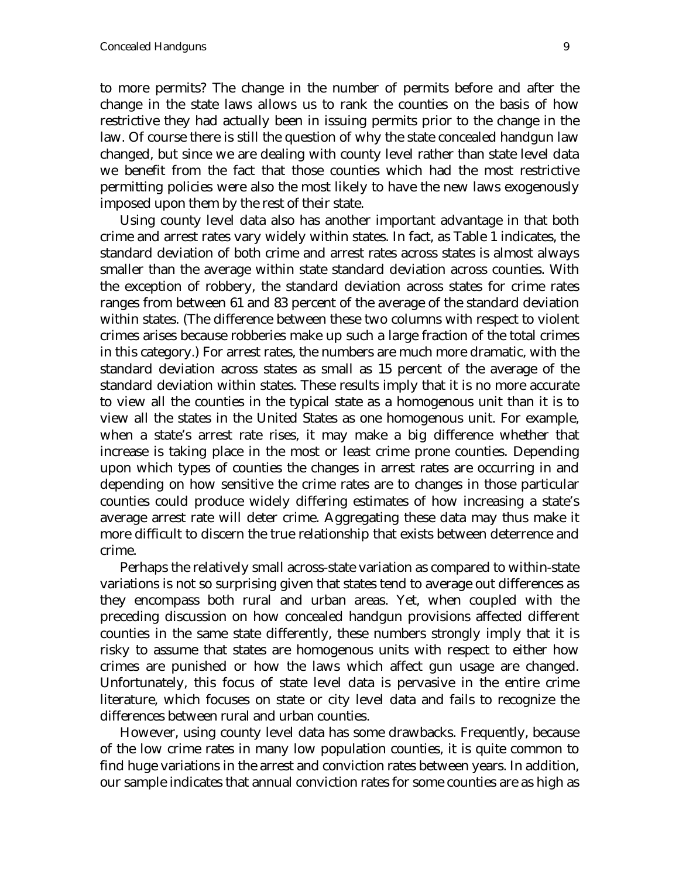to more permits? The change in the number of permits before and after the change in the state laws allows us to rank the counties on the basis of how restrictive they had actually been in issuing permits prior to the change in the law. Of course there is still the question of why the state concealed handgun law changed, but since we are dealing with county level rather than state level data we benefit from the fact that those counties which had the most restrictive permitting policies were also the most likely to have the new laws exogenously imposed upon them by the rest of their state.

Using county level data also has another important advantage in that both crime and arrest rates vary widely within states. In fact, as Table 1 indicates, the standard deviation of both crime and arrest rates across states is almost always smaller than the average within state standard deviation across counties. With the exception of robbery, the standard deviation across states for crime rates ranges from between 61 and 83 percent of the average of the standard deviation within states. (The difference between these two columns with respect to violent crimes arises because robberies make up such a large fraction of the total crimes in this category.) For arrest rates, the numbers are much more dramatic, with the standard deviation across states as small as 15 percent of the average of the standard deviation within states. These results imply that it is no more accurate to view all the counties in the typical state as a homogenous unit than it is to view all the states in the United States as one homogenous unit. For example, when a state's arrest rate rises, it may make a big difference whether that increase is taking place in the most or least crime prone counties. Depending upon which types of counties the changes in arrest rates are occurring in and depending on how sensitive the crime rates are to changes in those particular counties could produce widely differing estimates of how increasing a state's average arrest rate will deter crime. Aggregating these data may thus make it more difficult to discern the true relationship that exists between deterrence and crime.

Perhaps the relatively small across-state variation as compared to within-state variations is not so surprising given that states tend to average out differences as they encompass both rural and urban areas. Yet, when coupled with the preceding discussion on how concealed handgun provisions affected different counties in the same state differently, these numbers strongly imply that it is risky to assume that states are homogenous units with respect to either how crimes are punished or how the laws which affect gun usage are changed. Unfortunately, this focus of state level data is pervasive in the entire crime literature, which focuses on state or city level data and fails to recognize the differences between rural and urban counties.

However, using county level data has some drawbacks. Frequently, because of the low crime rates in many low population counties, it is quite common to find huge variations in the arrest and conviction rates between years. In addition, our sample indicates that annual conviction rates for some counties are as high as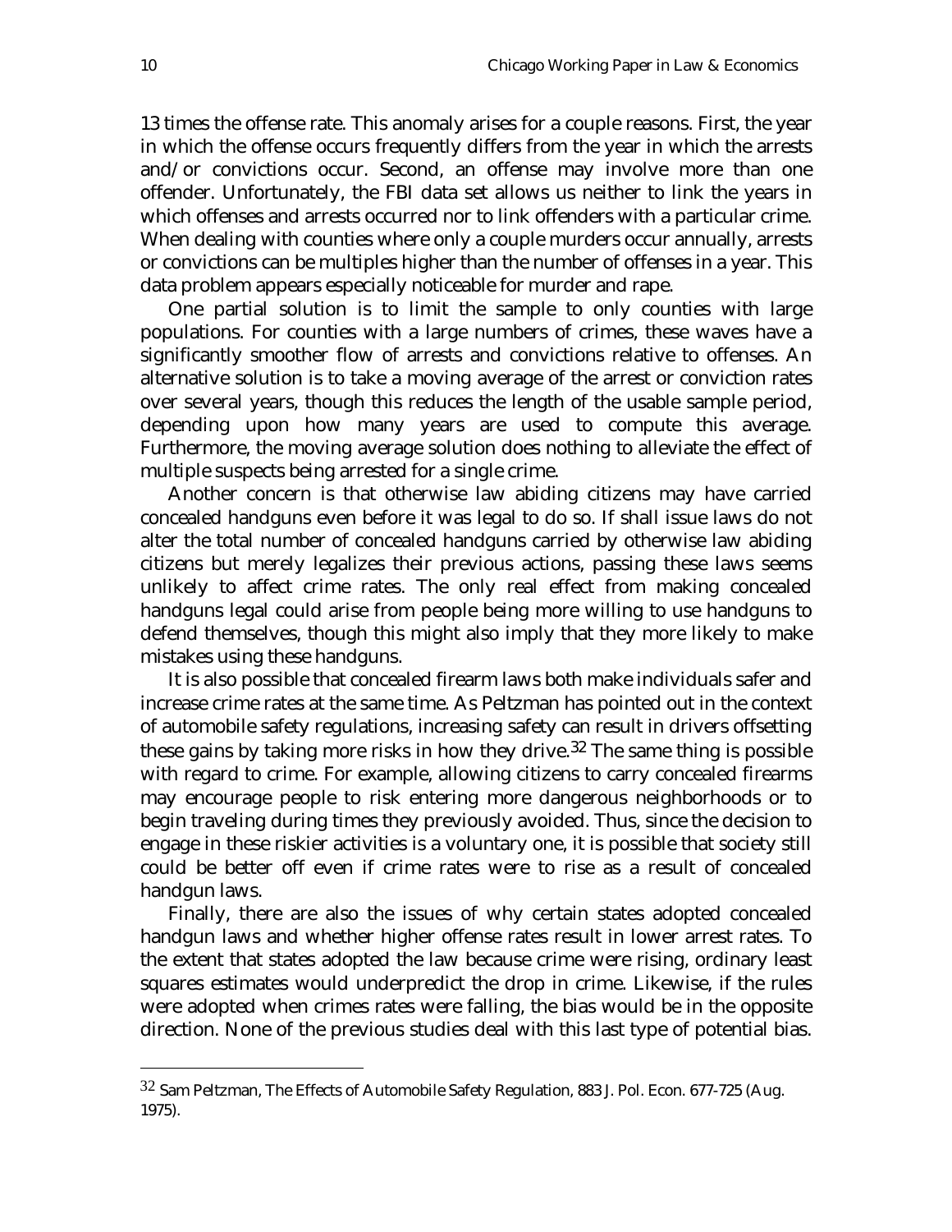13 times the offense rate. This anomaly arises for a couple reasons. First, the year in which the offense occurs frequently differs from the year in which the arrests and/or convictions occur. Second, an offense may involve more than one offender. Unfortunately, the FBI data set allows us neither to link the years in which offenses and arrests occurred nor to link offenders with a particular crime. When dealing with counties where only a couple murders occur annually, arrests or convictions can be multiples higher than the number of offenses in a year. This data problem appears especially noticeable for murder and rape.

One partial solution is to limit the sample to only counties with large populations. For counties with a large numbers of crimes, these waves have a significantly smoother flow of arrests and convictions relative to offenses. An alternative solution is to take a moving average of the arrest or conviction rates over several years, though this reduces the length of the usable sample period, depending upon how many years are used to compute this average. Furthermore, the moving average solution does nothing to alleviate the effect of multiple suspects being arrested for a single crime.

Another concern is that otherwise law abiding citizens may have carried concealed handguns even before it was legal to do so. If shall issue laws do not alter the total number of concealed handguns carried by otherwise law abiding citizens but merely legalizes their previous actions, passing these laws seems unlikely to affect crime rates. The only real effect from making concealed handguns legal could arise from people being more willing to use handguns to defend themselves, though this might also imply that they more likely to make mistakes using these handguns.

It is also possible that concealed firearm laws both make individuals safer and increase crime rates at the same time. As Peltzman has pointed out in the context of automobile safety regulations, increasing safety can result in drivers offsetting these gains by taking more risks in how they drive.[32] The same thing is possible with regard to crime. For example, allowing citizens to carry concealed firearms may encourage people to risk entering more dangerous neighborhoods or to begin traveling during times they previously avoided. Thus, since the decision to engage in these riskier activities is a voluntary one, it is possible that society still could be better off even if crime rates were to rise as a result of concealed handgun laws.

Finally, there are also the issues of why certain states adopted concealed handgun laws and whether higher offense rates result in lower arrest rates. To the extent that states adopted the law because crime were rising, ordinary least squares estimates would underpredict the drop in crime. Likewise, if the rules were adopted when crimes rates were falling, the bias would be in the opposite direction. None of the previous studies deal with this last type of potential bias.

---

[32] Sam Peltzman, The Effects of Automobile Safety Regulation, 883 J. Pol. Econ. 677-725 (Aug. 1975).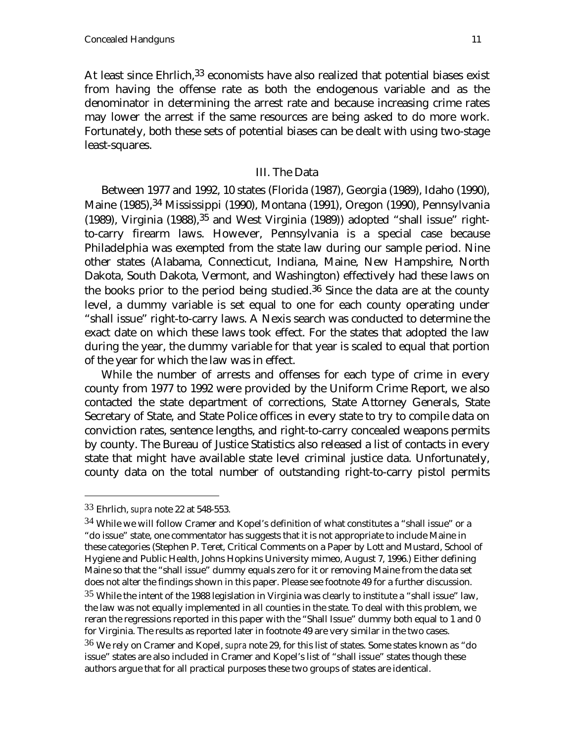At least since Ehrlich,[33] economists have also realized that potential biases exist from having the offense rate as both the endogenous variable and as the denominator in determining the arrest rate and because increasing crime rates may lower the arrest if the same resources are being asked to do more work. Fortunately, both these sets of potential biases can be dealt with using two-stage least-squares.

## III. The Data

Between 1977 and 1992, 10 states (Florida (1987), Georgia (1989), Idaho (1990), Maine (1985),[34] Mississippi (1990), Montana (1991), Oregon (1990), Pennsylvania (1989), Virginia (1988),[35] and West Virginia (1989)) adopted "shall issue" right-to-carry firearm laws. However, Pennsylvania is a special case because Philadelphia was exempted from the state law during our sample period. Nine other states (Alabama, Connecticut, Indiana, Maine, New Hampshire, North Dakota, South Dakota, Vermont, and Washington) effectively had these laws on the books prior to the period being studied.[36] Since the data are at the county level, a dummy variable is set equal to one for each county operating under "shall issue" right-to-carry laws. A Nexis search was conducted to determine the exact date on which these laws took effect. For the states that adopted the law during the year, the dummy variable for that year is scaled to equal that portion of the year for which the law was in effect.

While the number of arrests and offenses for each type of crime in every county from 1977 to 1992 were provided by the Uniform Crime Report, we also contacted the state department of corrections, State Attorney Generals, State Secretary of State, and State Police offices in every state to try to compile data on conviction rates, sentence lengths, and right-to-carry concealed weapons permits by county. The Bureau of Justice Statistics also released a list of contacts in every state that might have available state level criminal justice data. Unfortunately, county data on the total number of outstanding right-to-carry pistol permits

---

[33] Ehrlich, *supra* note 22 at 548-553.

[34] While we will follow Cramer and Kopel's definition of what constitutes a "shall issue" or a "do issue" state, one commentator has suggests that it is not appropriate to include Maine in these categories (Stephen P. Teret, Critical Comments on a Paper by Lott and Mustard, School of Hygiene and Public Health, Johns Hopkins University mimeo, August 7, 1996.) Either defining Maine so that the "shall issue" dummy equals zero for it or removing Maine from the data set does not alter the findings shown in this paper. Please see footnote 49 for a further discussion.

[35] While the intent of the 1988 legislation in Virginia was clearly to institute a "shall issue" law, the law was not equally implemented in all counties in the state. To deal with this problem, we reran the regressions reported in this paper with the "Shall Issue" dummy both equal to 1 and 0 for Virginia. The results as reported later in footnote 49 are very similar in the two cases.

[36] We rely on Cramer and Kopel, *supra* note 29, for this list of states. Some states known as "do issue" states are also included in Cramer and Kopel's list of "shall issue" states though these authors argue that for all practical purposes these two groups of states are identical.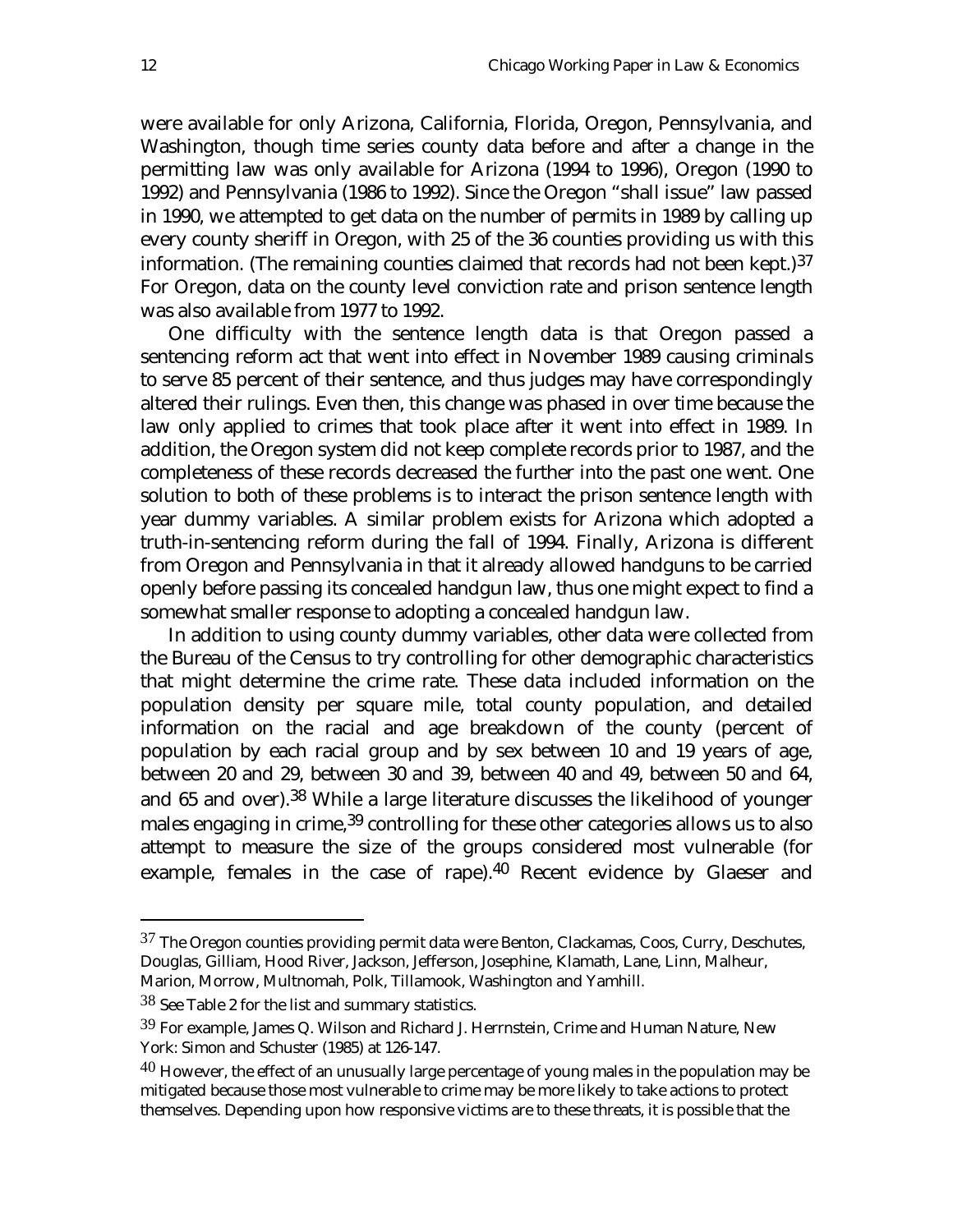were available for only Arizona, California, Florida, Oregon, Pennsylvania, and Washington, though time series county data before and after a change in the permitting law was only available for Arizona (1994 to 1996), Oregon (1990 to 1992) and Pennsylvania (1986 to 1992). Since the Oregon "shall issue" law passed in 1990, we attempted to get data on the number of permits in 1989 by calling up every county sheriff in Oregon, with 25 of the 36 counties providing us with this information. (The remaining counties claimed that records had not been kept.)[37] For Oregon, data on the county level conviction rate and prison sentence length was also available from 1977 to 1992.

One difficulty with the sentence length data is that Oregon passed a sentencing reform act that went into effect in November 1989 causing criminals to serve 85 percent of their sentence, and thus judges may have correspondingly altered their rulings. Even then, this change was phased in over time because the law only applied to crimes that took place after it went into effect in 1989. In addition, the Oregon system did not keep complete records prior to 1987, and the completeness of these records decreased the further into the past one went. One solution to both of these problems is to interact the prison sentence length with year dummy variables. A similar problem exists for Arizona which adopted a truth-in-sentencing reform during the fall of 1994. Finally, Arizona is different from Oregon and Pennsylvania in that it already allowed handguns to be carried openly before passing its concealed handgun law, thus one might expect to find a somewhat smaller response to adopting a concealed handgun law.

In addition to using county dummy variables, other data were collected from the Bureau of the Census to try controlling for other demographic characteristics that might determine the crime rate. These data included information on the population density per square mile, total county population, and detailed information on the racial and age breakdown of the county (percent of population by each racial group and by sex between 10 and 19 years of age, between 20 and 29, between 30 and 39, between 40 and 49, between 50 and 64, and 65 and over).[38] While a large literature discusses the likelihood of younger males engaging in crime,[39] controlling for these other categories allows us to also attempt to measure the size of the groups considered most vulnerable (for example, females in the case of rape).[40] Recent evidence by Glaeser and

---

[37] The Oregon counties providing permit data were Benton, Clackamas, Coos, Curry, Deschutes, Douglas, Gilliam, Hood River, Jackson, Jefferson, Josephine, Klamath, Lane, Linn, Malheur, Marion, Morrow, Multnomah, Polk, Tillamook, Washington and Yamhill.

[38] See Table 2 for the list and summary statistics.

[39] For example, James Q. Wilson and Richard J. Herrnstein, Crime and Human Nature, New York: Simon and Schuster (1985) at 126-147.

[40] However, the effect of an unusually large percentage of young males in the population may be mitigated because those most vulnerable to crime may be more likely to take actions to protect themselves. Depending upon how responsive victims are to these threats, it is possible that the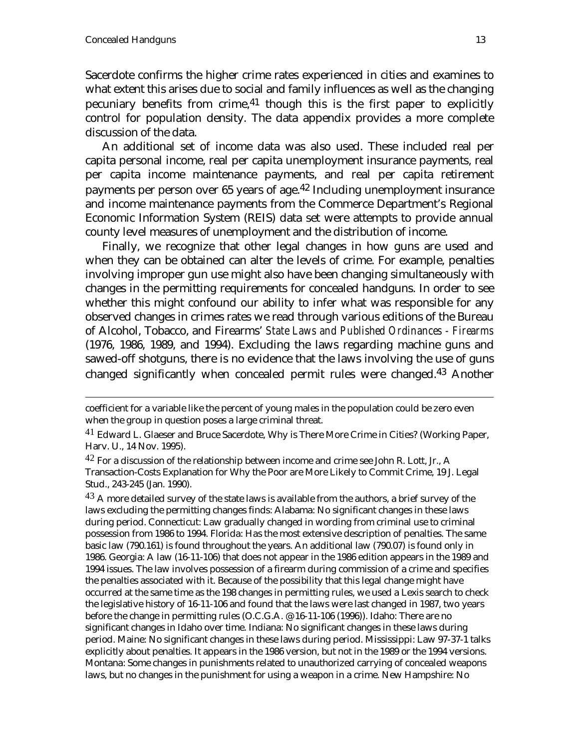Sacerdote confirms the higher crime rates experienced in cities and examines to what extent this arises due to social and family influences as well as the changing pecuniary benefits from crime,[41] though this is the first paper to explicitly control for population density. The data appendix provides a more complete discussion of the data.

An additional set of income data was also used. These included real per capita personal income, real per capita unemployment insurance payments, real per capita income maintenance payments, and real per capita retirement payments per person over 65 years of age.[42] Including unemployment insurance and income maintenance payments from the Commerce Department's Regional Economic Information System (REIS) data set were attempts to provide annual county level measures of unemployment and the distribution of income.

Finally, we recognize that other legal changes in how guns are used and when they can be obtained can alter the levels of crime. For example, penalties involving improper gun use might also have been changing simultaneously with changes in the permitting requirements for concealed handguns. In order to see whether this might confound our ability to infer what was responsible for any observed changes in crimes rates we read through various editions of the Bureau of Alcohol, Tobacco, and Firearms' *State Laws and Published Ordinances - Firearms* (1976, 1986, 1989, and 1994). Excluding the laws regarding machine guns and sawed-off shotguns, there is no evidence that the laws involving the use of guns changed significantly when concealed permit rules were changed.[43] Another

---

coefficient for a variable like the percent of young males in the population could be zero even when the group in question poses a large criminal threat.

[41] Edward L. Glaeser and Bruce Sacerdote, Why is There More Crime in Cities? (Working Paper, Harv. U., 14 Nov. 1995).

[42] For a discussion of the relationship between income and crime see John R. Lott, Jr., A Transaction-Costs Explanation for Why the Poor are More Likely to Commit Crime, 19 J. Legal Stud., 243-245 (Jan. 1990).

[43] A more detailed survey of the state laws is available from the authors, a brief survey of the laws excluding the permitting changes finds: Alabama: No significant changes in these laws during period. Connecticut: Law gradually changed in wording from criminal use to criminal possession from 1986 to 1994. Florida: Has the most extensive description of penalties. The same basic law (790.161) is found throughout the years. An additional law (790.07) is found only in 1986. Georgia: A law (16-11-106) that does not appear in the 1986 edition appears in the 1989 and 1994 issues. The law involves possession of a firearm during commission of a crime and specifies the penalties associated with it. Because of the possibility that this legal change might have occurred at the same time as the 198 changes in permitting rules, we used a Lexis search to check the legislative history of 16-11-106 and found that the laws were last changed in 1987, two years before the change in permitting rules (O.C.G.A. @ 16-11-106 (1996)). Idaho: There are no significant changes in Idaho over time. Indiana: No significant changes in these laws during period. Maine: No significant changes in these laws during period. Mississippi: Law 97-37-1 talks explicitly about penalties. It appears in the 1986 version, but not in the 1989 or the 1994 versions. Montana: Some changes in punishments related to unauthorized carrying of concealed weapons laws, but no changes in the punishment for using a weapon in a crime. New Hampshire: No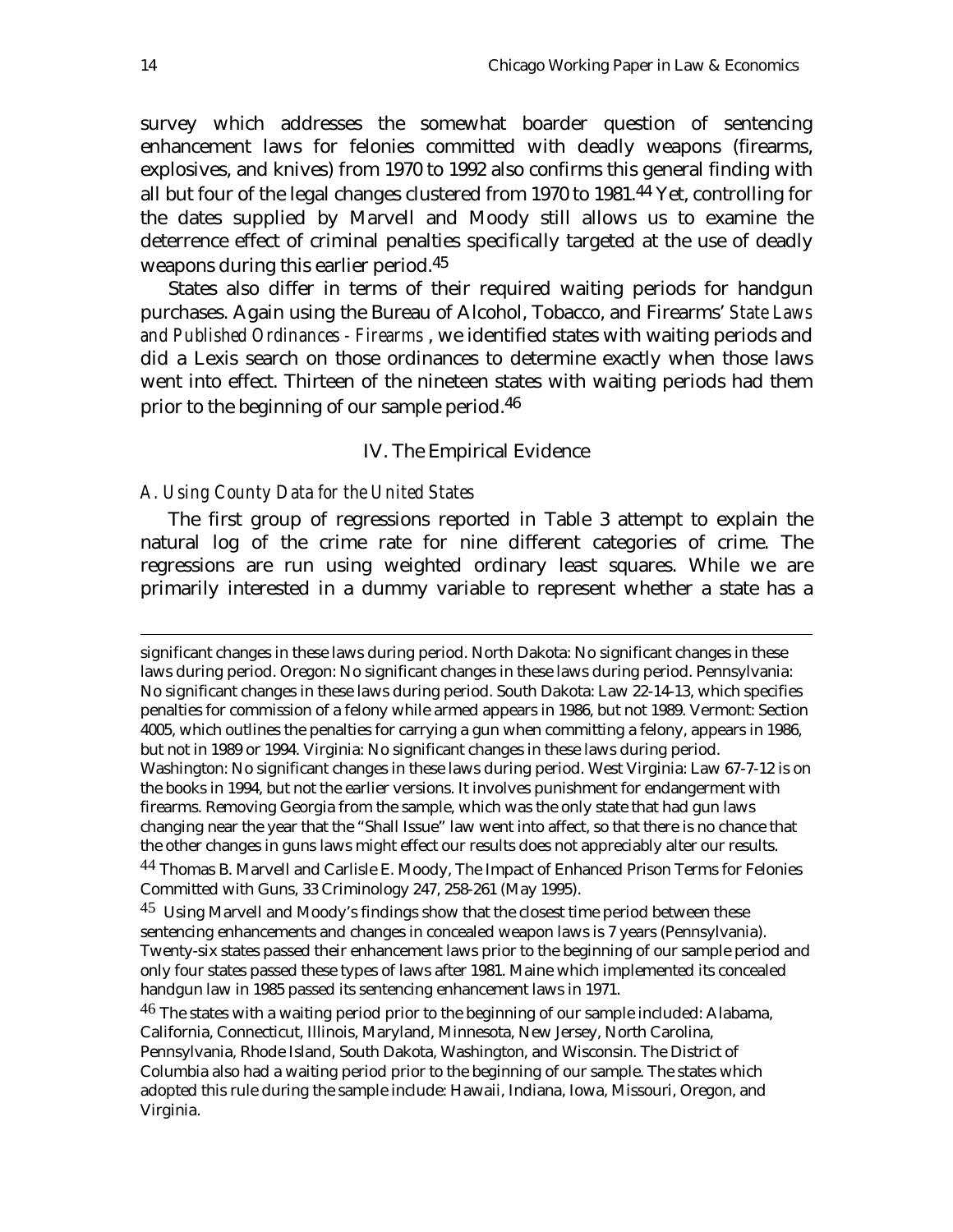survey which addresses the somewhat boarder question of sentencing enhancement laws for felonies committed with deadly weapons (firearms, explosives, and knives) from 1970 to 1992 also confirms this general finding with all but four of the legal changes clustered from 1970 to 1981.[44] Yet, controlling for the dates supplied by Marvell and Moody still allows us to examine the deterrence effect of criminal penalties specifically targeted at the use of deadly weapons during this earlier period.[45]

States also differ in terms of their required waiting periods for handgun purchases. Again using the Bureau of Alcohol, Tobacco, and Firearms' *State Laws and Published Ordinances - Firearms*, we identified states with waiting periods and did a Lexis search on those ordinances to determine exactly when those laws went into effect. Thirteen of the nineteen states with waiting periods had them prior to the beginning of our sample period.[46]

## IV. The Empirical Evidence

### *A. Using County Data for the United States*

The first group of regressions reported in Table 3 attempt to explain the natural log of the crime rate for nine different categories of crime. The regressions are run using weighted ordinary least squares. While we are primarily interested in a dummy variable to represent whether a state has a

---

significant changes in these laws during period. North Dakota: No significant changes in these laws during period. Oregon: No significant changes in these laws during period. Pennsylvania: No significant changes in these laws during period. South Dakota: Law 22-14-13, which specifies penalties for commission of a felony while armed appears in 1986, but not 1989. Vermont: Section 4005, which outlines the penalties for carrying a gun when committing a felony, appears in 1986, but not in 1989 or 1994. Virginia: No significant changes in these laws during period. Washington: No significant changes in these laws during period. West Virginia: Law 67-7-12 is on the books in 1994, but not the earlier versions. It involves punishment for endangerment with firearms. Removing Georgia from the sample, which was the only state that had gun laws changing near the year that the "Shall Issue" law went into affect, so that there is no chance that the other changes in guns laws might effect our results does not appreciably alter our results.

[44] Thomas B. Marvell and Carlisle E. Moody, The Impact of Enhanced Prison Terms for Felonies Committed with Guns, 33 Criminology 247, 258-261 (May 1995).

[45] Using Marvell and Moody's findings show that the closest time period between these sentencing enhancements and changes in concealed weapon laws is 7 years (Pennsylvania). Twenty-six states passed their enhancement laws prior to the beginning of our sample period and only four states passed these types of laws after 1981. Maine which implemented its concealed handgun law in 1985 passed its sentencing enhancement laws in 1971.

[46] The states with a waiting period prior to the beginning of our sample included: Alabama, California, Connecticut, Illinois, Maryland, Minnesota, New Jersey, North Carolina, Pennsylvania, Rhode Island, South Dakota, Washington, and Wisconsin. The District of Columbia also had a waiting period prior to the beginning of our sample. The states which adopted this rule during the sample include: Hawaii, Indiana, Iowa, Missouri, Oregon, and Virginia.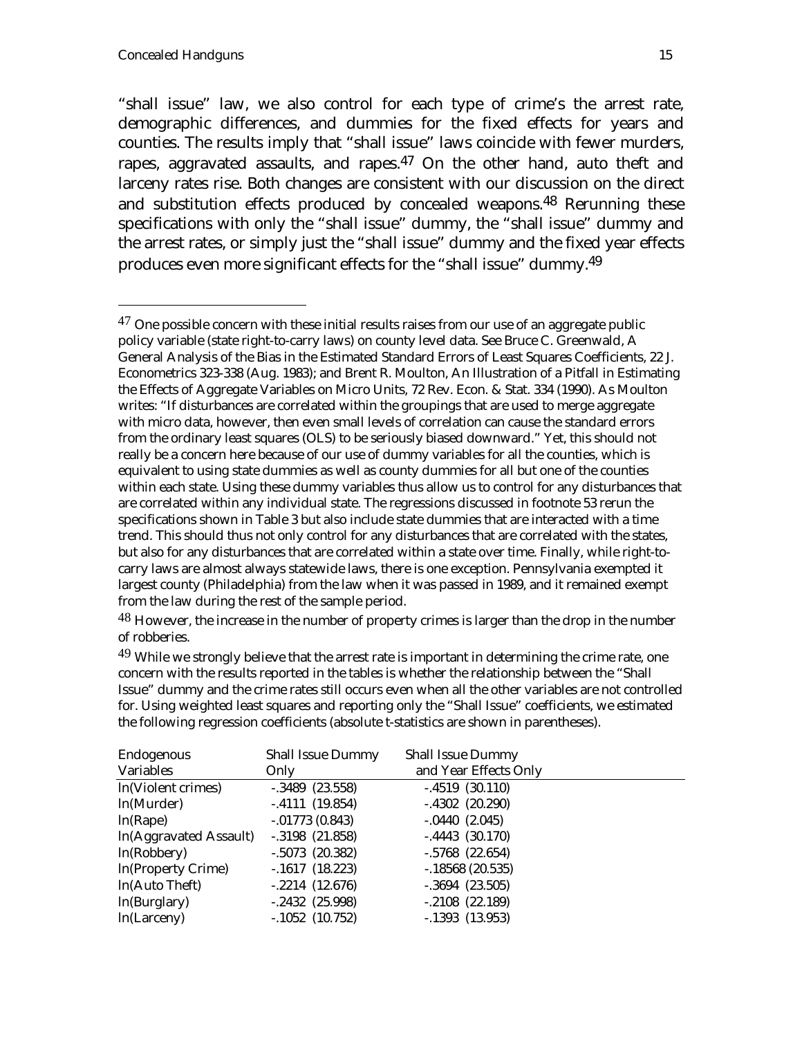"shall issue" law, we also control for each type of crime's the arrest rate, demographic differences, and dummies for the fixed effects for years and counties. The results imply that "shall issue" laws coincide with fewer murders, rapes, aggravated assaults, and rapes.[47] On the other hand, auto theft and larceny rates rise. Both changes are consistent with our discussion on the direct and substitution effects produced by concealed weapons.[48] Rerunning these specifications with only the "shall issue" dummy, the "shall issue" dummy and the arrest rates, or simply just the "shall issue" dummy and the fixed year effects produces even more significant effects for the "shall issue" dummy.[49]

---

[47] One possible concern with these initial results raises from our use of an aggregate public policy variable (state right-to-carry laws) on county level data. See Bruce C. Greenwald, A General Analysis of the Bias in the Estimated Standard Errors of Least Squares Coefficients, 22 J. Econometrics 323-338 (Aug. 1983); and Brent R. Moulton, An Illustration of a Pitfall in Estimating the Effects of Aggregate Variables on Micro Units, 72 Rev. Econ. & Stat. 334 (1990). As Moulton writes: "If disturbances are correlated within the groupings that are used to merge aggregate with micro data, however, then even small levels of correlation can cause the standard errors from the ordinary least squares (OLS) to be seriously biased downward." Yet, this should not really be a concern here because of our use of dummy variables for all the counties, which is equivalent to using state dummies as well as county dummies for all but one of the counties within each state. Using these dummy variables thus allow us to control for any disturbances that are correlated within any individual state. The regressions discussed in footnote 53 rerun the specifications shown in Table 3 but also include state dummies that are interacted with a time trend. This should thus not only control for any disturbances that are correlated with the states, but also for any disturbances that are correlated within a state over time. Finally, while right-to-carry laws are almost always statewide laws, there is one exception. Pennsylvania exempted it largest county (Philadelphia) from the law when it was passed in 1989, and it remained exempt from the law during the rest of the sample period.

[48] However, the increase in the number of property crimes is larger than the drop in the number of robberies.

[49] While we strongly believe that the arrest rate is important in determining the crime rate, one concern with the results reported in the tables is whether the relationship between the "Shall Issue" dummy and the crime rates still occurs even when all the other variables are not controlled for. Using weighted least squares and reporting only the "Shall Issue" coefficients, we estimated the following regression coefficients (absolute t-statistics are shown in parentheses).

| Endogenous Variables | Shall Issue Dummy Only | Shall Issue Dummy and Year Effects Only |
|---|---|---|
| ln(Violent crimes) | -.3489 (23.558) | -.4519 (30.110) |
| ln(Murder) | -.4111 (19.854) | -.4302 (20.290) |
| ln(Rape) | -.01773 (0.843) | -.0440 (2.045) |
| ln(Aggravated Assault) | -.3198 (21.858) | -.4443 (30.170) |
| ln(Robbery) | -.5073 (20.382) | -.5768 (22.654) |
| ln(Property Crime) | -.1617 (18.223) | -.18568 (20.535) |
| ln(Auto Theft) | -.2214 (12.676) | -.3694 (23.505) |
| ln(Burglary) | -.2432 (25.998) | -.2108 (22.189) |
| ln(Larceny) | -.1052 (10.752) | -.1393 (13.953) |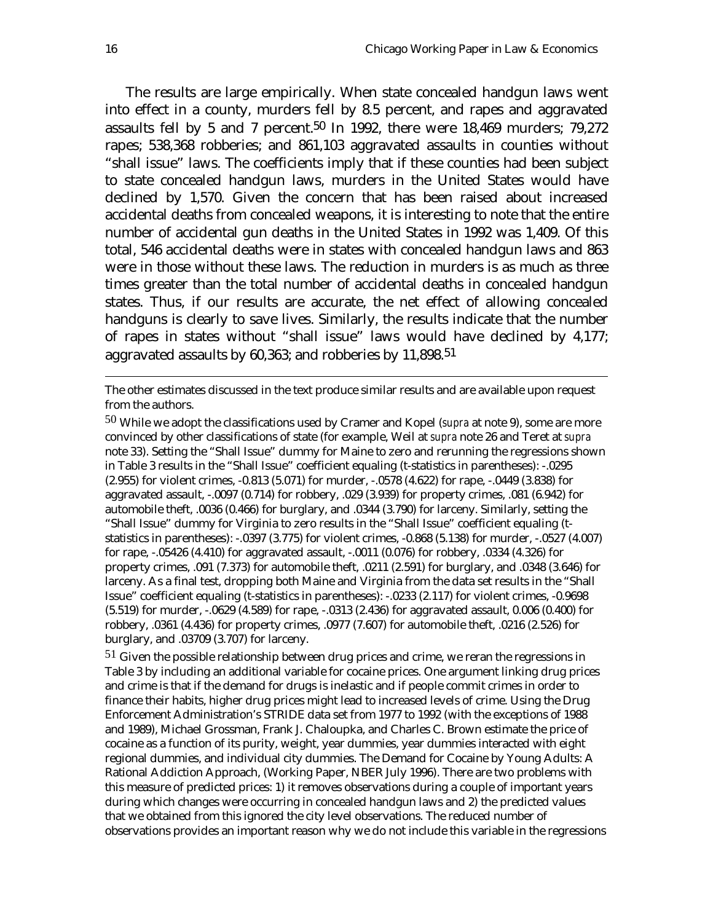The results are large empirically. When state concealed handgun laws went into effect in a county, murders fell by 8.5 percent, and rapes and aggravated assaults fell by 5 and 7 percent.[50] In 1992, there were 18,469 murders; 79,272 rapes; 538,368 robberies; and 861,103 aggravated assaults in counties without "shall issue" laws. The coefficients imply that if these counties had been subject to state concealed handgun laws, murders in the United States would have declined by 1,570. Given the concern that has been raised about increased accidental deaths from concealed weapons, it is interesting to note that the entire number of accidental gun deaths in the United States in 1992 was 1,409. Of this total, 546 accidental deaths were in states with concealed handgun laws and 863 were in those without these laws. The reduction in murders is as much as three times greater than the total number of accidental deaths in concealed handgun states. Thus, if our results are accurate, the net effect of allowing concealed handguns is clearly to save lives. Similarly, the results indicate that the number of rapes in states without "shall issue" laws would have declined by 4,177; aggravated assaults by 60,363; and robberies by 11,898.[51]

---

The other estimates discussed in the text produce similar results and are available upon request from the authors.

[50] While we adopt the classifications used by Cramer and Kopel (*supra* at note 9), some are more convinced by other classifications of state (for example, Weil at *supra* note 26 and Teret at *supra* note 33). Setting the "Shall Issue" dummy for Maine to zero and rerunning the regressions shown in Table 3 results in the "Shall Issue" coefficient equaling (t-statistics in parentheses): -.0295 (2.955) for violent crimes, -0.813 (5.071) for murder, -.0578 (4.622) for rape, -.0449 (3.838) for aggravated assault, -.0097 (0.714) for robbery, .029 (3.939) for property crimes, .081 (6.942) for automobile theft, .0036 (0.466) for burglary, and .0344 (3.790) for larceny. Similarly, setting the "Shall Issue" dummy for Virginia to zero results in the "Shall Issue" coefficient equaling (t-statistics in parentheses): -.0397 (3.775) for violent crimes, -0.868 (5.138) for murder, -.0527 (4.007) for rape, -.05426 (4.410) for aggravated assault, -.0011 (0.076) for robbery, .0334 (4.326) for property crimes, .091 (7.373) for automobile theft, .0211 (2.591) for burglary, and .0348 (3.646) for larceny. As a final test, dropping both Maine and Virginia from the data set results in the "Shall Issue" coefficient equaling (t-statistics in parentheses): -.0233 (2.117) for violent crimes, -0.9698 (5.519) for murder, -.0629 (4.589) for rape, -.0313 (2.436) for aggravated assault, 0.006 (0.400) for robbery, .0361 (4.436) for property crimes, .0977 (7.607) for automobile theft, .0216 (2.526) for burglary, and .03709 (3.707) for larceny.

[51] Given the possible relationship between drug prices and crime, we reran the regressions in Table 3 by including an additional variable for cocaine prices. One argument linking drug prices and crime is that if the demand for drugs is inelastic and if people commit crimes in order to finance their habits, higher drug prices might lead to increased levels of crime. Using the Drug Enforcement Administration's STRIDE data set from 1977 to 1992 (with the exceptions of 1988 and 1989), Michael Grossman, Frank J. Chaloupka, and Charles C. Brown estimate the price of cocaine as a function of its purity, weight, year dummies, year dummies interacted with eight regional dummies, and individual city dummies. The Demand for Cocaine by Young Adults: A Rational Addiction Approach, (Working Paper, NBER July 1996). There are two problems with this measure of predicted prices: 1) it removes observations during a couple of important years during which changes were occurring in concealed handgun laws and 2) the predicted values that we obtained from this ignored the city level observations. The reduced number of observations provides an important reason why we do not include this variable in the regressions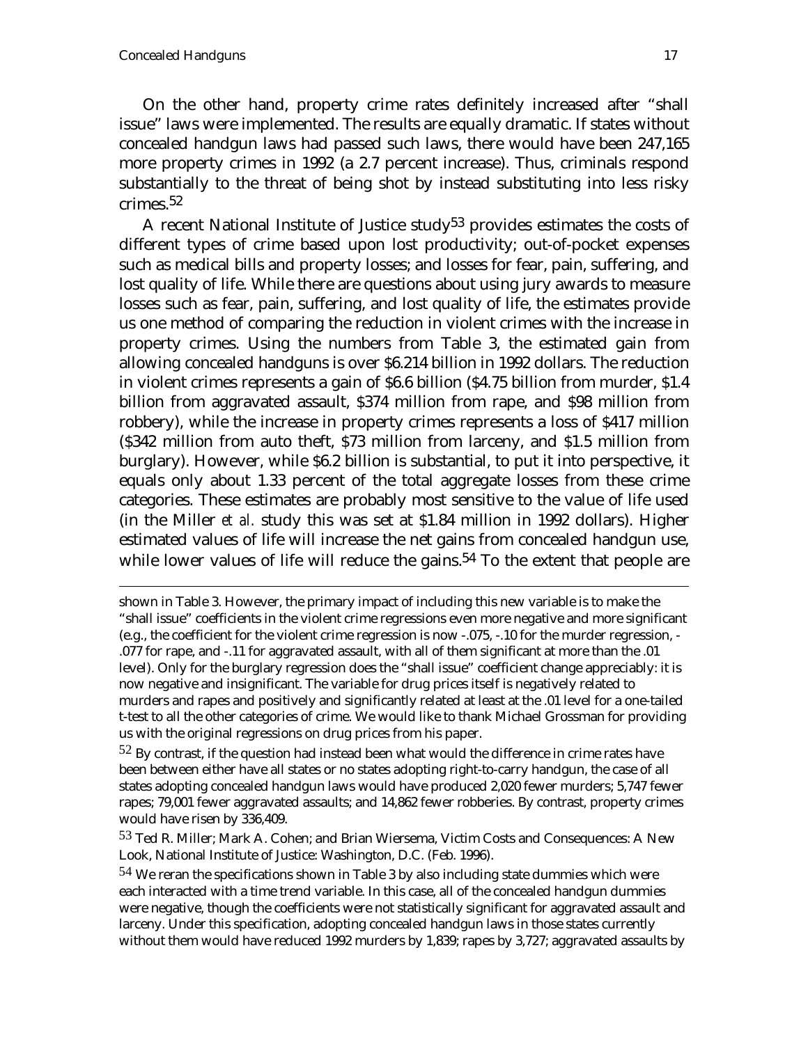On the other hand, property crime rates definitely increased after "shall issue" laws were implemented. The results are equally dramatic. If states without concealed handgun laws had passed such laws, there would have been 247,165 more property crimes in 1992 (a 2.7 percent increase). Thus, criminals respond substantially to the threat of being shot by instead substituting into less risky crimes.[52]

A recent National Institute of Justice study[53] provides estimates the costs of different types of crime based upon lost productivity; out-of-pocket expenses such as medical bills and property losses; and losses for fear, pain, suffering, and lost quality of life. While there are questions about using jury awards to measure losses such as fear, pain, suffering, and lost quality of life, the estimates provide us one method of comparing the reduction in violent crimes with the increase in property crimes. Using the numbers from Table 3, the estimated gain from allowing concealed handguns is over $6.214 billion in 1992 dollars. The reduction in violent crimes represents a gain of $6.6 billion ($4.75 billion from murder, $1.4 billion from aggravated assault, $374 million from rape, and $98 million from robbery), while the increase in property crimes represents a loss of $417 million ($342 million from auto theft, $73 million from larceny, and $1.5 million from burglary). However, while $6.2 billion is substantial, to put it into perspective, it equals only about 1.33 percent of the total aggregate losses from these crime categories. These estimates are probably most sensitive to the value of life used (in the Miller *et al.* study this was set at $1.84 million in 1992 dollars). Higher estimated values of life will increase the net gains from concealed handgun use, while lower values of life will reduce the gains.[54] To the extent that people are

---

shown in Table 3. However, the primary impact of including this new variable is to make the "shall issue" coefficients in the violent crime regressions even more negative and more significant (e.g., the coefficient for the violent crime regression is now -.075, -.10 for the murder regression, -.077 for rape, and -.11 for aggravated assault, with all of them significant at more than the .01 level). Only for the burglary regression does the "shall issue" coefficient change appreciably: it is now negative and insignificant. The variable for drug prices itself is negatively related to murders and rapes and positively and significantly related at least at the .01 level for a one-tailed t-test to all the other categories of crime. We would like to thank Michael Grossman for providing us with the original regressions on drug prices from his paper.

[52] By contrast, if the question had instead been what would the difference in crime rates have been between either have all states or no states adopting right-to-carry handgun, the case of all states adopting concealed handgun laws would have produced 2,020 fewer murders; 5,747 fewer rapes; 79,001 fewer aggravated assaults; and 14,862 fewer robberies. By contrast, property crimes would have risen by 336,409.

[53] Ted R. Miller; Mark A. Cohen; and Brian Wiersema, Victim Costs and Consequences: A New Look, National Institute of Justice: Washington, D.C. (Feb. 1996).

[54] We reran the specifications shown in Table 3 by also including state dummies which were each interacted with a time trend variable. In this case, all of the concealed handgun dummies were negative, though the coefficients were not statistically significant for aggravated assault and larceny. Under this specification, adopting concealed handgun laws in those states currently without them would have reduced 1992 murders by 1,839; rapes by 3,727; aggravated assaults by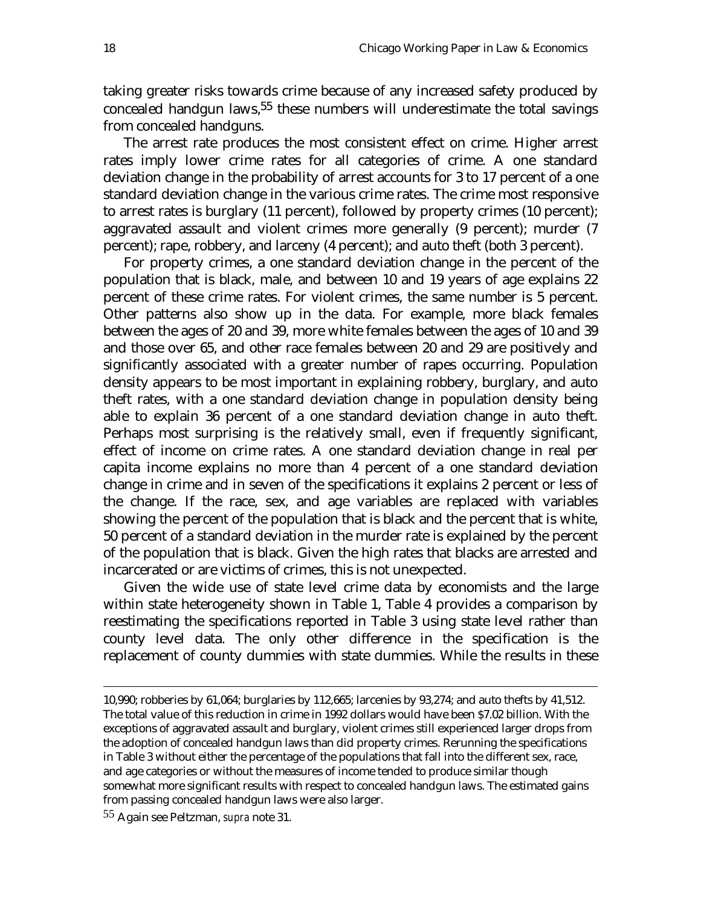taking greater risks towards crime because of any increased safety produced by concealed handgun laws,[55] these numbers will underestimate the total savings from concealed handguns.

The arrest rate produces the most consistent effect on crime. Higher arrest rates imply lower crime rates for all categories of crime. A one standard deviation change in the probability of arrest accounts for 3 to 17 percent of a one standard deviation change in the various crime rates. The crime most responsive to arrest rates is burglary (11 percent), followed by property crimes (10 percent); aggravated assault and violent crimes more generally (9 percent); murder (7 percent); rape, robbery, and larceny (4 percent); and auto theft (both 3 percent).

For property crimes, a one standard deviation change in the percent of the population that is black, male, and between 10 and 19 years of age explains 22 percent of these crime rates. For violent crimes, the same number is 5 percent. Other patterns also show up in the data. For example, more black females between the ages of 20 and 39, more white females between the ages of 10 and 39 and those over 65, and other race females between 20 and 29 are positively and significantly associated with a greater number of rapes occurring. Population density appears to be most important in explaining robbery, burglary, and auto theft rates, with a one standard deviation change in population density being able to explain 36 percent of a one standard deviation change in auto theft. Perhaps most surprising is the relatively small, even if frequently significant, effect of income on crime rates. A one standard deviation change in real per capita income explains no more than 4 percent of a one standard deviation change in crime and in seven of the specifications it explains 2 percent or less of the change. If the race, sex, and age variables are replaced with variables showing the percent of the population that is black and the percent that is white, 50 percent of a standard deviation in the murder rate is explained by the percent of the population that is black. Given the high rates that blacks are arrested and incarcerated or are victims of crimes, this is not unexpected.

Given the wide use of state level crime data by economists and the large within state heterogeneity shown in Table 1, Table 4 provides a comparison by reestimating the specifications reported in Table 3 using state level rather than county level data. The only other difference in the specification is the replacement of county dummies with state dummies. While the results in these

---

10,990; robberies by 61,064; burglaries by 112,665; larcenies by 93,274; and auto thefts by 41,512. The total value of this reduction in crime in 1992 dollars would have been $7.02 billion. With the exceptions of aggravated assault and burglary, violent crimes still experienced larger drops from the adoption of concealed handgun laws than did property crimes. Rerunning the specifications in Table 3 without either the percentage of the populations that fall into the different sex, race, and age categories or without the measures of income tended to produce similar though somewhat more significant results with respect to concealed handgun laws. The estimated gains from passing concealed handgun laws were also larger.

[55] Again see Peltzman, *supra* note 31.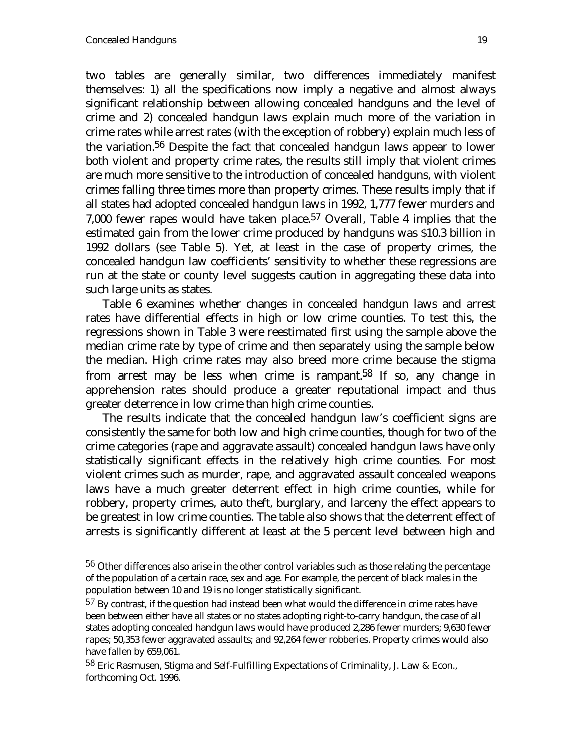two tables are generally similar, two differences immediately manifest themselves: 1) all the specifications now imply a negative and almost always significant relationship between allowing concealed handguns and the level of crime and 2) concealed handgun laws explain much more of the variation in crime rates while arrest rates (with the exception of robbery) explain much less of the variation.[56] Despite the fact that concealed handgun laws appear to lower both violent and property crime rates, the results still imply that violent crimes are much more sensitive to the introduction of concealed handguns, with violent crimes falling three times more than property crimes. These results imply that if all states had adopted concealed handgun laws in 1992, 1,777 fewer murders and 7,000 fewer rapes would have taken place.[57] Overall, Table 4 implies that the estimated gain from the lower crime produced by handguns was $10.3 billion in 1992 dollars (see Table 5). Yet, at least in the case of property crimes, the concealed handgun law coefficients' sensitivity to whether these regressions are run at the state or county level suggests caution in aggregating these data into such large units as states.

Table 6 examines whether changes in concealed handgun laws and arrest rates have differential effects in high or low crime counties. To test this, the regressions shown in Table 3 were reestimated first using the sample above the median crime rate by type of crime and then separately using the sample below the median. High crime rates may also breed more crime because the stigma from arrest may be less when crime is rampant.[58] If so, any change in apprehension rates should produce a greater reputational impact and thus greater deterrence in low crime than high crime counties.

The results indicate that the concealed handgun law's coefficient signs are consistently the same for both low and high crime counties, though for two of the crime categories (rape and aggravate assault) concealed handgun laws have only statistically significant effects in the relatively high crime counties. For most violent crimes such as murder, rape, and aggravated assault concealed weapons laws have a much greater deterrent effect in high crime counties, while for robbery, property crimes, auto theft, burglary, and larceny the effect appears to be greatest in low crime counties. The table also shows that the deterrent effect of arrests is significantly different at least at the 5 percent level between high and

---

[56] Other differences also arise in the other control variables such as those relating the percentage of the population of a certain race, sex and age. For example, the percent of black males in the population between 10 and 19 is no longer statistically significant.

[57] By contrast, if the question had instead been what would the difference in crime rates have been between either have all states or no states adopting right-to-carry handgun, the case of all states adopting concealed handgun laws would have produced 2,286 fewer murders; 9,630 fewer rapes; 50,353 fewer aggravated assaults; and 92,264 fewer robberies. Property crimes would also have fallen by 659,061.

[58] Eric Rasmusen, Stigma and Self-Fulfilling Expectations of Criminality, J. Law & Econ., forthcoming Oct. 1996.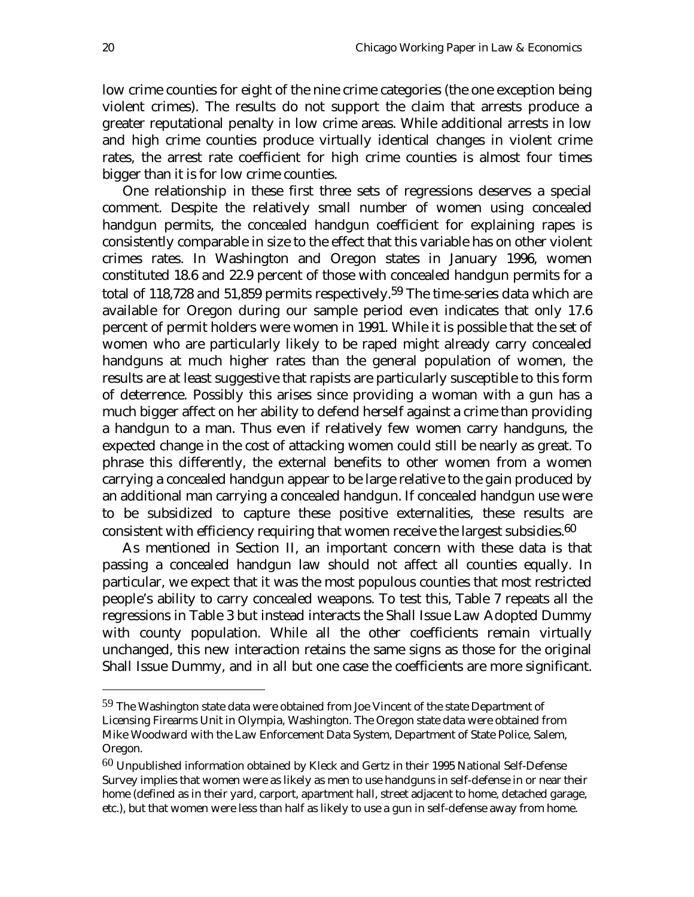low crime counties for eight of the nine crime categories (the one exception being violent crimes). The results do not support the claim that arrests produce a greater reputational penalty in low crime areas. While additional arrests in low and high crime counties produce virtually identical changes in violent crime rates, the arrest rate coefficient for high crime counties is almost four times bigger than it is for low crime counties.

One relationship in these first three sets of regressions deserves a special comment. Despite the relatively small number of women using concealed handgun permits, the concealed handgun coefficient for explaining rapes is consistently comparable in size to the effect that this variable has on other violent crimes rates. In Washington and Oregon states in January 1996, women constituted 18.6 and 22.9 percent of those with concealed handgun permits for a total of 118,728 and 51,859 permits respectively.[59] The time-series data which are available for Oregon during our sample period even indicates that only 17.6 percent of permit holders were women in 1991. While it is possible that the set of women who are particularly likely to be raped might already carry concealed handguns at much higher rates than the general population of women, the results are at least suggestive that rapists are particularly susceptible to this form of deterrence. Possibly this arises since providing a woman with a gun has a much bigger affect on her ability to defend herself against a crime than providing a handgun to a man. Thus even if relatively few women carry handguns, the expected change in the cost of attacking women could still be nearly as great. To phrase this differently, the external benefits to other women from a women carrying a concealed handgun appear to be large relative to the gain produced by an additional man carrying a concealed handgun. If concealed handgun use were to be subsidized to capture these positive externalities, these results are consistent with efficiency requiring that women receive the largest subsidies.[60]

As mentioned in Section II, an important concern with these data is that passing a concealed handgun law should not affect all counties equally. In particular, we expect that it was the most populous counties that most restricted people's ability to carry concealed weapons. To test this, Table 7 repeats all the regressions in Table 3 but instead interacts the Shall Issue Law Adopted Dummy with county population. While all the other coefficients remain virtually unchanged, this new interaction retains the same signs as those for the original Shall Issue Dummy, and in all but one case the coefficients are more significant.

---

[59] The Washington state data were obtained from Joe Vincent of the state Department of Licensing Firearms Unit in Olympia, Washington. The Oregon state data were obtained from Mike Woodward with the Law Enforcement Data System, Department of State Police, Salem, Oregon.

[60] Unpublished information obtained by Kleck and Gertz in their 1995 National Self-Defense Survey implies that women were as likely as men to use handguns in self-defense in or near their home (defined as in their yard, carport, apartment hall, street adjacent to home, detached garage, etc.), but that women were less than half as likely to use a gun in self-defense away from home.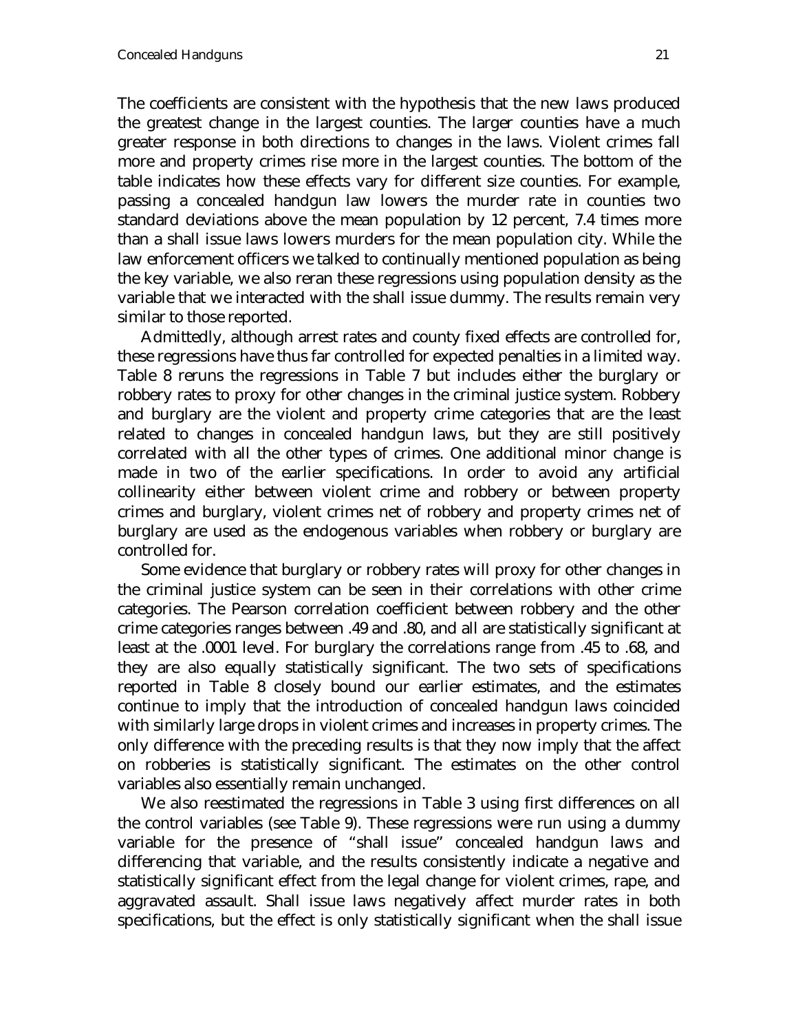The coefficients are consistent with the hypothesis that the new laws produced the greatest change in the largest counties. The larger counties have a much greater response in both directions to changes in the laws. Violent crimes fall more and property crimes rise more in the largest counties. The bottom of the table indicates how these effects vary for different size counties. For example, passing a concealed handgun law lowers the murder rate in counties two standard deviations above the mean population by 12 percent, 7.4 times more than a shall issue laws lowers murders for the mean population city. While the law enforcement officers we talked to continually mentioned population as being the key variable, we also reran these regressions using population density as the variable that we interacted with the shall issue dummy. The results remain very similar to those reported.

Admittedly, although arrest rates and county fixed effects are controlled for, these regressions have thus far controlled for expected penalties in a limited way. Table 8 reruns the regressions in Table 7 but includes either the burglary or robbery rates to proxy for other changes in the criminal justice system. Robbery and burglary are the violent and property crime categories that are the least related to changes in concealed handgun laws, but they are still positively correlated with all the other types of crimes. One additional minor change is made in two of the earlier specifications. In order to avoid any artificial collinearity either between violent crime and robbery or between property crimes and burglary, violent crimes net of robbery and property crimes net of burglary are used as the endogenous variables when robbery or burglary are controlled for.

Some evidence that burglary or robbery rates will proxy for other changes in the criminal justice system can be seen in their correlations with other crime categories. The Pearson correlation coefficient between robbery and the other crime categories ranges between .49 and .80, and all are statistically significant at least at the .0001 level. For burglary the correlations range from .45 to .68, and they are also equally statistically significant. The two sets of specifications reported in Table 8 closely bound our earlier estimates, and the estimates continue to imply that the introduction of concealed handgun laws coincided with similarly large drops in violent crimes and increases in property crimes. The only difference with the preceding results is that they now imply that the affect on robberies is statistically significant. The estimates on the other control variables also essentially remain unchanged.

We also reestimated the regressions in Table 3 using first differences on all the control variables (see Table 9). These regressions were run using a dummy variable for the presence of "shall issue" concealed handgun laws and differencing that variable, and the results consistently indicate a negative and statistically significant effect from the legal change for violent crimes, rape, and aggravated assault. Shall issue laws negatively affect murder rates in both specifications, but the effect is only statistically significant when the shall issue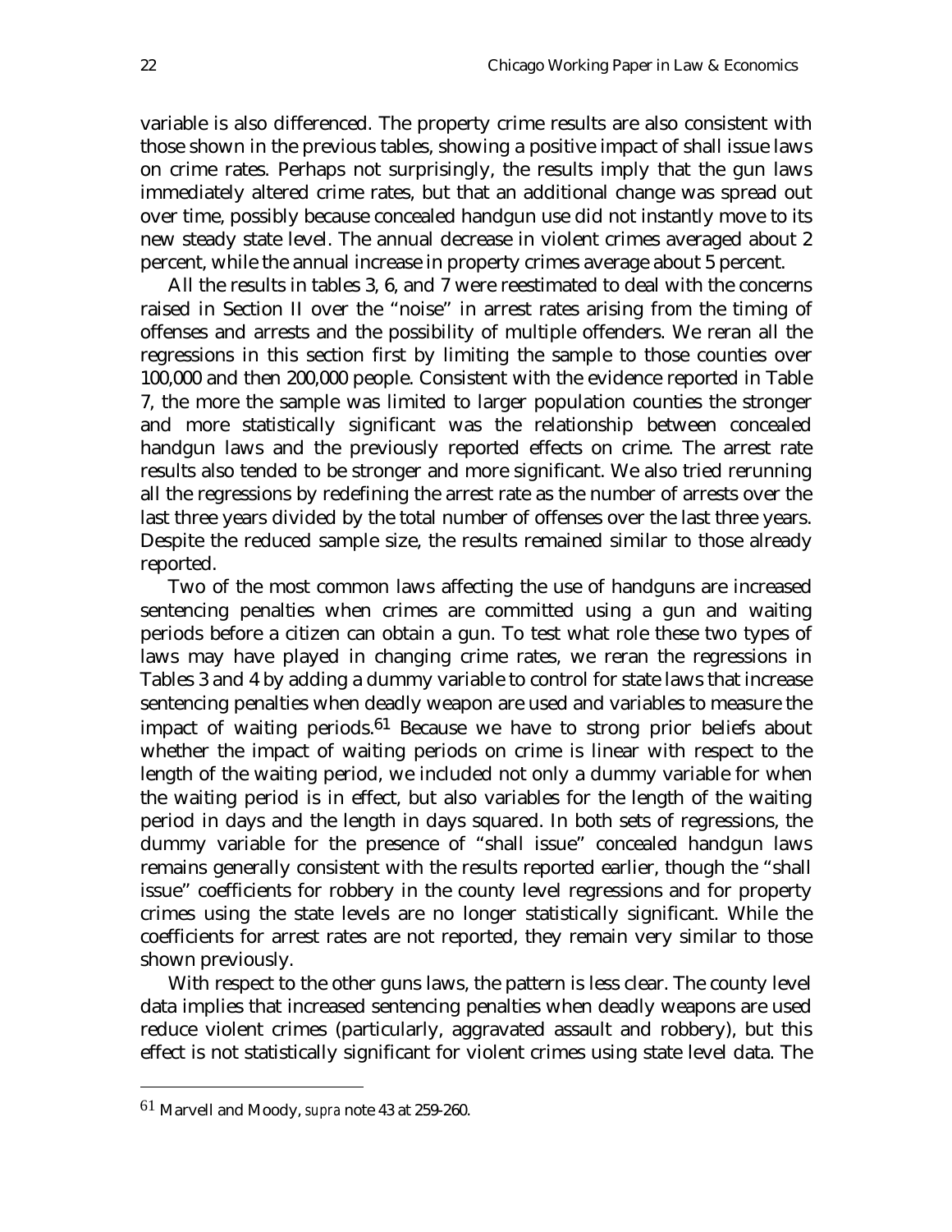variable is also differenced. The property crime results are also consistent with those shown in the previous tables, showing a positive impact of shall issue laws on crime rates. Perhaps not surprisingly, the results imply that the gun laws immediately altered crime rates, but that an additional change was spread out over time, possibly because concealed handgun use did not instantly move to its new steady state level. The annual decrease in violent crimes averaged about 2 percent, while the annual increase in property crimes average about 5 percent.

All the results in tables 3, 6, and 7 were reestimated to deal with the concerns raised in Section II over the "noise" in arrest rates arising from the timing of offenses and arrests and the possibility of multiple offenders. We reran all the regressions in this section first by limiting the sample to those counties over 100,000 and then 200,000 people. Consistent with the evidence reported in Table 7, the more the sample was limited to larger population counties the stronger and more statistically significant was the relationship between concealed handgun laws and the previously reported effects on crime. The arrest rate results also tended to be stronger and more significant. We also tried rerunning all the regressions by redefining the arrest rate as the number of arrests over the last three years divided by the total number of offenses over the last three years. Despite the reduced sample size, the results remained similar to those already reported.

Two of the most common laws affecting the use of handguns are increased sentencing penalties when crimes are committed using a gun and waiting periods before a citizen can obtain a gun. To test what role these two types of laws may have played in changing crime rates, we reran the regressions in Tables 3 and 4 by adding a dummy variable to control for state laws that increase sentencing penalties when deadly weapon are used and variables to measure the impact of waiting periods.[61] Because we have to strong prior beliefs about whether the impact of waiting periods on crime is linear with respect to the length of the waiting period, we included not only a dummy variable for when the waiting period is in effect, but also variables for the length of the waiting period in days and the length in days squared. In both sets of regressions, the dummy variable for the presence of "shall issue" concealed handgun laws remains generally consistent with the results reported earlier, though the "shall issue" coefficients for robbery in the county level regressions and for property crimes using the state levels are no longer statistically significant. While the coefficients for arrest rates are not reported, they remain very similar to those shown previously.

With respect to the other guns laws, the pattern is less clear. The county level data implies that increased sentencing penalties when deadly weapons are used reduce violent crimes (particularly, aggravated assault and robbery), but this effect is not statistically significant for violent crimes using state level data. The

[61] Marvell and Moody, *supra* note 43 at 259-260.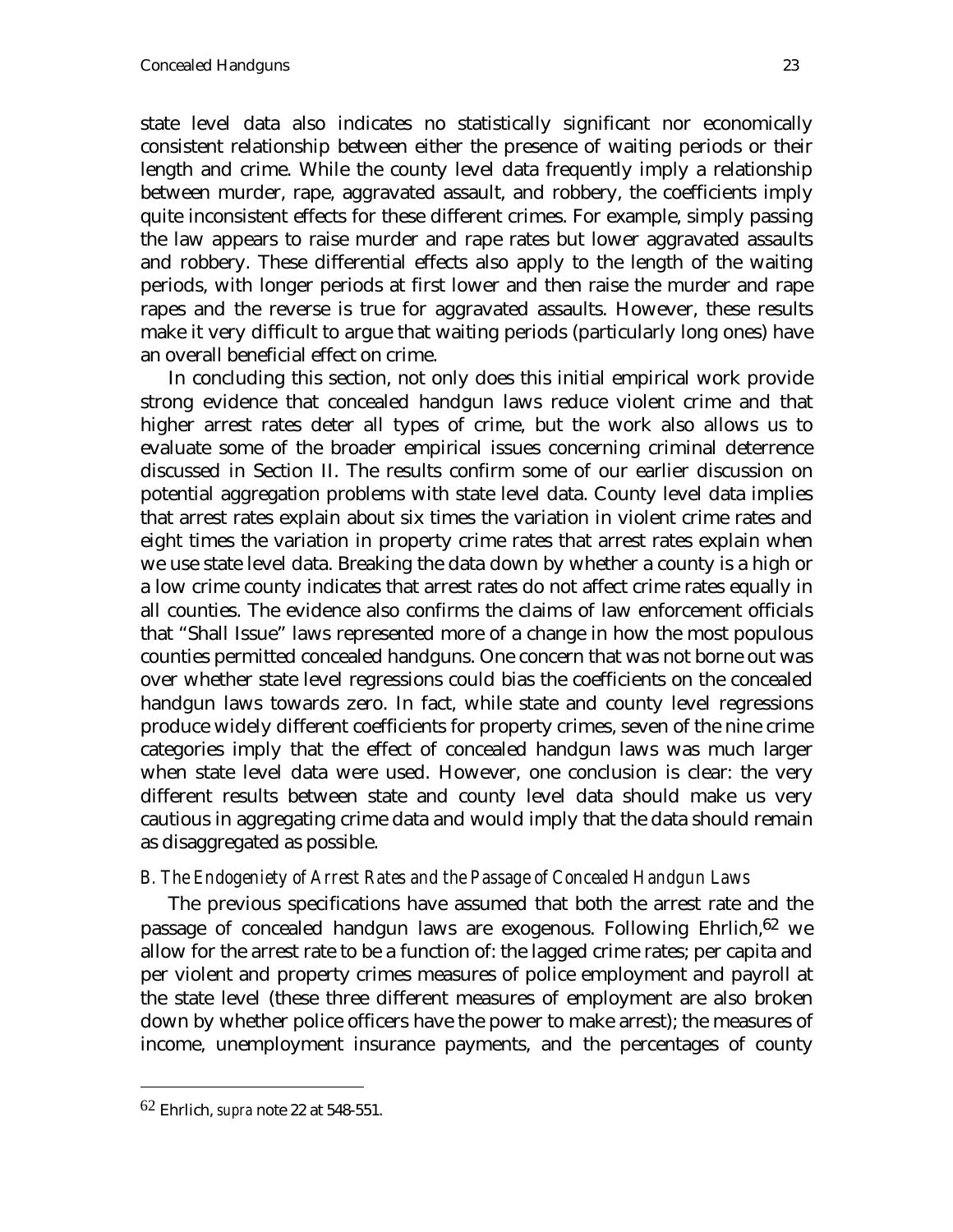state level data also indicates no statistically significant nor economically consistent relationship between either the presence of waiting periods or their length and crime. While the county level data frequently imply a relationship between murder, rape, aggravated assault, and robbery, the coefficients imply quite inconsistent effects for these different crimes. For example, simply passing the law appears to raise murder and rape rates but lower aggravated assaults and robbery. These differential effects also apply to the length of the waiting periods, with longer periods at first lower and then raise the murder and rape rapes and the reverse is true for aggravated assaults. However, these results make it very difficult to argue that waiting periods (particularly long ones) have an overall beneficial effect on crime.

In concluding this section, not only does this initial empirical work provide strong evidence that concealed handgun laws reduce violent crime and that higher arrest rates deter all types of crime, but the work also allows us to evaluate some of the broader empirical issues concerning criminal deterrence discussed in Section II. The results confirm some of our earlier discussion on potential aggregation problems with state level data. County level data implies that arrest rates explain about six times the variation in violent crime rates and eight times the variation in property crime rates that arrest rates explain when we use state level data. Breaking the data down by whether a county is a high or a low crime county indicates that arrest rates do not affect crime rates equally in all counties. The evidence also confirms the claims of law enforcement officials that "Shall Issue" laws represented more of a change in how the most populous counties permitted concealed handguns. One concern that was not borne out was over whether state level regressions could bias the coefficients on the concealed handgun laws towards zero. In fact, while state and county level regressions produce widely different coefficients for property crimes, seven of the nine crime categories imply that the effect of concealed handgun laws was much larger when state level data were used. However, one conclusion is clear: the very different results between state and county level data should make us very cautious in aggregating crime data and would imply that the data should remain as disaggregated as possible.

### *B. The Endogeniety of Arrest Rates and the Passage of Concealed Handgun Laws*

The previous specifications have assumed that both the arrest rate and the passage of concealed handgun laws are exogenous. Following Ehrlich,[62] we allow for the arrest rate to be a function of: the lagged crime rates; per capita and per violent and property crimes measures of police employment and payroll at the state level (these three different measures of employment are also broken down by whether police officers have the power to make arrest); the measures of income, unemployment insurance payments, and the percentages of county

---

[62] Ehrlich, *supra* note 22 at 548-551.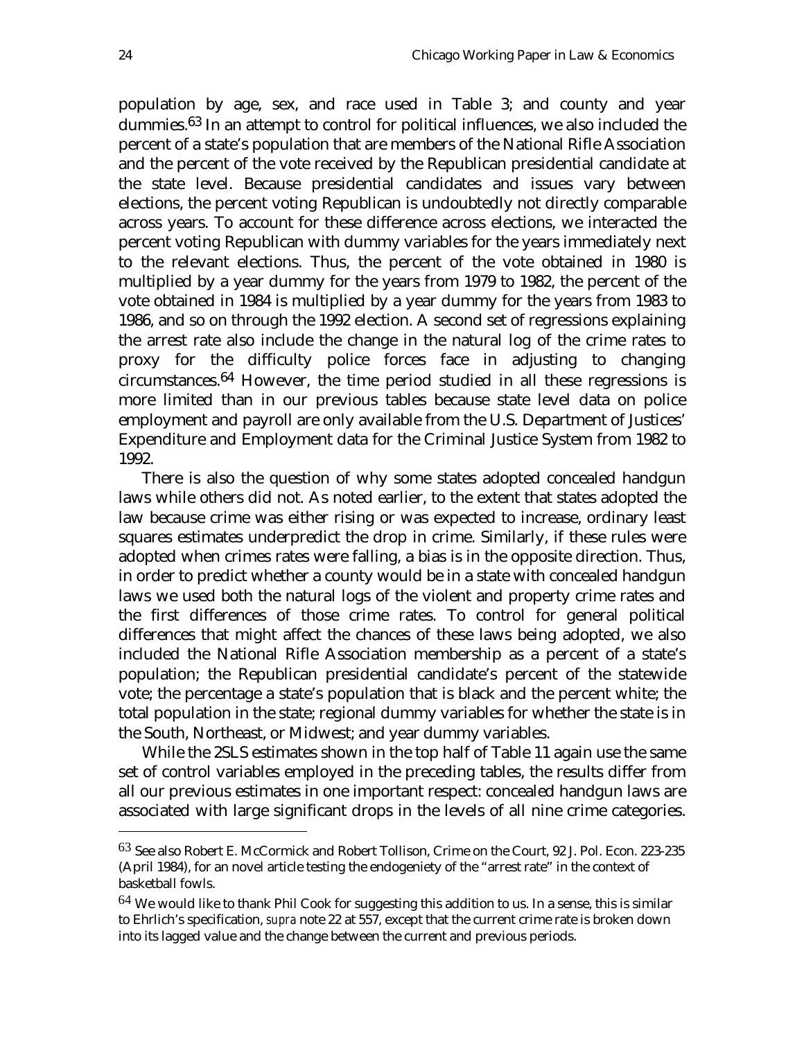population by age, sex, and race used in Table 3; and county and year dummies.[63] In an attempt to control for political influences, we also included the percent of a state's population that are members of the National Rifle Association and the percent of the vote received by the Republican presidential candidate at the state level. Because presidential candidates and issues vary between elections, the percent voting Republican is undoubtedly not directly comparable across years. To account for these difference across elections, we interacted the percent voting Republican with dummy variables for the years immediately next to the relevant elections. Thus, the percent of the vote obtained in 1980 is multiplied by a year dummy for the years from 1979 to 1982, the percent of the vote obtained in 1984 is multiplied by a year dummy for the years from 1983 to 1986, and so on through the 1992 election. A second set of regressions explaining the arrest rate also include the change in the natural log of the crime rates to proxy for the difficulty police forces face in adjusting to changing circumstances.[64] However, the time period studied in all these regressions is more limited than in our previous tables because state level data on police employment and payroll are only available from the U.S. Department of Justices' Expenditure and Employment data for the Criminal Justice System from 1982 to 1992.

There is also the question of why some states adopted concealed handgun laws while others did not. As noted earlier, to the extent that states adopted the law because crime was either rising or was expected to increase, ordinary least squares estimates underpredict the drop in crime. Similarly, if these rules were adopted when crimes rates were falling, a bias is in the opposite direction. Thus, in order to predict whether a county would be in a state with concealed handgun laws we used both the natural logs of the violent and property crime rates and the first differences of those crime rates. To control for general political differences that might affect the chances of these laws being adopted, we also included the National Rifle Association membership as a percent of a state's population; the Republican presidential candidate's percent of the statewide vote; the percentage a state's population that is black and the percent white; the total population in the state; regional dummy variables for whether the state is in the South, Northeast, or Midwest; and year dummy variables.

While the 2SLS estimates shown in the top half of Table 11 again use the same set of control variables employed in the preceding tables, the results differ from all our previous estimates in one important respect: concealed handgun laws are associated with large significant drops in the levels of all nine crime categories.

[63] See also Robert E. McCormick and Robert Tollison, Crime on the Court, 92 J. Pol. Econ. 223-235 (April 1984), for an novel article testing the endogeniety of the "arrest rate" in the context of basketball fowls.

[64] We would like to thank Phil Cook for suggesting this addition to us. In a sense, this is similar to Ehrlich's specification, *supra* note 22 at 557, except that the current crime rate is broken down into its lagged value and the change between the current and previous periods.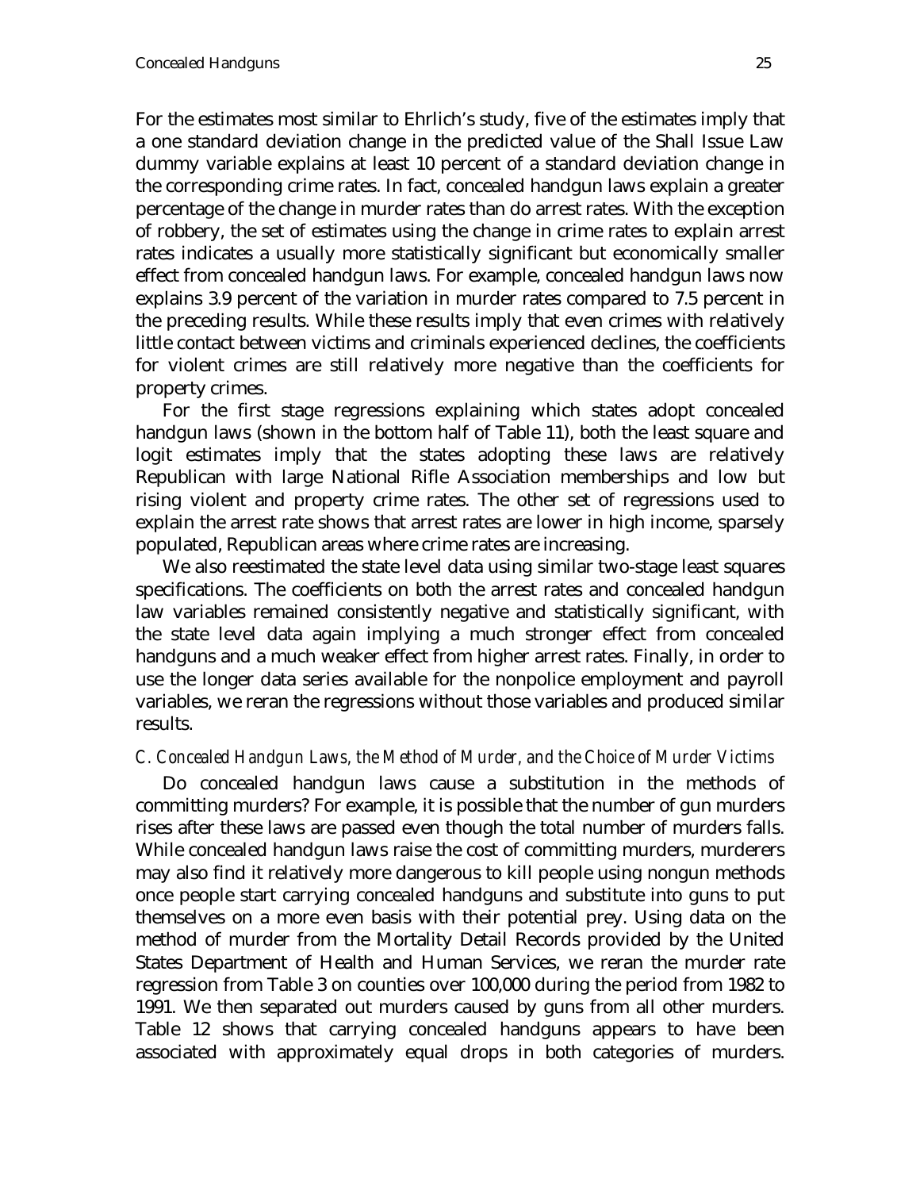For the estimates most similar to Ehrlich's study, five of the estimates imply that a one standard deviation change in the predicted value of the Shall Issue Law dummy variable explains at least 10 percent of a standard deviation change in the corresponding crime rates. In fact, concealed handgun laws explain a greater percentage of the change in murder rates than do arrest rates. With the exception of robbery, the set of estimates using the change in crime rates to explain arrest rates indicates a usually more statistically significant but economically smaller effect from concealed handgun laws. For example, concealed handgun laws now explains 3.9 percent of the variation in murder rates compared to 7.5 percent in the preceding results. While these results imply that even crimes with relatively little contact between victims and criminals experienced declines, the coefficients for violent crimes are still relatively more negative than the coefficients for property crimes.

For the first stage regressions explaining which states adopt concealed handgun laws (shown in the bottom half of Table 11), both the least square and logit estimates imply that the states adopting these laws are relatively Republican with large National Rifle Association memberships and low but rising violent and property crime rates. The other set of regressions used to explain the arrest rate shows that arrest rates are lower in high income, sparsely populated, Republican areas where crime rates are increasing.

We also reestimated the state level data using similar two-stage least squares specifications. The coefficients on both the arrest rates and concealed handgun law variables remained consistently negative and statistically significant, with the state level data again implying a much stronger effect from concealed handguns and a much weaker effect from higher arrest rates. Finally, in order to use the longer data series available for the nonpolice employment and payroll variables, we reran the regressions without those variables and produced similar results.

### *C. Concealed Handgun Laws, the Method of Murder, and the Choice of Murder Victims*

Do concealed handgun laws cause a substitution in the methods of committing murders? For example, it is possible that the number of gun murders rises after these laws are passed even though the total number of murders falls. While concealed handgun laws raise the cost of committing murders, murderers may also find it relatively more dangerous to kill people using nongun methods once people start carrying concealed handguns and substitute into guns to put themselves on a more even basis with their potential prey. Using data on the method of murder from the Mortality Detail Records provided by the United States Department of Health and Human Services, we reran the murder rate regression from Table 3 on counties over 100,000 during the period from 1982 to 1991. We then separated out murders caused by guns from all other murders. Table 12 shows that carrying concealed handguns appears to have been associated with approximately equal drops in both categories of murders.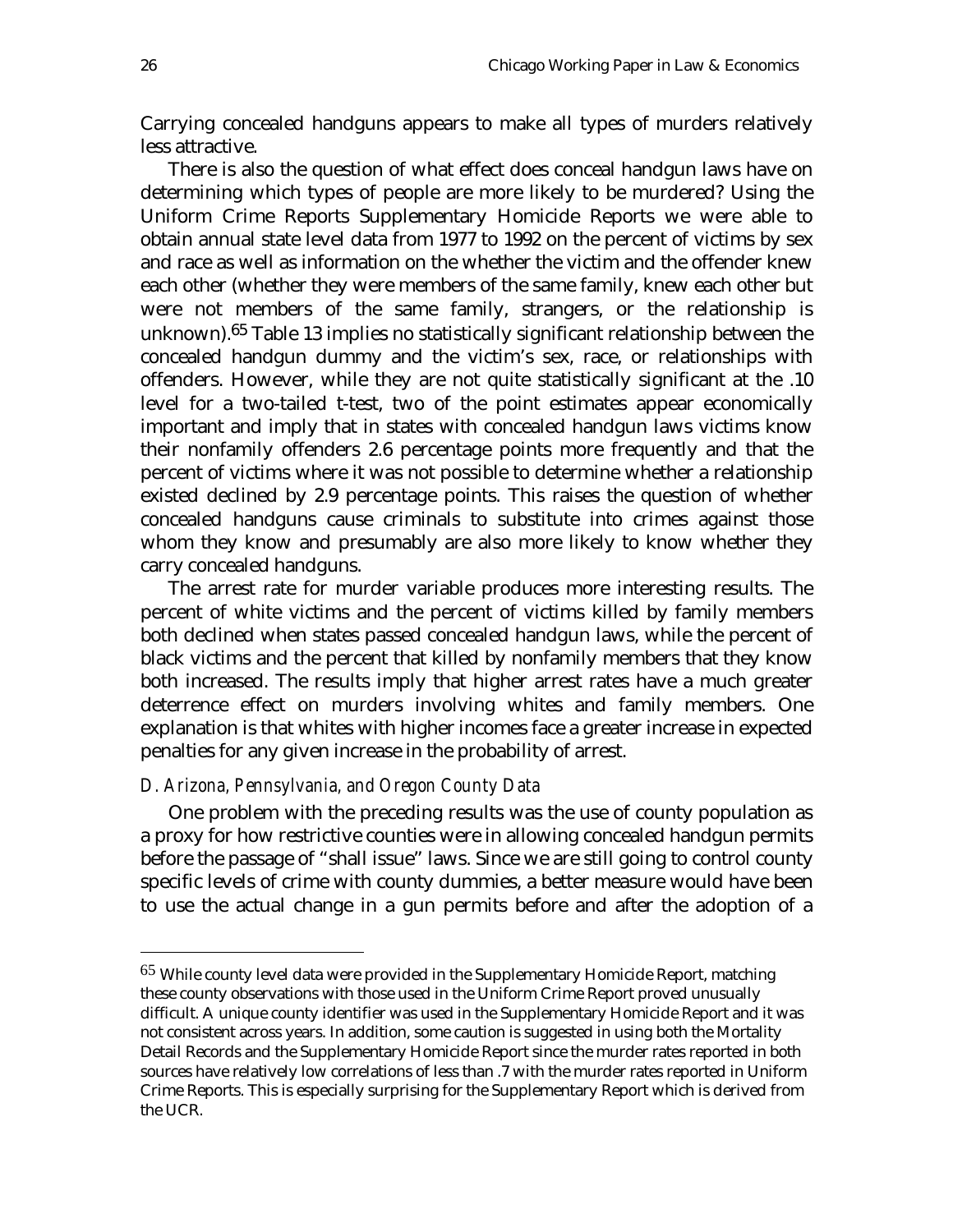Carrying concealed handguns appears to make all types of murders relatively less attractive.

There is also the question of what effect does conceal handgun laws have on determining which types of people are more likely to be murdered? Using the Uniform Crime Reports Supplementary Homicide Reports we were able to obtain annual state level data from 1977 to 1992 on the percent of victims by sex and race as well as information on the whether the victim and the offender knew each other (whether they were members of the same family, knew each other but were not members of the same family, strangers, or the relationship is unknown).[65] Table 13 implies no statistically significant relationship between the concealed handgun dummy and the victim's sex, race, or relationships with offenders. However, while they are not quite statistically significant at the .10 level for a two-tailed t-test, two of the point estimates appear economically important and imply that in states with concealed handgun laws victims know their nonfamily offenders 2.6 percentage points more frequently and that the percent of victims where it was not possible to determine whether a relationship existed declined by 2.9 percentage points. This raises the question of whether concealed handguns cause criminals to substitute into crimes against those whom they know and presumably are also more likely to know whether they carry concealed handguns.

The arrest rate for murder variable produces more interesting results. The percent of white victims and the percent of victims killed by family members both declined when states passed concealed handgun laws, while the percent of black victims and the percent that killed by nonfamily members that they know both increased. The results imply that higher arrest rates have a much greater deterrence effect on murders involving whites and family members. One explanation is that whites with higher incomes face a greater increase in expected penalties for any given increase in the probability of arrest.

### *D. Arizona, Pennsylvania, and Oregon County Data*

One problem with the preceding results was the use of county population as a proxy for how restrictive counties were in allowing concealed handgun permits before the passage of "shall issue" laws. Since we are still going to control county specific levels of crime with county dummies, a better measure would have been to use the actual change in a gun permits before and after the adoption of a

---

[65] While county level data were provided in the Supplementary Homicide Report, matching these county observations with those used in the Uniform Crime Report proved unusually difficult. A unique county identifier was used in the Supplementary Homicide Report and it was not consistent across years. In addition, some caution is suggested in using both the Mortality Detail Records and the Supplementary Homicide Report since the murder rates reported in both sources have relatively low correlations of less than .7 with the murder rates reported in Uniform Crime Reports. This is especially surprising for the Supplementary Report which is derived from the UCR.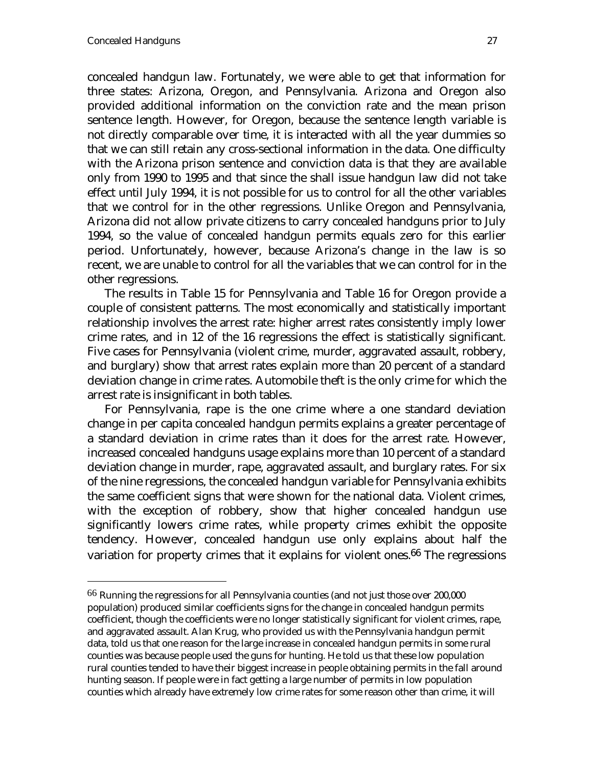concealed handgun law. Fortunately, we were able to get that information for three states: Arizona, Oregon, and Pennsylvania. Arizona and Oregon also provided additional information on the conviction rate and the mean prison sentence length. However, for Oregon, because the sentence length variable is not directly comparable over time, it is interacted with all the year dummies so that we can still retain any cross-sectional information in the data. One difficulty with the Arizona prison sentence and conviction data is that they are available only from 1990 to 1995 and that since the shall issue handgun law did not take effect until July 1994, it is not possible for us to control for all the other variables that we control for in the other regressions. Unlike Oregon and Pennsylvania, Arizona did not allow private citizens to carry concealed handguns prior to July 1994, so the value of concealed handgun permits equals zero for this earlier period. Unfortunately, however, because Arizona's change in the law is so recent, we are unable to control for all the variables that we can control for in the other regressions.

The results in Table 15 for Pennsylvania and Table 16 for Oregon provide a couple of consistent patterns. The most economically and statistically important relationship involves the arrest rate: higher arrest rates consistently imply lower crime rates, and in 12 of the 16 regressions the effect is statistically significant. Five cases for Pennsylvania (violent crime, murder, aggravated assault, robbery, and burglary) show that arrest rates explain more than 20 percent of a standard deviation change in crime rates. Automobile theft is the only crime for which the arrest rate is insignificant in both tables.

For Pennsylvania, rape is the one crime where a one standard deviation change in per capita concealed handgun permits explains a greater percentage of a standard deviation in crime rates than it does for the arrest rate. However, increased concealed handguns usage explains more than 10 percent of a standard deviation change in murder, rape, aggravated assault, and burglary rates. For six of the nine regressions, the concealed handgun variable for Pennsylvania exhibits the same coefficient signs that were shown for the national data. Violent crimes, with the exception of robbery, show that higher concealed handgun use significantly lowers crime rates, while property crimes exhibit the opposite tendency. However, concealed handgun use only explains about half the variation for property crimes that it explains for violent ones.[66] The regressions

---

[66] Running the regressions for all Pennsylvania counties (and not just those over 200,000 population) produced similar coefficients signs for the change in concealed handgun permits coefficient, though the coefficients were no longer statistically significant for violent crimes, rape, and aggravated assault. Alan Krug, who provided us with the Pennsylvania handgun permit data, told us that one reason for the large increase in concealed handgun permits in some rural counties was because people used the guns for hunting. He told us that these low population rural counties tended to have their biggest increase in people obtaining permits in the fall around hunting season. If people were in fact getting a large number of permits in low population counties which already have extremely low crime rates for some reason other than crime, it will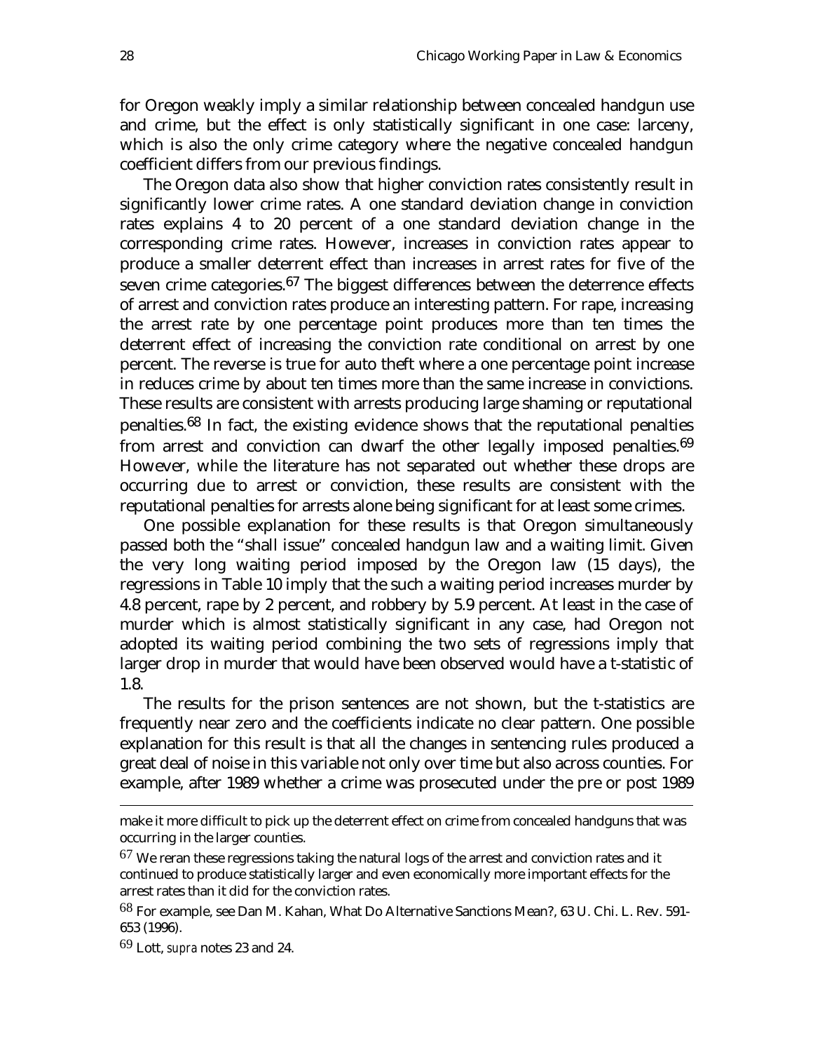for Oregon weakly imply a similar relationship between concealed handgun use and crime, but the effect is only statistically significant in one case: larceny, which is also the only crime category where the negative concealed handgun coefficient differs from our previous findings.

The Oregon data also show that higher conviction rates consistently result in significantly lower crime rates. A one standard deviation change in conviction rates explains 4 to 20 percent of a one standard deviation change in the corresponding crime rates. However, increases in conviction rates appear to produce a smaller deterrent effect than increases in arrest rates for five of the seven crime categories.[67] The biggest differences between the deterrence effects of arrest and conviction rates produce an interesting pattern. For rape, increasing the arrest rate by one percentage point produces more than ten times the deterrent effect of increasing the conviction rate conditional on arrest by one percent. The reverse is true for auto theft where a one percentage point increase in reduces crime by about ten times more than the same increase in convictions. These results are consistent with arrests producing large shaming or reputational penalties.[68] In fact, the existing evidence shows that the reputational penalties from arrest and conviction can dwarf the other legally imposed penalties.[69] However, while the literature has not separated out whether these drops are occurring due to arrest or conviction, these results are consistent with the reputational penalties for arrests alone being significant for at least some crimes.

One possible explanation for these results is that Oregon simultaneously passed both the "shall issue" concealed handgun law and a waiting limit. Given the very long waiting period imposed by the Oregon law (15 days), the regressions in Table 10 imply that the such a waiting period increases murder by 4.8 percent, rape by 2 percent, and robbery by 5.9 percent. At least in the case of murder which is almost statistically significant in any case, had Oregon not adopted its waiting period combining the two sets of regressions imply that larger drop in murder that would have been observed would have a t-statistic of 1.8.

The results for the prison sentences are not shown, but the t-statistics are frequently near zero and the coefficients indicate no clear pattern. One possible explanation for this result is that all the changes in sentencing rules produced a great deal of noise in this variable not only over time but also across counties. For example, after 1989 whether a crime was prosecuted under the pre or post 1989

---

make it more difficult to pick up the deterrent effect on crime from concealed handguns that was occurring in the larger counties.

[67] We reran these regressions taking the natural logs of the arrest and conviction rates and it continued to produce statistically larger and even economically more important effects for the arrest rates than it did for the conviction rates.

[68] For example, see Dan M. Kahan, What Do Alternative Sanctions Mean?, 63 U. Chi. L. Rev. 591-653 (1996).

[69] Lott, *supra* notes 23 and 24.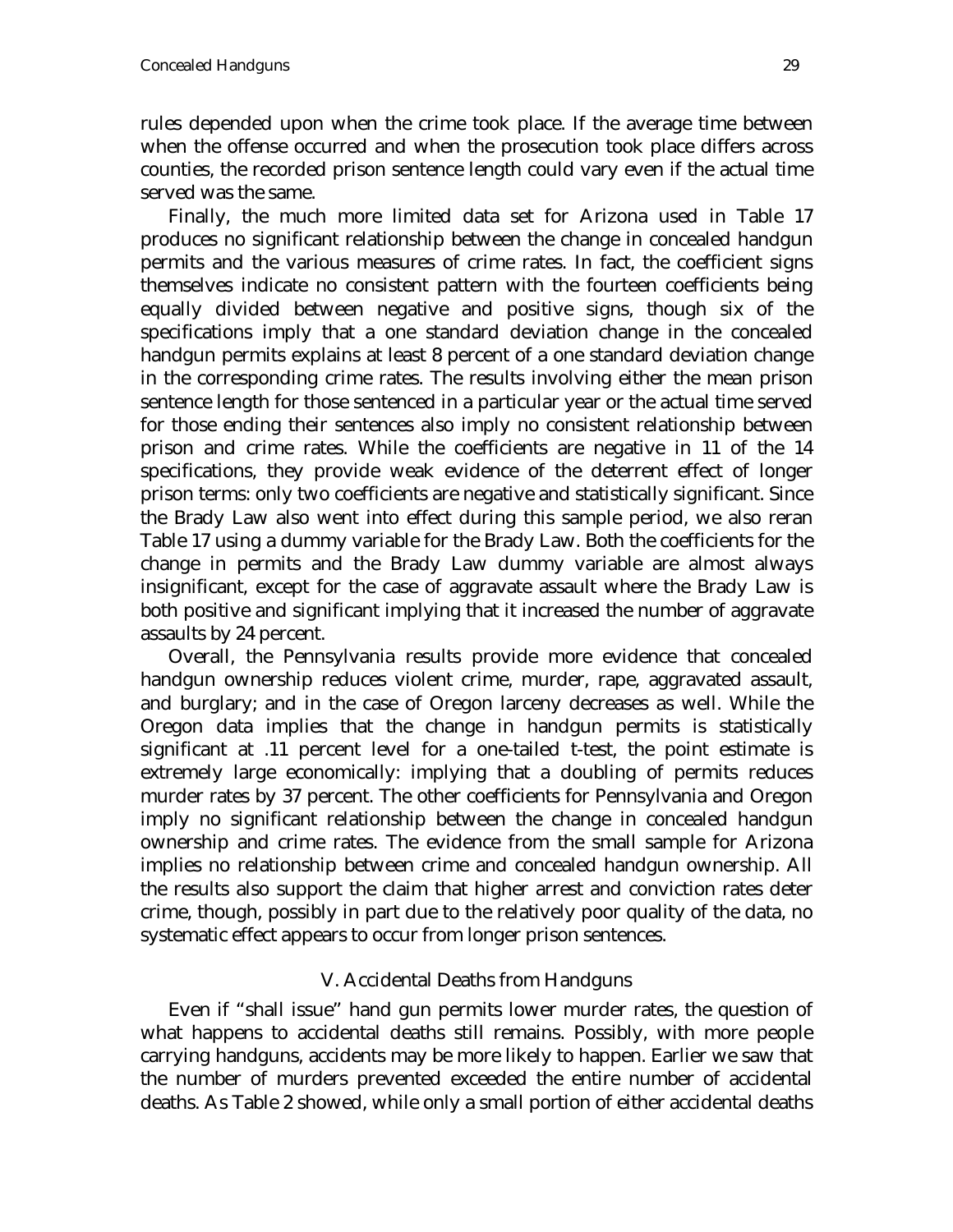rules depended upon when the crime took place. If the average time between when the offense occurred and when the prosecution took place differs across counties, the recorded prison sentence length could vary even if the actual time served was the same.

Finally, the much more limited data set for Arizona used in Table 17 produces no significant relationship between the change in concealed handgun permits and the various measures of crime rates. In fact, the coefficient signs themselves indicate no consistent pattern with the fourteen coefficients being equally divided between negative and positive signs, though six of the specifications imply that a one standard deviation change in the concealed handgun permits explains at least 8 percent of a one standard deviation change in the corresponding crime rates. The results involving either the mean prison sentence length for those sentenced in a particular year or the actual time served for those ending their sentences also imply no consistent relationship between prison and crime rates. While the coefficients are negative in 11 of the 14 specifications, they provide weak evidence of the deterrent effect of longer prison terms: only two coefficients are negative and statistically significant. Since the Brady Law also went into effect during this sample period, we also reran Table 17 using a dummy variable for the Brady Law. Both the coefficients for the change in permits and the Brady Law dummy variable are almost always insignificant, except for the case of aggravate assault where the Brady Law is both positive and significant implying that it increased the number of aggravate assaults by 24 percent.

Overall, the Pennsylvania results provide more evidence that concealed handgun ownership reduces violent crime, murder, rape, aggravated assault, and burglary; and in the case of Oregon larceny decreases as well. While the Oregon data implies that the change in handgun permits is statistically significant at .11 percent level for a one-tailed t-test, the point estimate is extremely large economically: implying that a doubling of permits reduces murder rates by 37 percent. The other coefficients for Pennsylvania and Oregon imply no significant relationship between the change in concealed handgun ownership and crime rates. The evidence from the small sample for Arizona implies no relationship between crime and concealed handgun ownership. All the results also support the claim that higher arrest and conviction rates deter crime, though, possibly in part due to the relatively poor quality of the data, no systematic effect appears to occur from longer prison sentences.

## V. Accidental Deaths from Handguns

Even if "shall issue" hand gun permits lower murder rates, the question of what happens to accidental deaths still remains. Possibly, with more people carrying handguns, accidents may be more likely to happen. Earlier we saw that the number of murders prevented exceeded the entire number of accidental deaths. As Table 2 showed, while only a small portion of either accidental deaths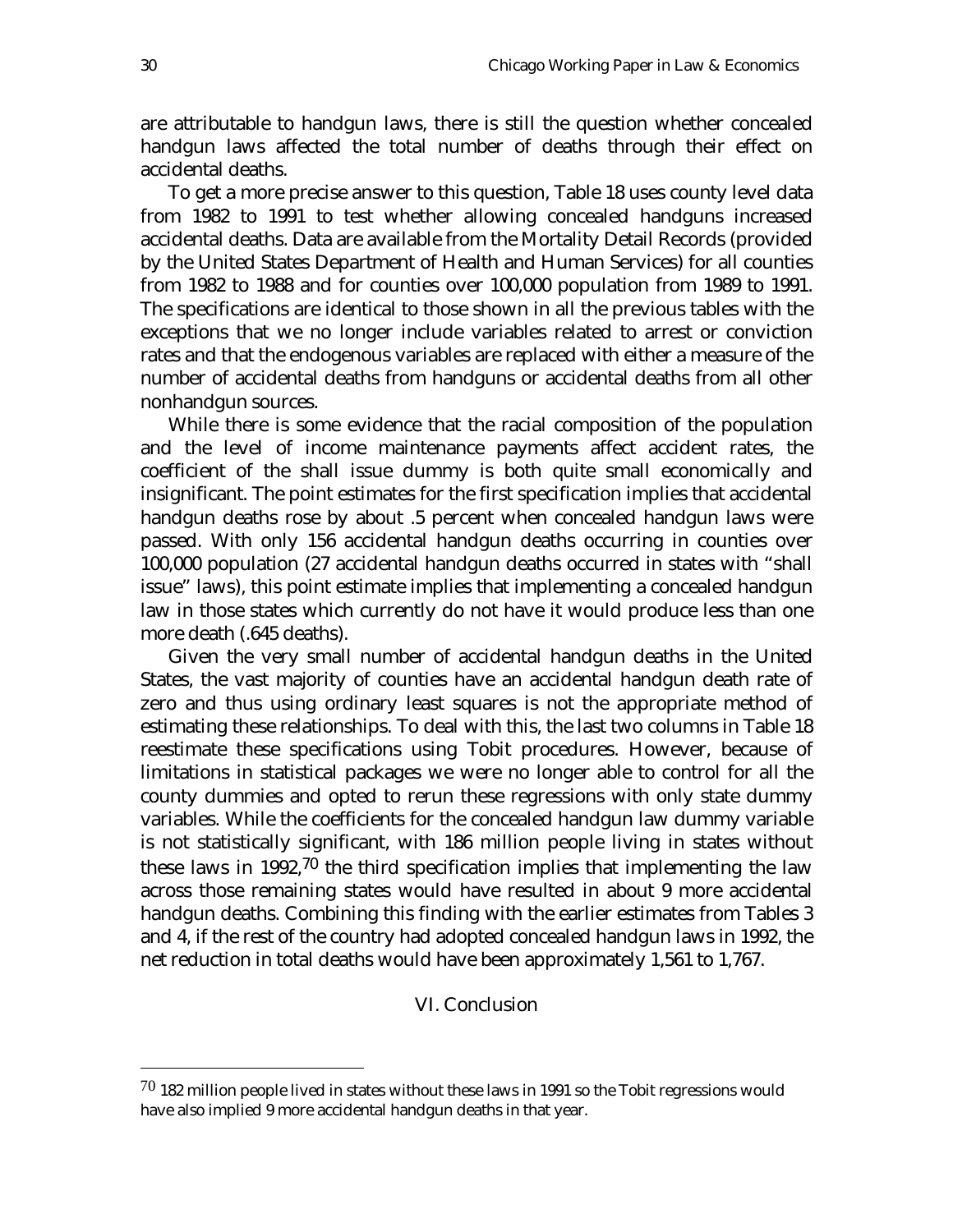are attributable to handgun laws, there is still the question whether concealed handgun laws affected the total number of deaths through their effect on accidental deaths.

To get a more precise answer to this question, Table 18 uses county level data from 1982 to 1991 to test whether allowing concealed handguns increased accidental deaths. Data are available from the Mortality Detail Records (provided by the United States Department of Health and Human Services) for all counties from 1982 to 1988 and for counties over 100,000 population from 1989 to 1991. The specifications are identical to those shown in all the previous tables with the exceptions that we no longer include variables related to arrest or conviction rates and that the endogenous variables are replaced with either a measure of the number of accidental deaths from handguns or accidental deaths from all other nonhandgun sources.

While there is some evidence that the racial composition of the population and the level of income maintenance payments affect accident rates, the coefficient of the shall issue dummy is both quite small economically and insignificant. The point estimates for the first specification implies that accidental handgun deaths rose by about .5 percent when concealed handgun laws were passed. With only 156 accidental handgun deaths occurring in counties over 100,000 population (27 accidental handgun deaths occurred in states with "shall issue" laws), this point estimate implies that implementing a concealed handgun law in those states which currently do not have it would produce less than one more death (.645 deaths).

Given the very small number of accidental handgun deaths in the United States, the vast majority of counties have an accidental handgun death rate of zero and thus using ordinary least squares is not the appropriate method of estimating these relationships. To deal with this, the last two columns in Table 18 reestimate these specifications using Tobit procedures. However, because of limitations in statistical packages we were no longer able to control for all the county dummies and opted to rerun these regressions with only state dummy variables. While the coefficients for the concealed handgun law dummy variable is not statistically significant, with 186 million people living in states without these laws in 1992,[70] the third specification implies that implementing the law across those remaining states would have resulted in about 9 more accidental handgun deaths. Combining this finding with the earlier estimates from Tables 3 and 4, if the rest of the country had adopted concealed handgun laws in 1992, the net reduction in total deaths would have been approximately 1,561 to 1,767.

## VI. Conclusion

[70] 182 million people lived in states without these laws in 1991 so the Tobit regressions would have also implied 9 more accidental handgun deaths in that year.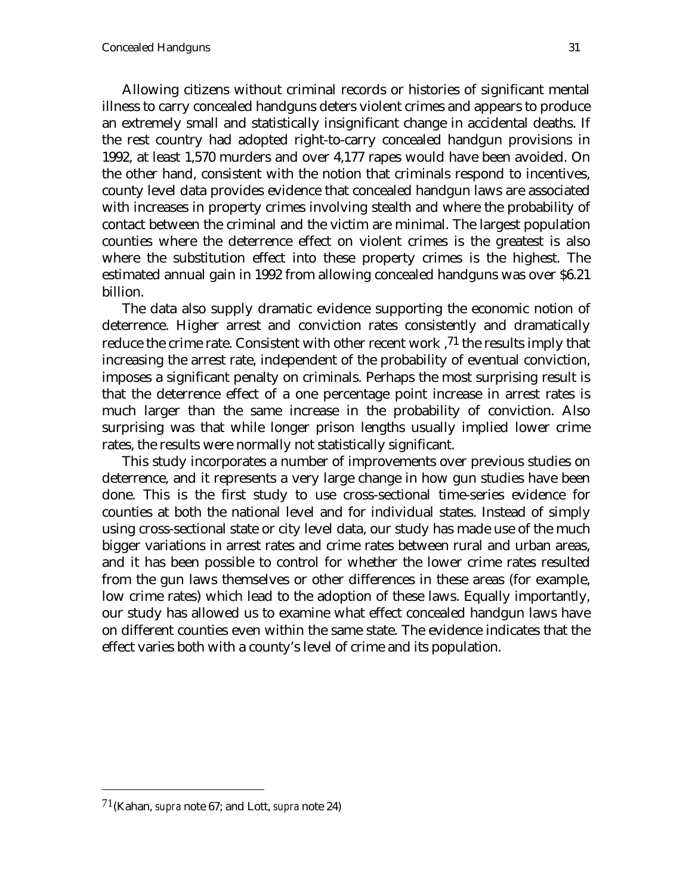Allowing citizens without criminal records or histories of significant mental illness to carry concealed handguns deters violent crimes and appears to produce an extremely small and statistically insignificant change in accidental deaths. If the rest country had adopted right-to-carry concealed handgun provisions in 1992, at least 1,570 murders and over 4,177 rapes would have been avoided. On the other hand, consistent with the notion that criminals respond to incentives, county level data provides evidence that concealed handgun laws are associated with increases in property crimes involving stealth and where the probability of contact between the criminal and the victim are minimal. The largest population counties where the deterrence effect on violent crimes is the greatest is also where the substitution effect into these property crimes is the highest. The estimated annual gain in 1992 from allowing concealed handguns was over $6.21 billion.

The data also supply dramatic evidence supporting the economic notion of deterrence. Higher arrest and conviction rates consistently and dramatically reduce the crime rate. Consistent with other recent work ,[71] the results imply that increasing the arrest rate, independent of the probability of eventual conviction, imposes a significant penalty on criminals. Perhaps the most surprising result is that the deterrence effect of a one percentage point increase in arrest rates is much larger than the same increase in the probability of conviction. Also surprising was that while longer prison lengths usually implied lower crime rates, the results were normally not statistically significant.

This study incorporates a number of improvements over previous studies on deterrence, and it represents a very large change in how gun studies have been done. This is the first study to use cross-sectional time-series evidence for counties at both the national level and for individual states. Instead of simply using cross-sectional state or city level data, our study has made use of the much bigger variations in arrest rates and crime rates between rural and urban areas, and it has been possible to control for whether the lower crime rates resulted from the gun laws themselves or other differences in these areas (for example, low crime rates) which lead to the adoption of these laws. Equally importantly, our study has allowed us to examine what effect concealed handgun laws have on different counties even within the same state. The evidence indicates that the effect varies both with a county's level of crime and its population.

---

[71] (Kahan, *supra* note 67; and Lott, *supra* note 24)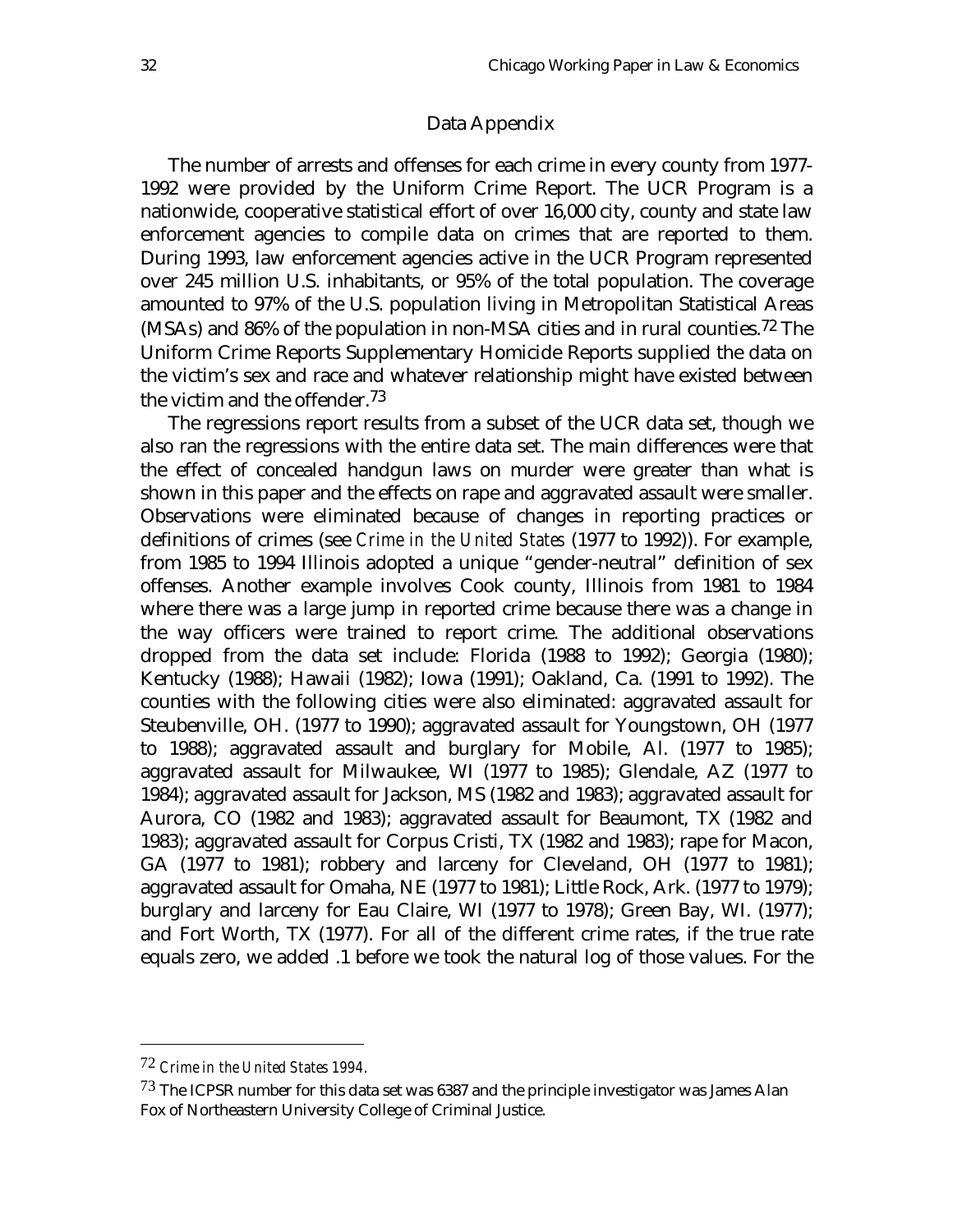## Data Appendix

The number of arrests and offenses for each crime in every county from 1977-1992 were provided by the Uniform Crime Report. The UCR Program is a nationwide, cooperative statistical effort of over 16,000 city, county and state law enforcement agencies to compile data on crimes that are reported to them. During 1993, law enforcement agencies active in the UCR Program represented over 245 million U.S. inhabitants, or 95% of the total population. The coverage amounted to 97% of the U.S. population living in Metropolitan Statistical Areas (MSAs) and 86% of the population in non-MSA cities and in rural counties.[72] The Uniform Crime Reports Supplementary Homicide Reports supplied the data on the victim's sex and race and whatever relationship might have existed between the victim and the offender.[73]

The regressions report results from a subset of the UCR data set, though we also ran the regressions with the entire data set. The main differences were that the effect of concealed handgun laws on murder were greater than what is shown in this paper and the effects on rape and aggravated assault were smaller. Observations were eliminated because of changes in reporting practices or definitions of crimes (see *Crime in the United States* (1977 to 1992)). For example, from 1985 to 1994 Illinois adopted a unique "gender-neutral" definition of sex offenses. Another example involves Cook county, Illinois from 1981 to 1984 where there was a large jump in reported crime because there was a change in the way officers were trained to report crime. The additional observations dropped from the data set include: Florida (1988 to 1992); Georgia (1980); Kentucky (1988); Hawaii (1982); Iowa (1991); Oakland, Ca. (1991 to 1992). The counties with the following cities were also eliminated: aggravated assault for Steubenville, OH. (1977 to 1990); aggravated assault for Youngstown, OH (1977 to 1988); aggravated assault and burglary for Mobile, Al. (1977 to 1985); aggravated assault for Milwaukee, WI (1977 to 1985); Glendale, AZ (1977 to 1984); aggravated assault for Jackson, MS (1982 and 1983); aggravated assault for Aurora, CO (1982 and 1983); aggravated assault for Beaumont, TX (1982 and 1983); aggravated assault for Corpus Cristi, TX (1982 and 1983); rape for Macon, GA (1977 to 1981); robbery and larceny for Cleveland, OH (1977 to 1981); aggravated assault for Omaha, NE (1977 to 1981); Little Rock, Ark. (1977 to 1979); burglary and larceny for Eau Claire, WI (1977 to 1978); Green Bay, WI. (1977); and Fort Worth, TX (1977). For all of the different crime rates, if the true rate equals zero, we added .1 before we took the natural log of those values. For the

---

[72] *Crime in the United States 1994*.

[73] The ICPSR number for this data set was 6387 and the principle investigator was James Alan Fox of Northeastern University College of Criminal Justice.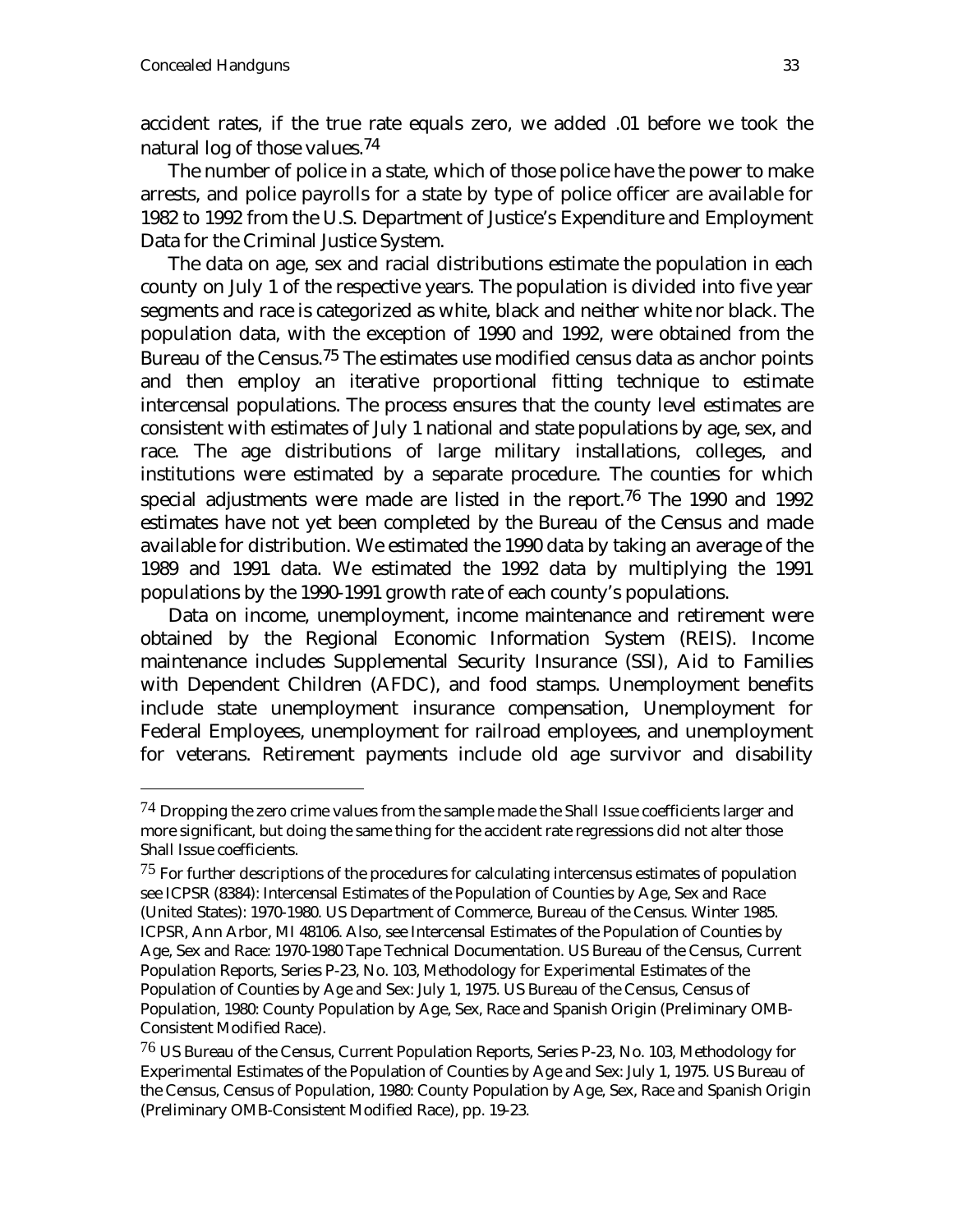accident rates, if the true rate equals zero, we added .01 before we took the natural log of those values.[74]

The number of police in a state, which of those police have the power to make arrests, and police payrolls for a state by type of police officer are available for 1982 to 1992 from the U.S. Department of Justice's Expenditure and Employment Data for the Criminal Justice System.

The data on age, sex and racial distributions estimate the population in each county on July 1 of the respective years. The population is divided into five year segments and race is categorized as white, black and neither white nor black. The population data, with the exception of 1990 and 1992, were obtained from the Bureau of the Census.[75] The estimates use modified census data as anchor points and then employ an iterative proportional fitting technique to estimate intercensal populations. The process ensures that the county level estimates are consistent with estimates of July 1 national and state populations by age, sex, and race. The age distributions of large military installations, colleges, and institutions were estimated by a separate procedure. The counties for which special adjustments were made are listed in the report.[76] The 1990 and 1992 estimates have not yet been completed by the Bureau of the Census and made available for distribution. We estimated the 1990 data by taking an average of the 1989 and 1991 data. We estimated the 1992 data by multiplying the 1991 populations by the 1990-1991 growth rate of each county's populations.

Data on income, unemployment, income maintenance and retirement were obtained by the Regional Economic Information System (REIS). Income maintenance includes Supplemental Security Insurance (SSI), Aid to Families with Dependent Children (AFDC), and food stamps. Unemployment benefits include state unemployment insurance compensation, Unemployment for Federal Employees, unemployment for railroad employees, and unemployment for veterans. Retirement payments include old age survivor and disability

---

[74] Dropping the zero crime values from the sample made the Shall Issue coefficients larger and more significant, but doing the same thing for the accident rate regressions did not alter those Shall Issue coefficients.

[75] For further descriptions of the procedures for calculating intercensus estimates of population see ICPSR (8384): Intercensal Estimates of the Population of Counties by Age, Sex and Race (United States): 1970-1980. US Department of Commerce, Bureau of the Census. Winter 1985. ICPSR, Ann Arbor, MI 48106. Also, see Intercensal Estimates of the Population of Counties by Age, Sex and Race: 1970-1980 Tape Technical Documentation. US Bureau of the Census, Current Population Reports, Series P-23, No. 103, Methodology for Experimental Estimates of the Population of Counties by Age and Sex: July 1, 1975. US Bureau of the Census, Census of Population, 1980: County Population by Age, Sex, Race and Spanish Origin (Preliminary OMB-Consistent Modified Race).

[76] US Bureau of the Census, Current Population Reports, Series P-23, No. 103, Methodology for Experimental Estimates of the Population of Counties by Age and Sex: July 1, 1975. US Bureau of the Census, Census of Population, 1980: County Population by Age, Sex, Race and Spanish Origin (Preliminary OMB-Consistent Modified Race), pp. 19-23.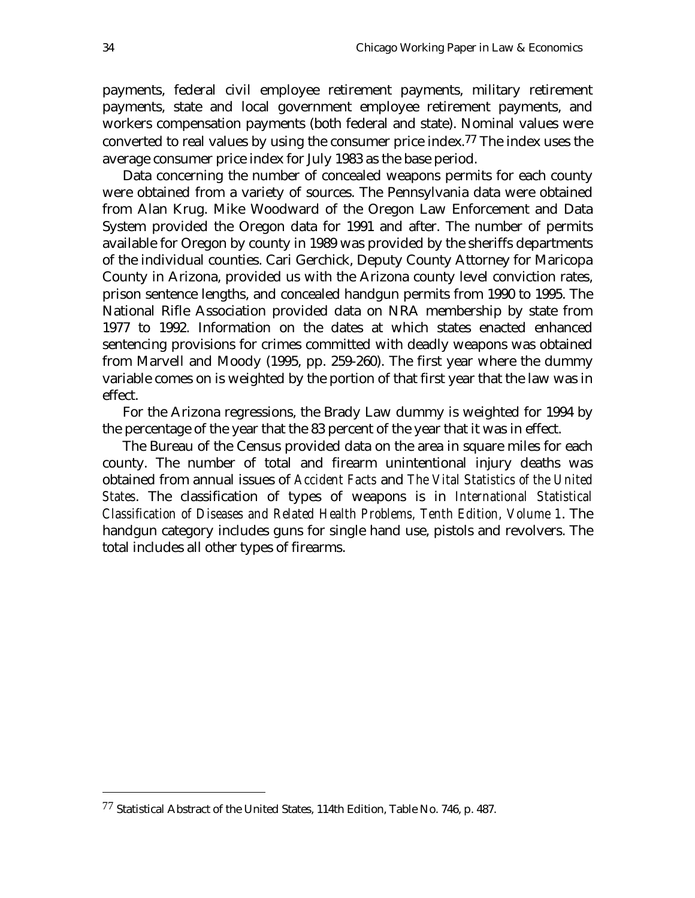payments, federal civil employee retirement payments, military retirement payments, state and local government employee retirement payments, and workers compensation payments (both federal and state). Nominal values were converted to real values by using the consumer price index.[77] The index uses the average consumer price index for July 1983 as the base period.

Data concerning the number of concealed weapons permits for each county were obtained from a variety of sources. The Pennsylvania data were obtained from Alan Krug. Mike Woodward of the Oregon Law Enforcement and Data System provided the Oregon data for 1991 and after. The number of permits available for Oregon by county in 1989 was provided by the sheriffs departments of the individual counties. Cari Gerchick, Deputy County Attorney for Maricopa County in Arizona, provided us with the Arizona county level conviction rates, prison sentence lengths, and concealed handgun permits from 1990 to 1995. The National Rifle Association provided data on NRA membership by state from 1977 to 1992. Information on the dates at which states enacted enhanced sentencing provisions for crimes committed with deadly weapons was obtained from Marvell and Moody (1995, pp. 259-260). The first year where the dummy variable comes on is weighted by the portion of that first year that the law was in effect.

For the Arizona regressions, the Brady Law dummy is weighted for 1994 by the percentage of the year that the 83 percent of the year that it was in effect.

The Bureau of the Census provided data on the area in square miles for each county. The number of total and firearm unintentional injury deaths was obtained from annual issues of *Accident Facts* and *The Vital Statistics of the United States*. The classification of types of weapons is in *International Statistical Classification of Diseases and Related Health Problems, Tenth Edition, Volume 1*. The handgun category includes guns for single hand use, pistols and revolvers. The total includes all other types of firearms.

---

[77] Statistical Abstract of the United States, 114th Edition, Table No. 746, p. 487.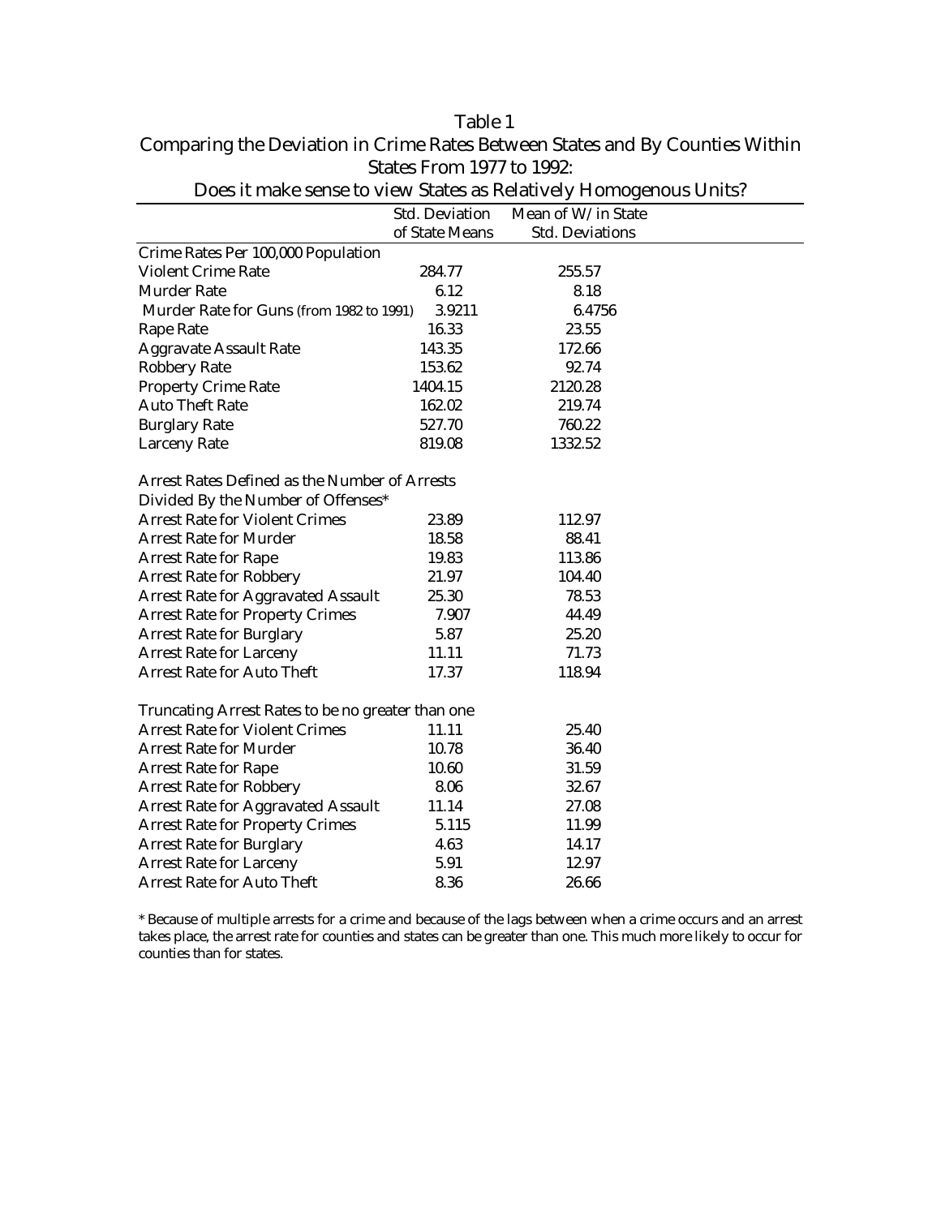# Table 1

## Comparing the Deviation in Crime Rates Between States and By Counties Within States From 1977 to 1992: Does it make sense to view States as Relatively Homogenous Units?

| | Std. Deviation of State Means | Mean of W/in State Std. Deviations |
|---|---|---|
| Crime Rates Per 100,000 Population | | |
| Violent Crime Rate | 284.77 | 255.57 |
| Murder Rate | 6.12 | 8.18 |
| Murder Rate for Guns (from 1982 to 1991) | 3.9211 | 6.4756 |
| Rape Rate | 16.33 | 23.55 |
| Aggravate Assault Rate | 143.35 | 172.66 |
| Robbery Rate | 153.62 | 92.74 |
| Property Crime Rate | 1404.15 | 2120.28 |
| Auto Theft Rate | 162.02 | 219.74 |
| Burglary Rate | 527.70 | 760.22 |
| Larceny Rate | 819.08 | 1332.52 |
| Arrest Rates Defined as the Number of Arrests Divided By the Number of Offenses* | | |
| Arrest Rate for Violent Crimes | 23.89 | 112.97 |
| Arrest Rate for Murder | 18.58 | 88.41 |
| Arrest Rate for Rape | 19.83 | 113.86 |
| Arrest Rate for Robbery | 21.97 | 104.40 |
| Arrest Rate for Aggravated Assault | 25.30 | 78.53 |
| Arrest Rate for Property Crimes | 7.907 | 44.49 |
| Arrest Rate for Burglary | 5.87 | 25.20 |
| Arrest Rate for Larceny | 11.11 | 71.73 |
| Arrest Rate for Auto Theft | 17.37 | 118.94 |
| Truncating Arrest Rates to be no greater than one | | |
| Arrest Rate for Violent Crimes | 11.11 | 25.40 |
| Arrest Rate for Murder | 10.78 | 36.40 |
| Arrest Rate for Rape | 10.60 | 31.59 |
| Arrest Rate for Robbery | 8.06 | 32.67 |
| Arrest Rate for Aggravated Assault | 11.14 | 27.08 |
| Arrest Rate for Property Crimes | 5.115 | 11.99 |
| Arrest Rate for Burglary | 4.63 | 14.17 |
| Arrest Rate for Larceny | 5.91 | 12.97 |
| Arrest Rate for Auto Theft | 8.36 | 26.66 |

* Because of multiple arrests for a crime and because of the lags between when a crime occurs and an arrest takes place, the arrest rate for counties and states can be greater than one. This much more likely to occur for counties than for states.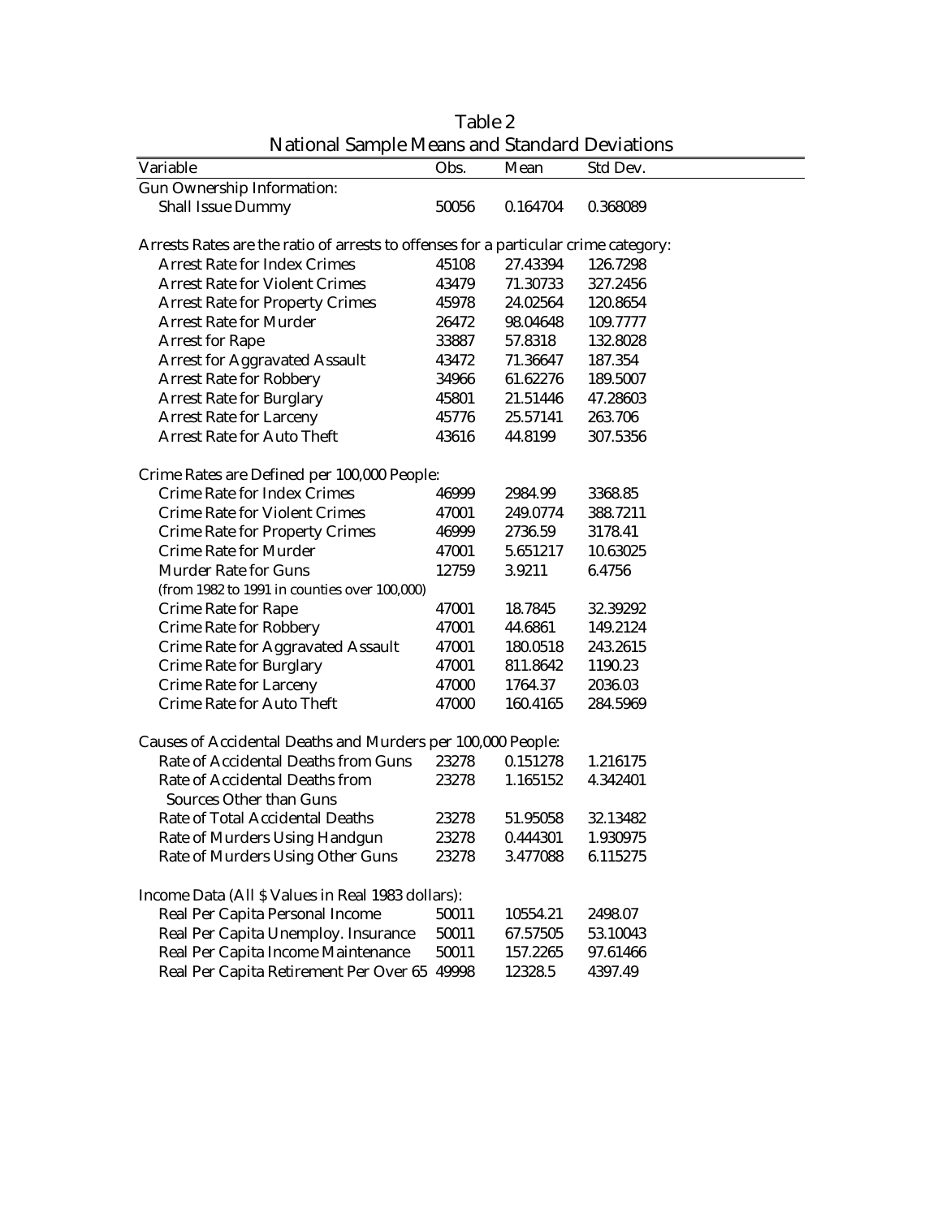# Table 2

## National Sample Means and Standard Deviations

| Variable | Obs. | Mean | Std Dev. |
|---|---|---|---|
| Gun Ownership Information: | | | |
| Shall Issue Dummy | 50056 | 0.164704 | 0.368089 |
| Arrests Rates are the ratio of arrests to offenses for a particular crime category: | | | |
| Arrest Rate for Index Crimes | 45108 | 27.43394 | 126.7298 |
| Arrest Rate for Violent Crimes | 43479 | 71.30733 | 327.2456 |
| Arrest Rate for Property Crimes | 45978 | 24.02564 | 120.8654 |
| Arrest Rate for Murder | 26472 | 98.04648 | 109.7777 |
| Arrest for Rape | 33887 | 57.8318 | 132.8028 |
| Arrest for Aggravated Assault | 43472 | 71.36647 | 187.354 |
| Arrest Rate for Robbery | 34966 | 61.62276 | 189.5007 |
| Arrest Rate for Burglary | 45801 | 21.51446 | 47.28603 |
| Arrest Rate for Larceny | 45776 | 25.57141 | 263.706 |
| Arrest Rate for Auto Theft | 43616 | 44.8199 | 307.5356 |
| Crime Rates are Defined per 100,000 People: | | | |
| Crime Rate for Index Crimes | 46999 | 2984.99 | 3368.85 |
| Crime Rate for Violent Crimes | 47001 | 249.0774 | 388.7211 |
| Crime Rate for Property Crimes | 46999 | 2736.59 | 3178.41 |
| Crime Rate for Murder | 47001 | 5.651217 | 10.63025 |
| Murder Rate for Guns (from 1982 to 1991 in counties over 100,000) | 12759 | 3.9211 | 6.4756 |
| Crime Rate for Rape | 47001 | 18.7845 | 32.39292 |
| Crime Rate for Robbery | 47001 | 44.6861 | 149.2124 |
| Crime Rate for Aggravated Assault | 47001 | 180.0518 | 243.2615 |
| Crime Rate for Burglary | 47001 | 811.8642 | 1190.23 |
| Crime Rate for Larceny | 47000 | 1764.37 | 2036.03 |
| Crime Rate for Auto Theft | 47000 | 160.4165 | 284.5969 |
| Causes of Accidental Deaths and Murders per 100,000 People: | | | |
| Rate of Accidental Deaths from Guns | 23278 | 0.151278 | 1.216175 |
| Rate of Accidental Deaths from Sources Other than Guns | 23278 | 1.165152 | 4.342401 |
| Rate of Total Accidental Deaths | 23278 | 51.95058 | 32.13482 |
| Rate of Murders Using Handgun | 23278 | 0.444301 | 1.930975 |
| Rate of Murders Using Other Guns | 23278 | 3.477088 | 6.115275 |
| Income Data (All $ Values in Real 1983 dollars): | | | |
| Real Per Capita Personal Income | 50011 | 10554.21 | 2498.07 |
| Real Per Capita Unemploy. Insurance | 50011 | 67.57505 | 53.10043 |
| Real Per Capita Income Maintenance | 50011 | 157.2265 | 97.61466 |
| Real Per Capita Retirement Per Over 65 | 49998 | 12328.5 | 4397.49 |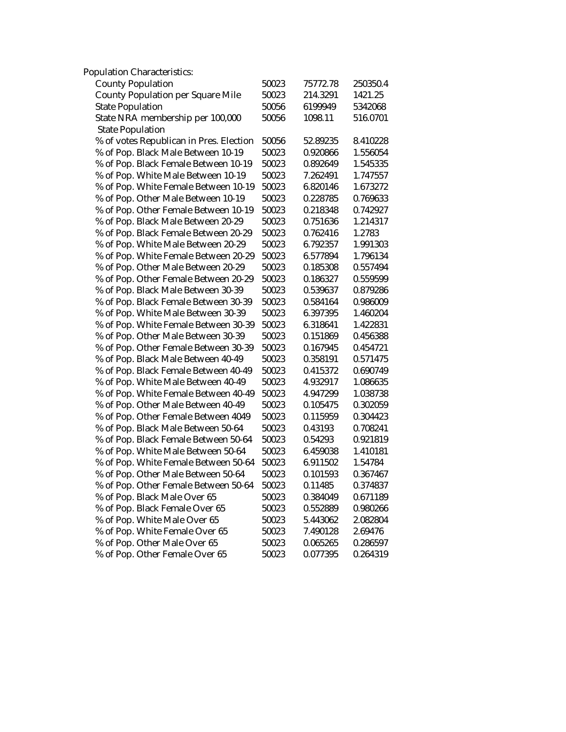| Population Characteristics: | | | |
|---|---|---|---|
| County Population | 50023 | 75772.78 | 250350.4 |
| County Population per Square Mile | 50023 | 214.3291 | 1421.25 |
| State Population | 50056 | 6199949 | 5342068 |
| State NRA membership per 100,000 State Population | 50056 | 1098.11 | 516.0701 |
| % of votes Republican in Pres. Election | 50056 | 52.89235 | 8.410228 |
| % of Pop. Black Male Between 10-19 | 50023 | 0.920866 | 1.556054 |
| % of Pop. Black Female Between 10-19 | 50023 | 0.892649 | 1.545335 |
| % of Pop. White Male Between 10-19 | 50023 | 7.262491 | 1.747557 |
| % of Pop. White Female Between 10-19 | 50023 | 6.820146 | 1.673272 |
| % of Pop. Other Male Between 10-19 | 50023 | 0.228785 | 0.769633 |
| % of Pop. Other Female Between 10-19 | 50023 | 0.218348 | 0.742927 |
| % of Pop. Black Male Between 20-29 | 50023 | 0.751636 | 1.214317 |
| % of Pop. Black Female Between 20-29 | 50023 | 0.762416 | 1.2783 |
| % of Pop. White Male Between 20-29 | 50023 | 6.792357 | 1.991303 |
| % of Pop. White Female Between 20-29 | 50023 | 6.577894 | 1.796134 |
| % of Pop. Other Male Between 20-29 | 50023 | 0.185308 | 0.557494 |
| % of Pop. Other Female Between 20-29 | 50023 | 0.186327 | 0.559599 |
| % of Pop. Black Male Between 30-39 | 50023 | 0.539637 | 0.879286 |
| % of Pop. Black Female Between 30-39 | 50023 | 0.584164 | 0.986009 |
| % of Pop. White Male Between 30-39 | 50023 | 6.397395 | 1.460204 |
| % of Pop. White Female Between 30-39 | 50023 | 6.318641 | 1.422831 |
| % of Pop. Other Male Between 30-39 | 50023 | 0.151869 | 0.456388 |
| % of Pop. Other Female Between 30-39 | 50023 | 0.167945 | 0.454721 |
| % of Pop. Black Male Between 40-49 | 50023 | 0.358191 | 0.571475 |
| % of Pop. Black Female Between 40-49 | 50023 | 0.415372 | 0.690749 |
| % of Pop. White Male Between 40-49 | 50023 | 4.932917 | 1.086635 |
| % of Pop. White Female Between 40-49 | 50023 | 4.947299 | 1.038738 |
| % of Pop. Other Male Between 40-49 | 50023 | 0.105475 | 0.302059 |
| % of Pop. Other Female Between 4049 | 50023 | 0.115959 | 0.304423 |
| % of Pop. Black Male Between 50-64 | 50023 | 0.43193 | 0.708241 |
| % of Pop. Black Female Between 50-64 | 50023 | 0.54293 | 0.921819 |
| % of Pop. White Male Between 50-64 | 50023 | 6.459038 | 1.410181 |
| % of Pop. White Female Between 50-64 | 50023 | 6.911502 | 1.54784 |
| % of Pop. Other Male Between 50-64 | 50023 | 0.101593 | 0.367467 |
| % of Pop. Other Female Between 50-64 | 50023 | 0.11485 | 0.374837 |
| % of Pop. Black Male Over 65 | 50023 | 0.384049 | 0.671189 |
| % of Pop. Black Female Over 65 | 50023 | 0.552889 | 0.980266 |
| % of Pop. White Male Over 65 | 50023 | 5.443062 | 2.082804 |
| % of Pop. White Female Over 65 | 50023 | 7.490128 | 2.69476 |
| % of Pop. Other Male Over 65 | 50023 | 0.065265 | 0.286597 |
| % of Pop. Other Female Over 65 | 50023 | 0.077395 | 0.264319 |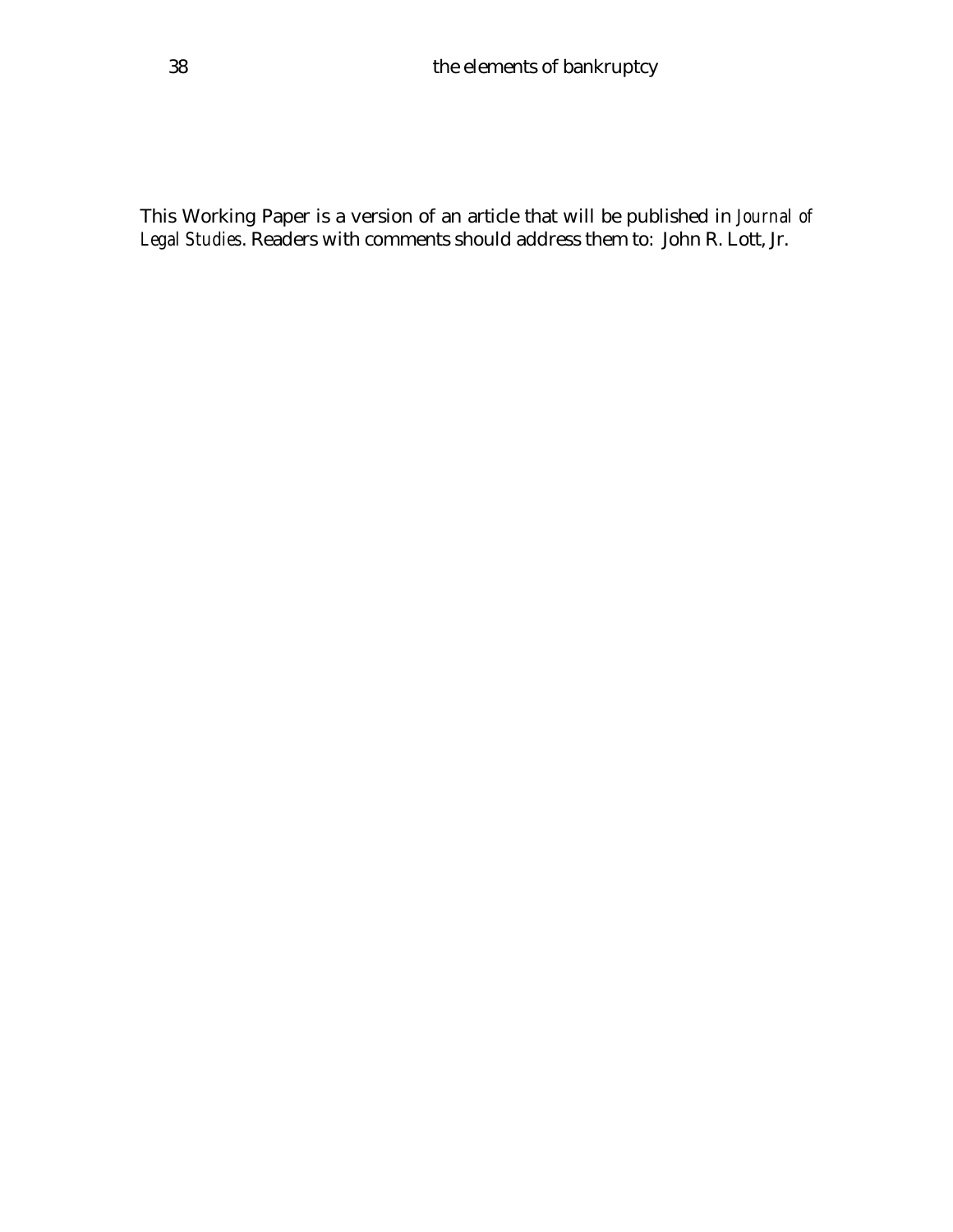This Working Paper is a version of an article that will be published in *Journal of Legal Studies*. Readers with comments should address them to: John R. Lott, Jr.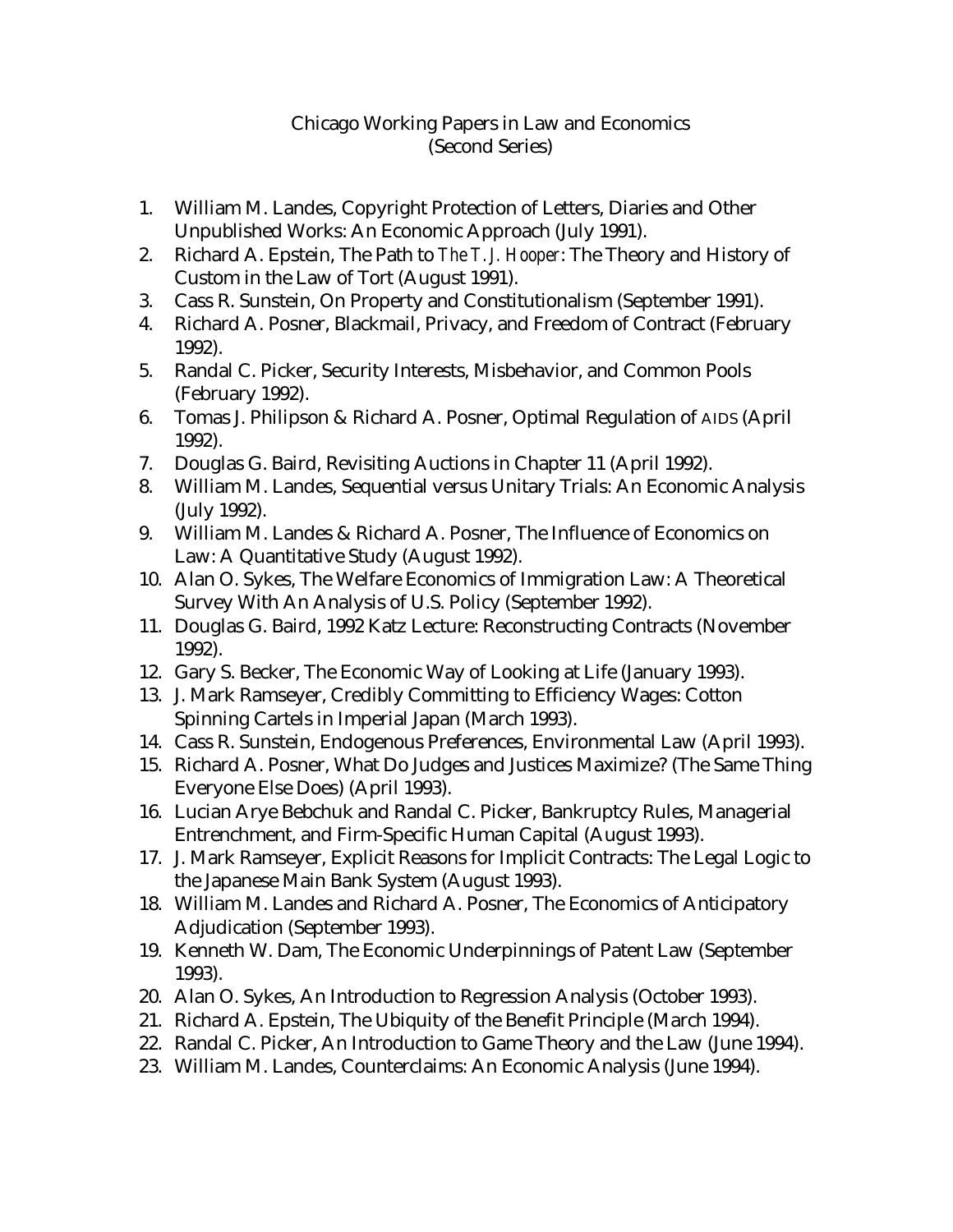# Chicago Working Papers in Law and Economics
(Second Series)

1. William M. Landes, Copyright Protection of Letters, Diaries and Other Unpublished Works: An Economic Approach (July 1991).
2. Richard A. Epstein, The Path to *The T. J. Hooper*: The Theory and History of Custom in the Law of Tort (August 1991).
3. Cass R. Sunstein, On Property and Constitutionalism (September 1991).
4. Richard A. Posner, Blackmail, Privacy, and Freedom of Contract (February 1992).
5. Randal C. Picker, Security Interests, Misbehavior, and Common Pools (February 1992).
6. Tomas J. Philipson & Richard A. Posner, Optimal Regulation of AIDS (April 1992).
7. Douglas G. Baird, Revisiting Auctions in Chapter 11 (April 1992).
8. William M. Landes, Sequential versus Unitary Trials: An Economic Analysis (July 1992).
9. William M. Landes & Richard A. Posner, The Influence of Economics on Law: A Quantitative Study (August 1992).
10. Alan O. Sykes, The Welfare Economics of Immigration Law: A Theoretical Survey With An Analysis of U.S. Policy (September 1992).
11. Douglas G. Baird, 1992 Katz Lecture: Reconstructing Contracts (November 1992).
12. Gary S. Becker, The Economic Way of Looking at Life (January 1993).
13. J. Mark Ramseyer, Credibly Committing to Efficiency Wages: Cotton Spinning Cartels in Imperial Japan (March 1993).
14. Cass R. Sunstein, Endogenous Preferences, Environmental Law (April 1993).
15. Richard A. Posner, What Do Judges and Justices Maximize? (The Same Thing Everyone Else Does) (April 1993).
16. Lucian Arye Bebchuk and Randal C. Picker, Bankruptcy Rules, Managerial Entrenchment, and Firm-Specific Human Capital (August 1993).
17. J. Mark Ramseyer, Explicit Reasons for Implicit Contracts: The Legal Logic to the Japanese Main Bank System (August 1993).
18. William M. Landes and Richard A. Posner, The Economics of Anticipatory Adjudication (September 1993).
19. Kenneth W. Dam, The Economic Underpinnings of Patent Law (September 1993).
20. Alan O. Sykes, An Introduction to Regression Analysis (October 1993).
21. Richard A. Epstein, The Ubiquity of the Benefit Principle (March 1994).
22. Randal C. Picker, An Introduction to Game Theory and the Law (June 1994).
23. William M. Landes, Counterclaims: An Economic Analysis (June 1994).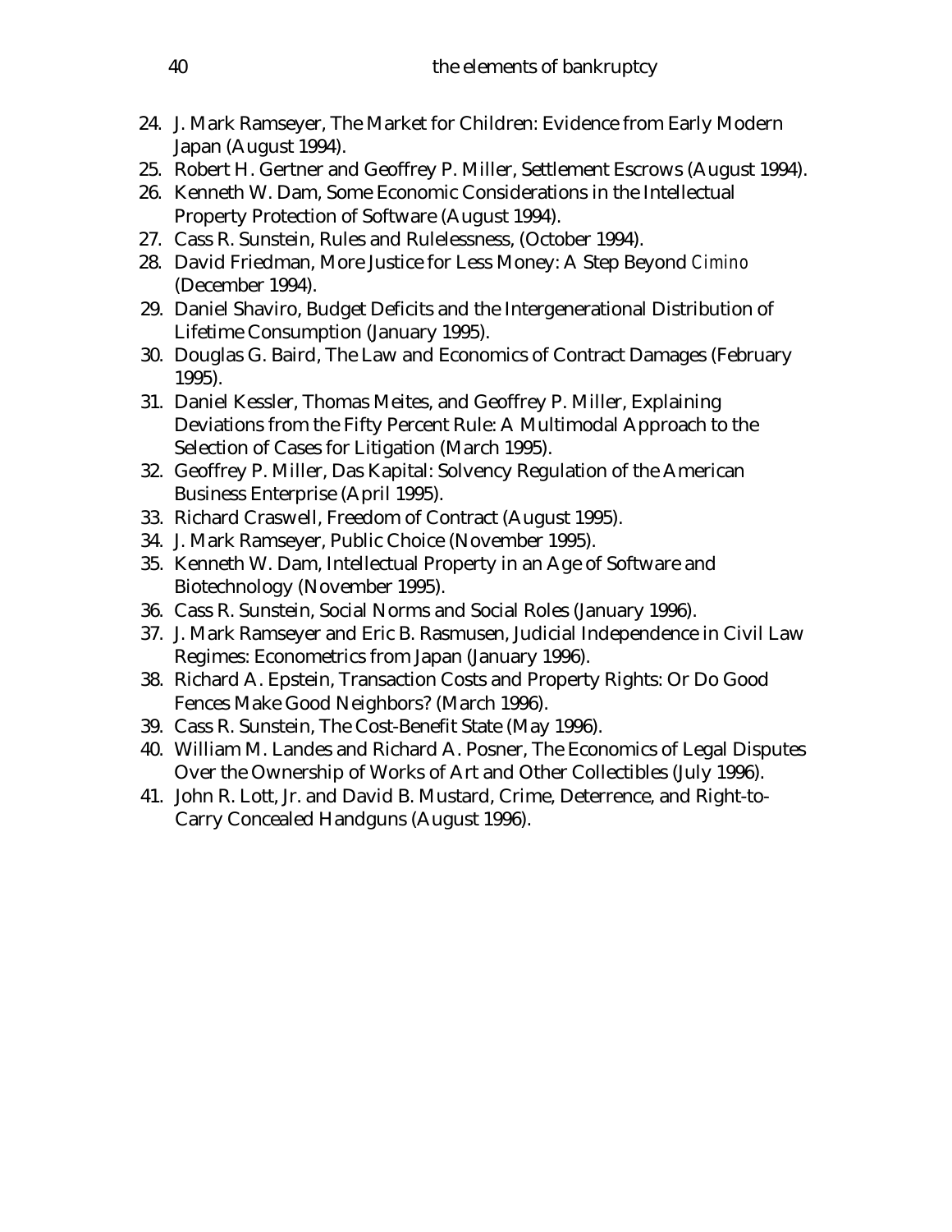24. J. Mark Ramseyer, The Market for Children: Evidence from Early Modern Japan (August 1994).
25. Robert H. Gertner and Geoffrey P. Miller, Settlement Escrows (August 1994).
26. Kenneth W. Dam, Some Economic Considerations in the Intellectual Property Protection of Software (August 1994).
27. Cass R. Sunstein, Rules and Rulelessness, (October 1994).
28. David Friedman, More Justice for Less Money: A Step Beyond *Cimino* (December 1994).
29. Daniel Shaviro, Budget Deficits and the Intergenerational Distribution of Lifetime Consumption (January 1995).
30. Douglas G. Baird, The Law and Economics of Contract Damages (February 1995).
31. Daniel Kessler, Thomas Meites, and Geoffrey P. Miller, Explaining Deviations from the Fifty Percent Rule: A Multimodal Approach to the Selection of Cases for Litigation (March 1995).
32. Geoffrey P. Miller, Das Kapital: Solvency Regulation of the American Business Enterprise (April 1995).
33. Richard Craswell, Freedom of Contract (August 1995).
34. J. Mark Ramseyer, Public Choice (November 1995).
35. Kenneth W. Dam, Intellectual Property in an Age of Software and Biotechnology (November 1995).
36. Cass R. Sunstein, Social Norms and Social Roles (January 1996).
37. J. Mark Ramseyer and Eric B. Rasmusen, Judicial Independence in Civil Law Regimes: Econometrics from Japan (January 1996).
38. Richard A. Epstein, Transaction Costs and Property Rights: Or Do Good Fences Make Good Neighbors? (March 1996).
39. Cass R. Sunstein, The Cost-Benefit State (May 1996).
40. William M. Landes and Richard A. Posner, The Economics of Legal Disputes Over the Ownership of Works of Art and Other Collectibles (July 1996).
41. John R. Lott, Jr. and David B. Mustard, Crime, Deterrence, and Right-to-Carry Concealed Handguns (August 1996).